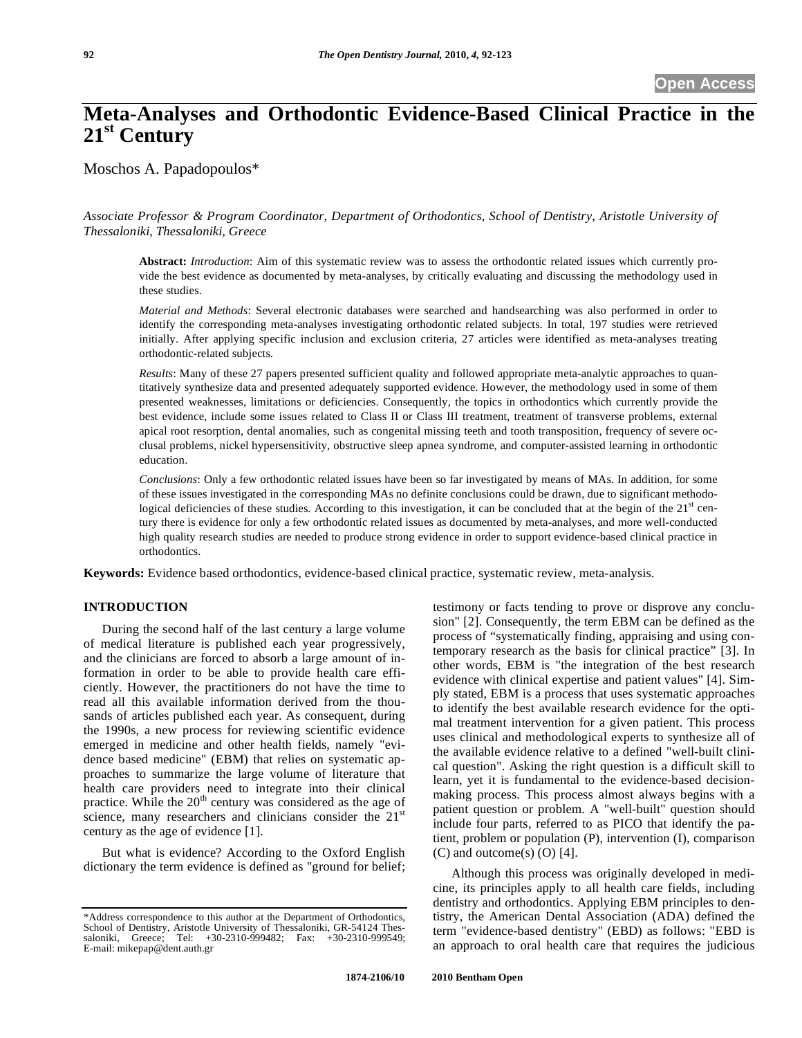Open Access

# Meta-Analyses and Orthodontic Evidence-Based Clinical Practice in the 21st Century

Moschos A. Papadopoulos*

*Associate Professor & Program Coordinator, Department of Orthodontics, School of Dentistry, Aristotle University of Thessaloniki, Thessaloniki, Greece*

**Abstract:** *Introduction*: Aim of this systematic review was to assess the orthodontic related issues which currently provide the best evidence as documented by meta-analyses, by critically evaluating and discussing the methodology used in these studies.

*Material and Methods*: Several electronic databases were searched and handsearching was also performed in order to identify the corresponding meta-analyses investigating orthodontic related subjects. In total, 197 studies were retrieved initially. After applying specific inclusion and exclusion criteria, 27 articles were identified as meta-analyses treating orthodontic-related subjects.

*Results*: Many of these 27 papers presented sufficient quality and followed appropriate meta-analytic approaches to quantitatively synthesize data and presented adequately supported evidence. However, the methodology used in some of them presented weaknesses, limitations or deficiencies. Consequently, the topics in orthodontics which currently provide the best evidence, include some issues related to Class II or Class III treatment, treatment of transverse problems, external apical root resorption, dental anomalies, such as congenital missing teeth and tooth transposition, frequency of severe occlusal problems, nickel hypersensitivity, obstructive sleep apnea syndrome, and computer-assisted learning in orthodontic education.

*Conclusions*: Only a few orthodontic related issues have been so far investigated by means of MAs. In addition, for some of these issues investigated in the corresponding MAs no definite conclusions could be drawn, due to significant methodological deficiencies of these studies. According to this investigation, it can be concluded that at the begin of the 21st century there is evidence for only a few orthodontic related issues as documented by meta-analyses, and more well-conducted high quality research studies are needed to produce strong evidence in order to support evidence-based clinical practice in orthodontics.

**Keywords:** Evidence based orthodontics, evidence-based clinical practice, systematic review, meta-analysis.

## INTRODUCTION

During the second half of the last century a large volume of medical literature is published each year progressively, and the clinicians are forced to absorb a large amount of information in order to be able to provide health care efficiently. However, the practitioners do not have the time to read all this available information derived from the thousands of articles published each year. As consequent, during the 1990s, a new process for reviewing scientific evidence emerged in medicine and other health fields, namely "evidence based medicine" (EBM) that relies on systematic approaches to summarize the large volume of literature that health care providers need to integrate into their clinical practice. While the 20th century was considered as the age of science, many researchers and clinicians consider the 21st century as the age of evidence [1].

But what is evidence? According to the Oxford English dictionary the term evidence is defined as "ground for belief; testimony or facts tending to prove or disprove any conclusion" [2]. Consequently, the term EBM can be defined as the process of “systematically finding, appraising and using contemporary research as the basis for clinical practice” [3]. In other words, EBM is "the integration of the best research evidence with clinical expertise and patient values" [4]. Simply stated, EBM is a process that uses systematic approaches to identify the best available research evidence for the optimal treatment intervention for a given patient. This process uses clinical and methodological experts to synthesize all of the available evidence relative to a defined "well-built clinical question". Asking the right question is a difficult skill to learn, yet it is fundamental to the evidence-based decision-making process. This process almost always begins with a patient question or problem. A "well-built" question should include four parts, referred to as PICO that identify the patient, problem or population (P), intervention (I), comparison (C) and outcome(s) (O) [4].

Although this process was originally developed in medicine, its principles apply to all health care fields, including dentistry and orthodontics. Applying EBM principles to dentistry, the American Dental Association (ADA) defined the term "evidence-based dentistry" (EBD) as follows: "EBD is an approach to oral health care that requires the judicious

*Address correspondence to this author at the Department of Orthodontics, School of Dentistry, Aristotle University of Thessaloniki, GR-54124 Thessaloniki, Greece; Tel: +30-2310-999482; Fax: +30-2310-999549; E-mail: mikepap@dent.auth.gr

1874-2106/10 2010 Bentham Open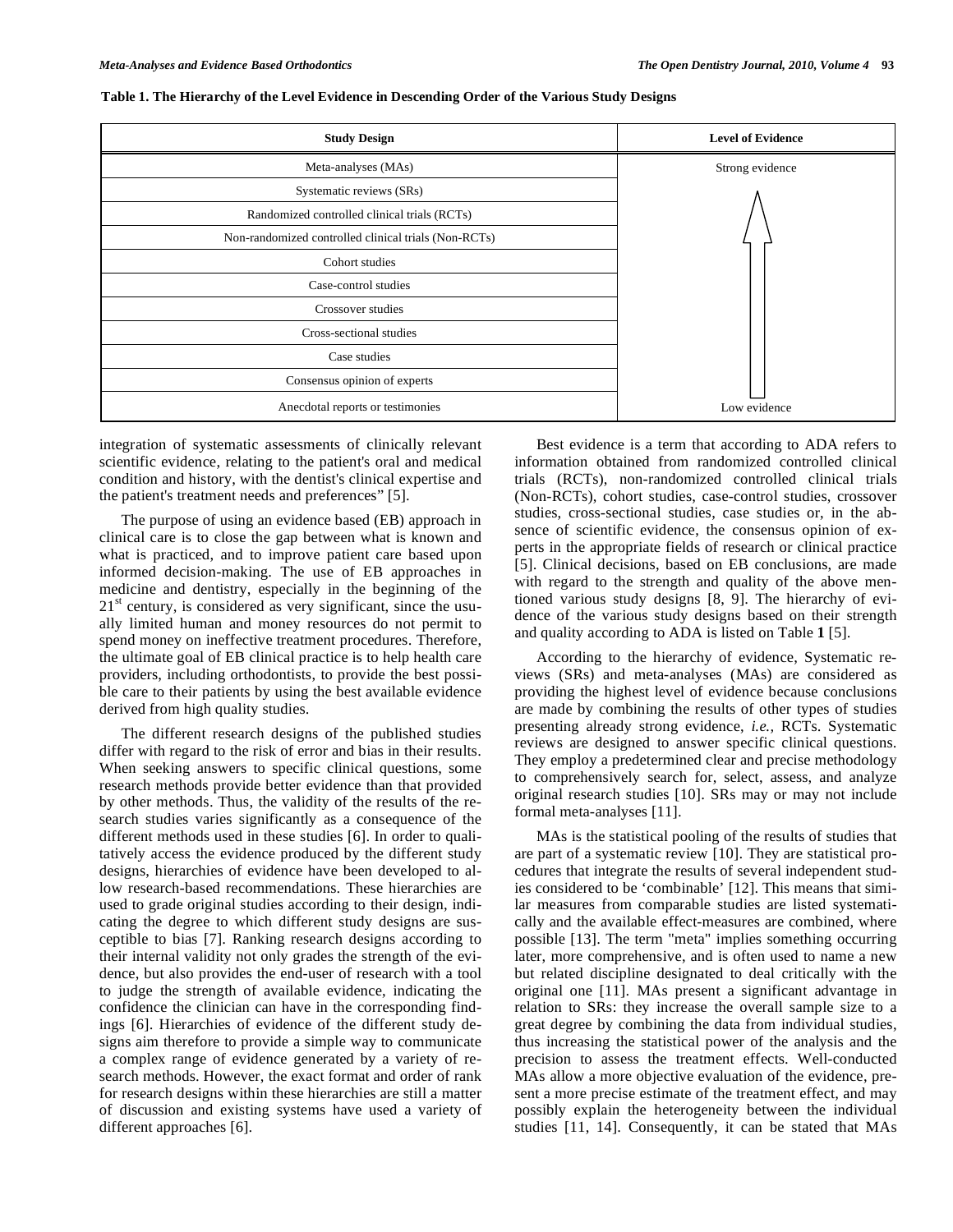**Table 1. The Hierarchy of the Level Evidence in Descending Order of the Various Study Designs**

| Study Design | Level of Evidence |
|---|---|
| Meta-analyses (MAs) | Strong evidence |
| Systematic reviews (SRs) | |
| Randomized controlled clinical trials (RCTs) | |
| Non-randomized controlled clinical trials (Non-RCTs) | |
| Cohort studies | |
| Case-control studies | |
| Crossover studies | |
| Cross-sectional studies | |
| Case studies | |
| Consensus opinion of experts | |
| Anecdotal reports or testimonies | Low evidence |

integration of systematic assessments of clinically relevant scientific evidence, relating to the patient's oral and medical condition and history, with the dentist's clinical expertise and the patient's treatment needs and preferences" [5].

The purpose of using an evidence based (EB) approach in clinical care is to close the gap between what is known and what is practiced, and to improve patient care based upon informed decision-making. The use of EB approaches in medicine and dentistry, especially in the beginning of the 21st century, is considered as very significant, since the usually limited human and money resources do not permit to spend money on ineffective treatment procedures. Therefore, the ultimate goal of EB clinical practice is to help health care providers, including orthodontists, to provide the best possible care to their patients by using the best available evidence derived from high quality studies.

The different research designs of the published studies differ with regard to the risk of error and bias in their results. When seeking answers to specific clinical questions, some research methods provide better evidence than that provided by other methods. Thus, the validity of the results of the research studies varies significantly as a consequence of the different methods used in these studies [6]. In order to qualitatively access the evidence produced by the different study designs, hierarchies of evidence have been developed to allow research-based recommendations. These hierarchies are used to grade original studies according to their design, indicating the degree to which different study designs are susceptible to bias [7]. Ranking research designs according to their internal validity not only grades the strength of the evidence, but also provides the end-user of research with a tool to judge the strength of available evidence, indicating the confidence the clinician can have in the corresponding findings [6]. Hierarchies of evidence of the different study designs aim therefore to provide a simple way to communicate a complex range of evidence generated by a variety of research methods. However, the exact format and order of rank for research designs within these hierarchies are still a matter of discussion and existing systems have used a variety of different approaches [6].

Best evidence is a term that according to ADA refers to information obtained from randomized controlled clinical trials (RCTs), non-randomized controlled clinical trials (Non-RCTs), cohort studies, case-control studies, crossover studies, cross-sectional studies, case studies or, in the absence of scientific evidence, the consensus opinion of experts in the appropriate fields of research or clinical practice [5]. Clinical decisions, based on EB conclusions, are made with regard to the strength and quality of the above mentioned various study designs [8, 9]. The hierarchy of evidence of the various study designs based on their strength and quality according to ADA is listed on Table **1** [5].

According to the hierarchy of evidence, Systematic reviews (SRs) and meta-analyses (MAs) are considered as providing the highest level of evidence because conclusions are made by combining the results of other types of studies presenting already strong evidence, *i.e.,* RCTs. Systematic reviews are designed to answer specific clinical questions. They employ a predetermined clear and precise methodology to comprehensively search for, select, assess, and analyze original research studies [10]. SRs may or may not include formal meta-analyses [11].

MAs is the statistical pooling of the results of studies that are part of a systematic review [10]. They are statistical procedures that integrate the results of several independent studies considered to be 'combinable' [12]. This means that similar measures from comparable studies are listed systematically and the available effect-measures are combined, where possible [13]. The term "meta" implies something occurring later, more comprehensive, and is often used to name a new but related discipline designated to deal critically with the original one [11]. MAs present a significant advantage in relation to SRs: they increase the overall sample size to a great degree by combining the data from individual studies, thus increasing the statistical power of the analysis and the precision to assess the treatment effects. Well-conducted MAs allow a more objective evaluation of the evidence, present a more precise estimate of the treatment effect, and may possibly explain the heterogeneity between the individual studies [11, 14]. Consequently, it can be stated that MAs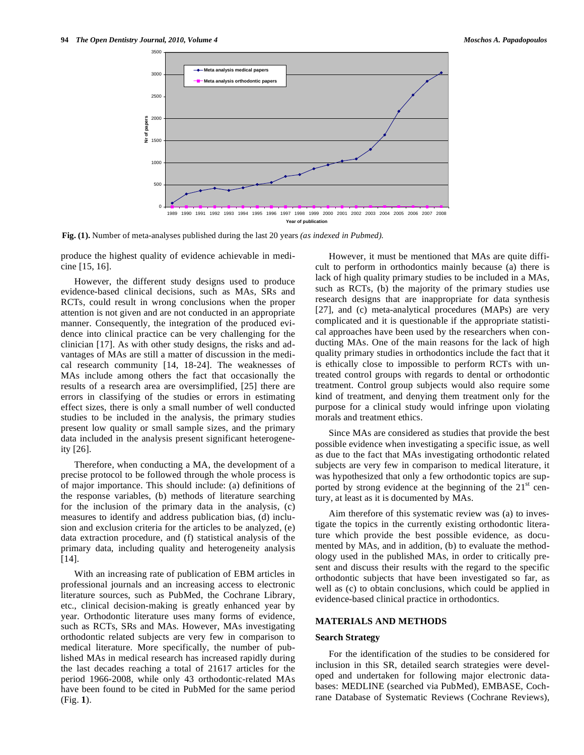3500

3000

2500

2000

1500

1000

500

0

Meta analysis medical papers

Meta analysis orthodontic papers

Nr of papers

1989 1990 1991 1992 1993 1994 1995 1996 1997 1998 1999 2000 2001 2002 2003 2004 2005 2006 2007 2008

Year of publication

**Fig. (1).** Number of meta-analyses published during the last 20 years *(as indexed in Pubmed).*

produce the highest quality of evidence achievable in medicine [15, 16].

However, the different study designs used to produce evidence-based clinical decisions, such as MAs, SRs and RCTs, could result in wrong conclusions when the proper attention is not given and are not conducted in an appropriate manner. Consequently, the integration of the produced evidence into clinical practice can be very challenging for the clinician [17]. As with other study designs, the risks and advantages of MAs are still a matter of discussion in the medical research community [14, 18-24]. The weaknesses of MAs include among others the fact that occasionally the results of a research area are oversimplified, [25] there are errors in classifying of the studies or errors in estimating effect sizes, there is only a small number of well conducted studies to be included in the analysis, the primary studies present low quality or small sample sizes, and the primary data included in the analysis present significant heterogeneity [26].

Therefore, when conducting a MA, the development of a precise protocol to be followed through the whole process is of major importance. This should include: (a) definitions of the response variables, (b) methods of literature searching for the inclusion of the primary data in the analysis, (c) measures to identify and address publication bias, (d) inclusion and exclusion criteria for the articles to be analyzed, (e) data extraction procedure, and (f) statistical analysis of the primary data, including quality and heterogeneity analysis [14].

With an increasing rate of publication of EBM articles in professional journals and an increasing access to electronic literature sources, such as PubMed, the Cochrane Library, etc., clinical decision-making is greatly enhanced year by year. Orthodontic literature uses many forms of evidence, such as RCTs, SRs and MAs. However, MAs investigating orthodontic related subjects are very few in comparison to medical literature. More specifically, the number of published MAs in medical research has increased rapidly during the last decades reaching a total of 21617 articles for the period 1966-2008, while only 43 orthodontic-related MAs have been found to be cited in PubMed for the same period (Fig. **1**).

However, it must be mentioned that MAs are quite difficult to perform in orthodontics mainly because (a) there is lack of high quality primary studies to be included in a MAs, such as RCTs, (b) the majority of the primary studies use research designs that are inappropriate for data synthesis [27], and (c) meta-analytical procedures (MAPs) are very complicated and it is questionable if the appropriate statistical approaches have been used by the researchers when conducting MAs. One of the main reasons for the lack of high quality primary studies in orthodontics include the fact that it is ethically close to impossible to perform RCTs with untreated control groups with regards to dental or orthodontic treatment. Control group subjects would also require some kind of treatment, and denying them treatment only for the purpose for a clinical study would infringe upon violating morals and treatment ethics.

Since MAs are considered as studies that provide the best possible evidence when investigating a specific issue, as well as due to the fact that MAs investigating orthodontic related subjects are very few in comparison to medical literature, it was hypothesized that only a few orthodontic topics are supported by strong evidence at the beginning of the 21st century, at least as it is documented by MAs.

Aim therefore of this systematic review was (a) to investigate the topics in the currently existing orthodontic literature which provide the best possible evidence, as documented by MAs, and in addition, (b) to evaluate the methodology used in the published MAs, in order to critically present and discuss their results with the regard to the specific orthodontic subjects that have been investigated so far, as well as (c) to obtain conclusions, which could be applied in evidence-based clinical practice in orthodontics.

## MATERIALS AND METHODS

### Search Strategy

For the identification of the studies to be considered for inclusion in this SR, detailed search strategies were developed and undertaken for following major electronic databases: MEDLINE (searched via PubMed), EMBASE, Cochrane Database of Systematic Reviews (Cochrane Reviews),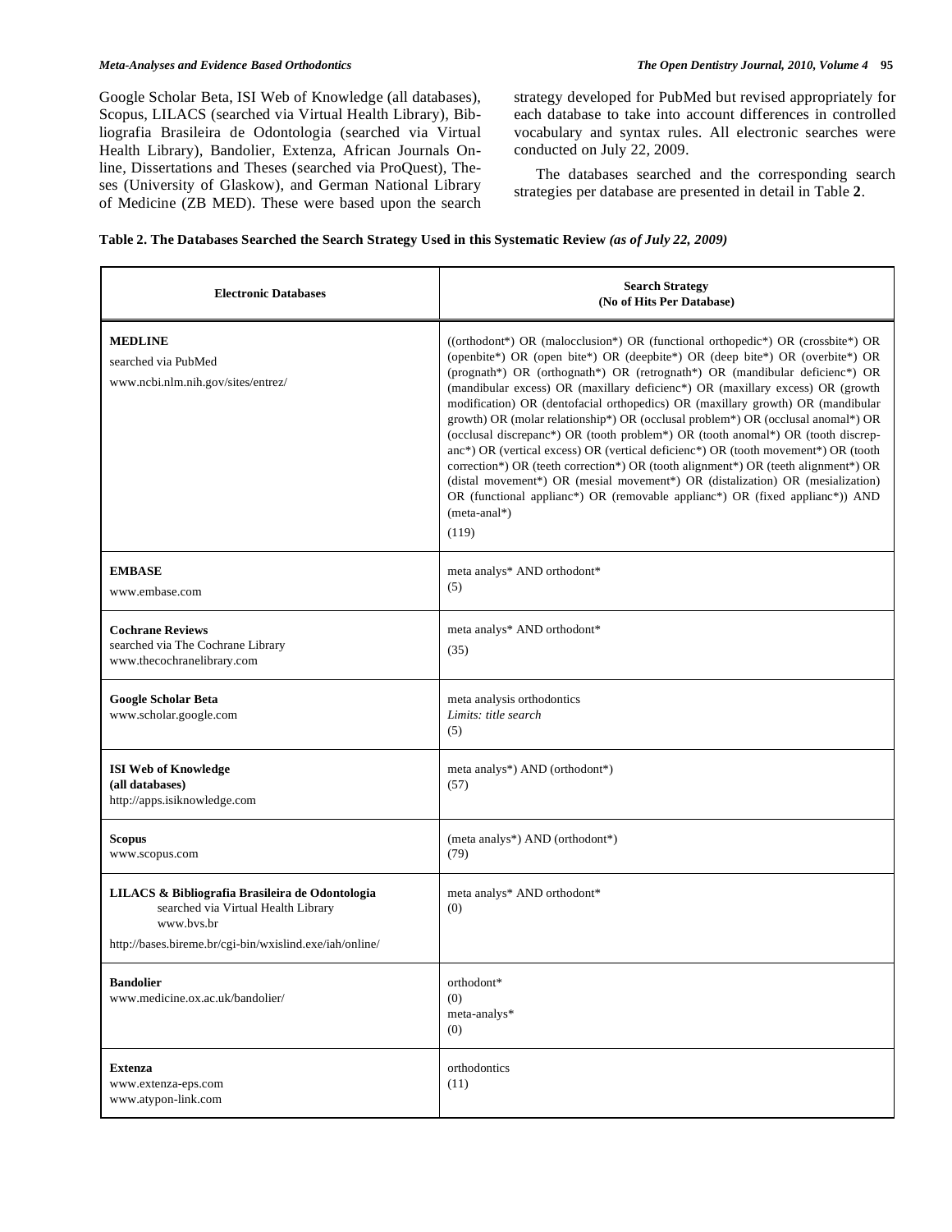Google Scholar Beta, ISI Web of Knowledge (all databases), Scopus, LILACS (searched via Virtual Health Library), Bibliografia Brasileira de Odontologia (searched via Virtual Health Library), Bandolier, Extenza, African Journals Online, Dissertations and Theses (searched via ProQuest), Theses (University of Glaskow), and German National Library of Medicine (ZB MED). These were based upon the search strategy developed for PubMed but revised appropriately for each database to take into account differences in controlled vocabulary and syntax rules. All electronic searches were conducted on July 22, 2009.

The databases searched and the corresponding search strategies per database are presented in detail in Table **2**.

**Table 2. The Databases Searched the Search Strategy Used in this Systematic Review** ***(as of July 22, 2009)***

| Electronic Databases | Search Strategy (No of Hits Per Database) |
|---|---|
| **MEDLINE** searched via PubMed www.ncbi.nlm.nih.gov/sites/entrez/ | ((orthodont*) OR (malocclusion*) OR (functional orthopedic*) OR (crossbite*) OR (openbite*) OR (open bite*) OR (deepbite*) OR (deep bite*) OR (overbite*) OR (prognath*) OR (orthognath*) OR (retrognath*) OR (mandibular deficienc*) OR (mandibular excess) OR (maxillary deficienc*) OR (maxillary excess) OR (growth modification) OR (dentofacial orthopedics) OR (maxillary growth) OR (mandibular growth) OR (molar relationship*) OR (occlusal problem*) OR (occlusal anomal*) OR (occlusal discrepanc*) OR (tooth problem*) OR (tooth anomal*) OR (tooth discrepanc*) OR (vertical excess) OR (vertical deficienc*) OR (tooth movement*) OR (tooth correction*) OR (teeth correction*) OR (tooth alignment*) OR (teeth alignment*) OR (distal movement*) OR (mesial movement*) OR (distalization) OR (mesialization) OR (functional applianc*) OR (removable applianc*) OR (fixed applianc*)) AND (meta-anal*) (119) |
| **EMBASE** www.embase.com | meta analys* AND orthodont* (5) |
| **Cochrane Reviews** searched via The Cochrane Library www.thecochranelibrary.com | meta analys* AND orthodont* (35) |
| **Google Scholar Beta** www.scholar.google.com | meta analysis orthodontics *Limits: title search* (5) |
| **ISI Web of Knowledge (all databases)** http://apps.isiknowledge.com | meta analys*) AND (orthodont*) (57) |
| **Scopus** www.scopus.com | (meta analys*) AND (orthodont*) (79) |
| **LILACS & Bibliografia Brasileira de Odontologia** searched via Virtual Health Library www.bvs.br http://bases.bireme.br/cgi-bin/wxislind.exe/iah/online/ | meta analys* AND orthodont* (0) |
| **Bandolier** www.medicine.ox.ac.uk/bandolier/ | orthodont* (0) meta-analys* (0) |
| **Extenza** www.extenza-eps.com www.atypon-link.com | orthodontics (11) |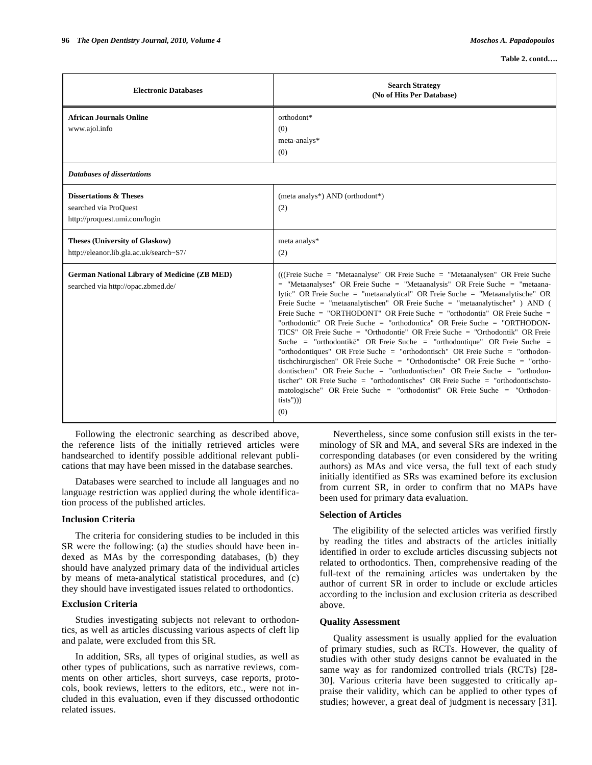**Table 2. contd….**

| Electronic Databases | Search Strategy (No of Hits Per Database) |
|---|---|
| **African Journals Online** www.ajol.info | orthodont* (0) meta-analys* (0) |
| ***Databases of dissertations*** | |
| **Dissertations & Theses** searched via ProQuest http://proquest.umi.com/login | (meta analys*) AND (orthodont*) (2) |
| **Theses (University of Glaskow)** http://eleanor.lib.gla.ac.uk/search~S7/ | meta analys* (2) |
| **German National Library of Medicine (ZB MED)** searched via http://opac.zbmed.de/ | (((Freie Suche = "Metaanalyse" OR Freie Suche = "Metaanalysen" OR Freie Suche = "Metaanalyses" OR Freie Suche = "Metaanalysis" OR Freie Suche = "metaanalytic" OR Freie Suche = "metaanalytical" OR Freie Suche = "Metaanalytische" OR Freie Suche = "metaanalytischen" OR Freie Suche = "metaanalytischer" ) AND ( Freie Suche = "ORTHODONT" OR Freie Suche = "orthodontia" OR Freie Suche = "orthodontic" OR Freie Suche = "orthodontica" OR Freie Suche = "ORTHODONTICS" OR Freie Suche = "Orthodontie" OR Freie Suche = "Orthodontik" OR Freie Suche = "orthodontikē" OR Freie Suche = "orthodontique" OR Freie Suche = "orthodontiques" OR Freie Suche = "orthodontisch" OR Freie Suche = "orthodontischchirurgischen" OR Freie Suche = "Orthodontische" OR Freie Suche = "orthodontischem" OR Freie Suche = "orthodontischen" OR Freie Suche = "orthodontischer" OR Freie Suche = "orthodontisches" OR Freie Suche = "orthodontischstomatologische" OR Freie Suche = "orthodontist" OR Freie Suche = "Orthodontists"))) (0) |

Following the electronic searching as described above, the reference lists of the initially retrieved articles were handsearched to identify possible additional relevant publications that may have been missed in the database searches.

Databases were searched to include all languages and no language restriction was applied during the whole identification process of the published articles.

### Inclusion Criteria

The criteria for considering studies to be included in this SR were the following: (a) the studies should have been indexed as MAs by the corresponding databases, (b) they should have analyzed primary data of the individual articles by means of meta-analytical statistical procedures, and (c) they should have investigated issues related to orthodontics.

### Exclusion Criteria

Studies investigating subjects not relevant to orthodontics, as well as articles discussing various aspects of cleft lip and palate, were excluded from this SR.

In addition, SRs, all types of original studies, as well as other types of publications, such as narrative reviews, comments on other articles, short surveys, case reports, protocols, book reviews, letters to the editors, etc., were not included in this evaluation, even if they discussed orthodontic related issues.

Nevertheless, since some confusion still exists in the terminology of SR and MA, and several SRs are indexed in the corresponding databases (or even considered by the writing authors) as MAs and vice versa, the full text of each study initially identified as SRs was examined before its exclusion from current SR, in order to confirm that no MAPs have been used for primary data evaluation.

### Selection of Articles

The eligibility of the selected articles was verified firstly by reading the titles and abstracts of the articles initially identified in order to exclude articles discussing subjects not related to orthodontics. Then, comprehensive reading of the full-text of the remaining articles was undertaken by the author of current SR in order to include or exclude articles according to the inclusion and exclusion criteria as described above.

### Quality Assessment

Quality assessment is usually applied for the evaluation of primary studies, such as RCTs. However, the quality of studies with other study designs cannot be evaluated in the same way as for randomized controlled trials (RCTs) [28-30]. Various criteria have been suggested to critically appraise their validity, which can be applied to other types of studies; however, a great deal of judgment is necessary [31].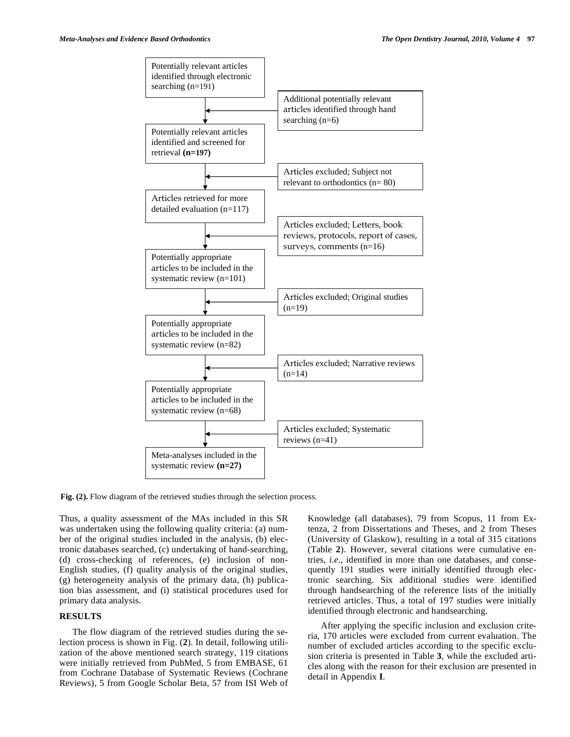Potentially relevant articles identified through electronic searching (n=191)

Additional potentially relevant articles identified through hand searching (n=6)

Potentially relevant articles identified and screened for retrieval **(n=197)**

Articles excluded; Subject not relevant to orthodontics (n= 80)

Articles retrieved for more detailed evaluation (n=117)

Articles excluded; Letters, book reviews, protocols, report of cases, surveys, comments (n=16)

Potentially appropriate articles to be included in the systematic review (n=101)

Articles excluded; Original studies (n=19)

Potentially appropriate articles to be included in the systematic review (n=82)

Articles excluded; Narrative reviews (n=14)

Potentially appropriate articles to be included in the systematic review (n=68)

Articles excluded; Systematic reviews (n=41)

Meta-analyses included in the systematic review **(n=27)**

**Fig. (2).** Flow diagram of the retrieved studies through the selection process.

Thus, a quality assessment of the MAs included in this SR was undertaken using the following quality criteria: (a) number of the original studies included in the analysis, (b) electronic databases searched, (c) undertaking of hand-searching, (d) cross-checking of references, (e) inclusion of non-English studies, (f) quality analysis of the original studies, (g) heterogeneity analysis of the primary data, (h) publication bias assessment, and (i) statistical procedures used for primary data analysis.

## RESULTS

The flow diagram of the retrieved studies during the selection process is shown in Fig. (**2**). In detail, following utilization of the above mentioned search strategy, 119 citations were initially retrieved from PubMed, 5 from EMBASE, 61 from Cochrane Database of Systematic Reviews (Cochrane Reviews), 5 from Google Scholar Beta, 57 from ISI Web of Knowledge (all databases), 79 from Scopus, 11 from Extenza, 2 from Dissertations and Theses, and 2 from Theses (University of Glaskow), resulting in a total of 315 citations (Table **2**). However, several citations were cumulative entries, *i.e.*, identified in more than one databases, and consequently 191 studies were initially identified through electronic searching. Six additional studies were identified through handsearching of the reference lists of the initially retrieved articles. Thus, a total of 197 studies were initially identified through electronic and handsearching.

After applying the specific inclusion and exclusion criteria, 170 articles were excluded from current evaluation. The number of excluded articles according to the specific exclusion criteria is presented in Table **3**, while the excluded articles along with the reason for their exclusion are presented in detail in Appendix **I**.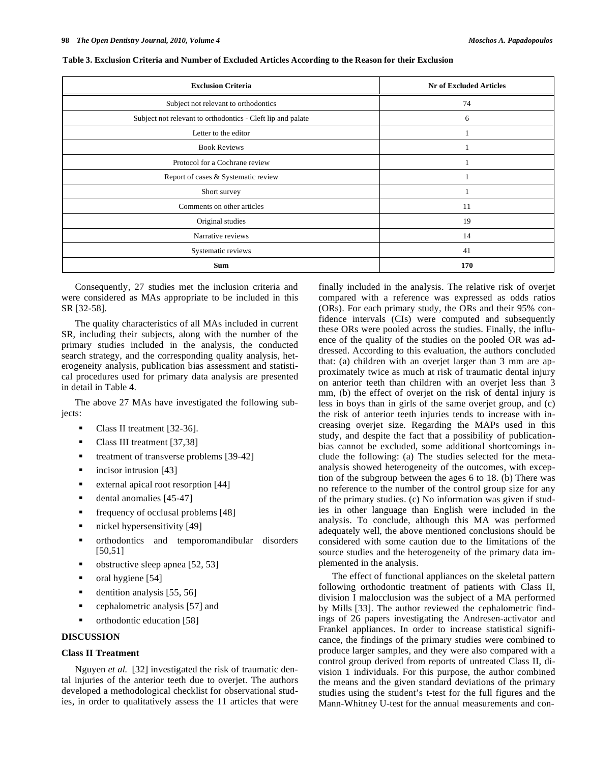**Table 3. Exclusion Criteria and Number of Excluded Articles According to the Reason for their Exclusion**

| Exclusion Criteria | Nr of Excluded Articles |
|---|---|
| Subject not relevant to orthodontics | 74 |
| Subject not relevant to orthodontics - Cleft lip and palate | 6 |
| Letter to the editor | 1 |
| Book Reviews | 1 |
| Protocol for a Cochrane review | 1 |
| Report of cases & Systematic review | 1 |
| Short survey | 1 |
| Comments on other articles | 11 |
| Original studies | 19 |
| Narrative reviews | 14 |
| Systematic reviews | 41 |
| **Sum** | **170** |

Consequently, 27 studies met the inclusion criteria and were considered as MAs appropriate to be included in this SR [32-58].

The quality characteristics of all MAs included in current SR, including their subjects, along with the number of the primary studies included in the analysis, the conducted search strategy, and the corresponding quality analysis, heterogeneity analysis, publication bias assessment and statistical procedures used for primary data analysis are presented in detail in Table **4**.

The above 27 MAs have investigated the following subjects:

- Class II treatment [32-36].
- Class III treatment [37,38]
- treatment of transverse problems [39-42]
- incisor intrusion [43]
- external apical root resorption [44]
- dental anomalies [45-47]
- frequency of occlusal problems [48]
- nickel hypersensitivity [49]
- orthodontics and temporomandibular disorders [50,51]
- obstructive sleep apnea [52, 53]
- oral hygiene [54]
- dentition analysis [55, 56]
- cephalometric analysis [57] and
- orthodontic education [58]

## DISCUSSION

### Class II Treatment

Nguyen *et al.* [32] investigated the risk of traumatic dental injuries of the anterior teeth due to overjet. The authors developed a methodological checklist for observational studies, in order to qualitatively assess the 11 articles that were finally included in the analysis. The relative risk of overjet compared with a reference was expressed as odds ratios (ORs). For each primary study, the ORs and their 95% confidence intervals (CIs) were computed and subsequently these ORs were pooled across the studies. Finally, the influence of the quality of the studies on the pooled OR was addressed. According to this evaluation, the authors concluded that: (a) children with an overjet larger than 3 mm are approximately twice as much at risk of traumatic dental injury on anterior teeth than children with an overjet less than 3 mm, (b) the effect of overjet on the risk of dental injury is less in boys than in girls of the same overjet group, and (c) the risk of anterior teeth injuries tends to increase with increasing overjet size. Regarding the MAPs used in this study, and despite the fact that a possibility of publication-bias cannot be excluded, some additional shortcomings include the following: (a) The studies selected for the meta-analysis showed heterogeneity of the outcomes, with exception of the subgroup between the ages 6 to 18. (b) There was no reference to the number of the control group size for any of the primary studies. (c) No information was given if studies in other language than English were included in the analysis. To conclude, although this MA was performed adequately well, the above mentioned conclusions should be considered with some caution due to the limitations of the source studies and the heterogeneity of the primary data implemented in the analysis.

The effect of functional appliances on the skeletal pattern following orthodontic treatment of patients with Class II, division I malocclusion was the subject of a MA performed by Mills [33]. The author reviewed the cephalometric findings of 26 papers investigating the Andresen-activator and Frankel appliances. In order to increase statistical significance, the findings of the primary studies were combined to produce larger samples, and they were also compared with a control group derived from reports of untreated Class II, division 1 individuals. For this purpose, the author combined the means and the given standard deviations of the primary studies using the student's t-test for the full figures and the Mann-Whitney U-test for the annual measurements and con-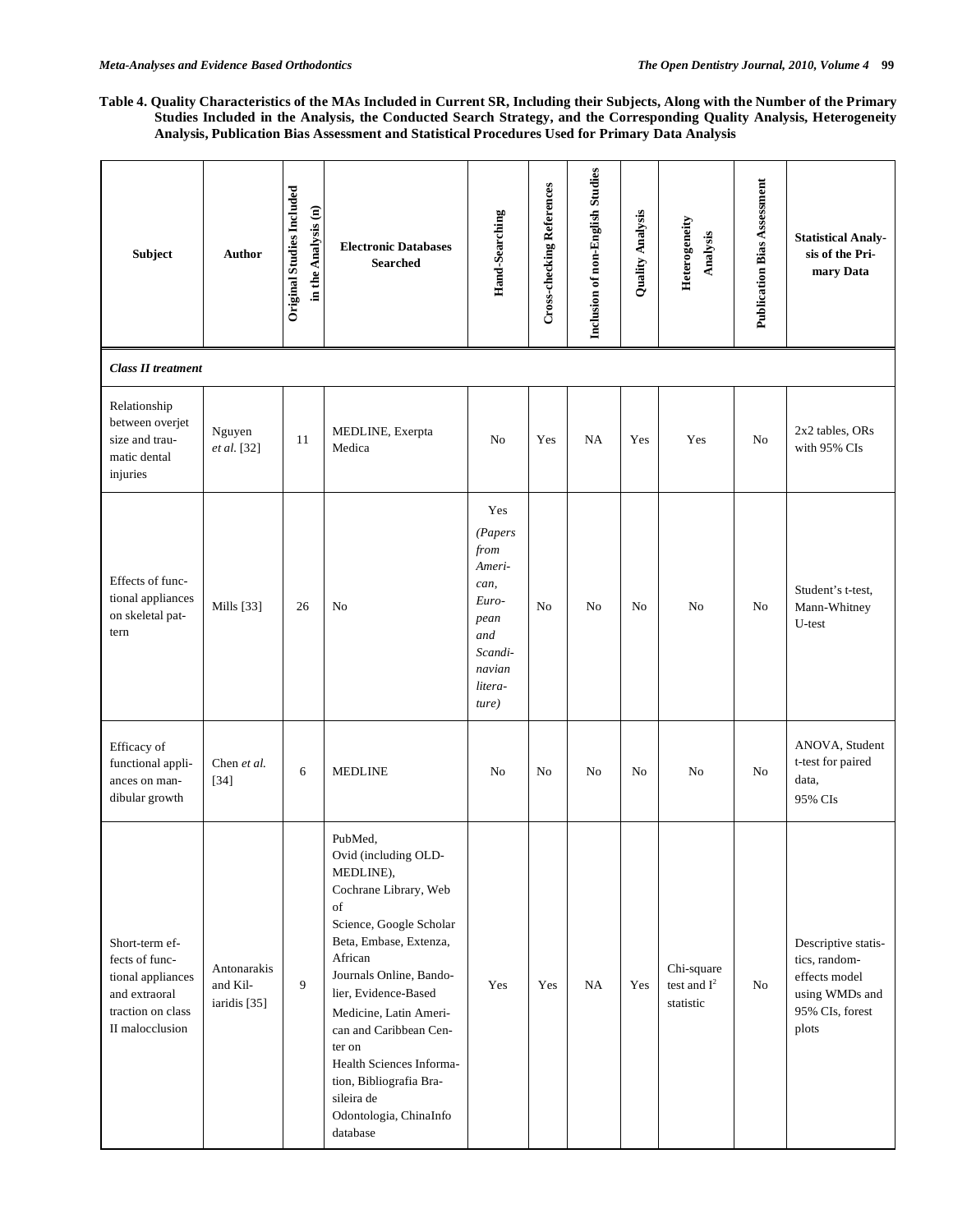**Table 4. Quality Characteristics of the MAs Included in Current SR, Including their Subjects, Along with the Number of the Primary Studies Included in the Analysis, the Conducted Search Strategy, and the Corresponding Quality Analysis, Heterogeneity Analysis, Publication Bias Assessment and Statistical Procedures Used for Primary Data Analysis**

| Subject | Author | Original Studies Included in the Analysis (n) | Electronic Databases Searched | Hand-Searching | Cross-checking References | Inclusion of non-English Studies | Quality Analysis | Heterogeneity Analysis | Publication Bias Assessment | Statistical Analysis of the Primary Data |
|---|---|---|---|---|---|---|---|---|---|---|
| ***Class II treatment*** | | | | | | | | | | |
| Relationship between overjet size and traumatic dental injuries | Nguyen *et al.* [32] | 11 | MEDLINE, Exerpta Medica | No | Yes | NA | Yes | Yes | No | 2x2 tables, ORs with 95% CIs |
| Effects of functional appliances on skeletal pattern | Mills [33] | 26 | No | Yes *(Papers from American, European and Scandinavian literature)* | No | No | No | No | No | Student's t-test, Mann-Whitney U-test |
| Efficacy of functional appliances on mandibular growth | Chen *et al.* [34] | 6 | MEDLINE | No | No | No | No | No | No | ANOVA, Student t-test for paired data, 95% CIs |
| Short-term effects of functional appliances and extraoral traction on class II malocclusion | Antonarakis and Kiliaridis [35] | 9 | PubMed, Ovid (including OLD-MEDLINE), Cochrane Library, Web of Science, Google Scholar Beta, Embase, Extenza, African Journals Online, Bandolier, Evidence-Based Medicine, Latin American and Caribbean Center on Health Sciences Information, Bibliografia Brasileira de Odontologia, ChinaInfo database | Yes | Yes | NA | Yes | Chi-square test and $I^2$ statistic | No | Descriptive statistics, random-effects model using WMDs and 95% CIs, forest plots |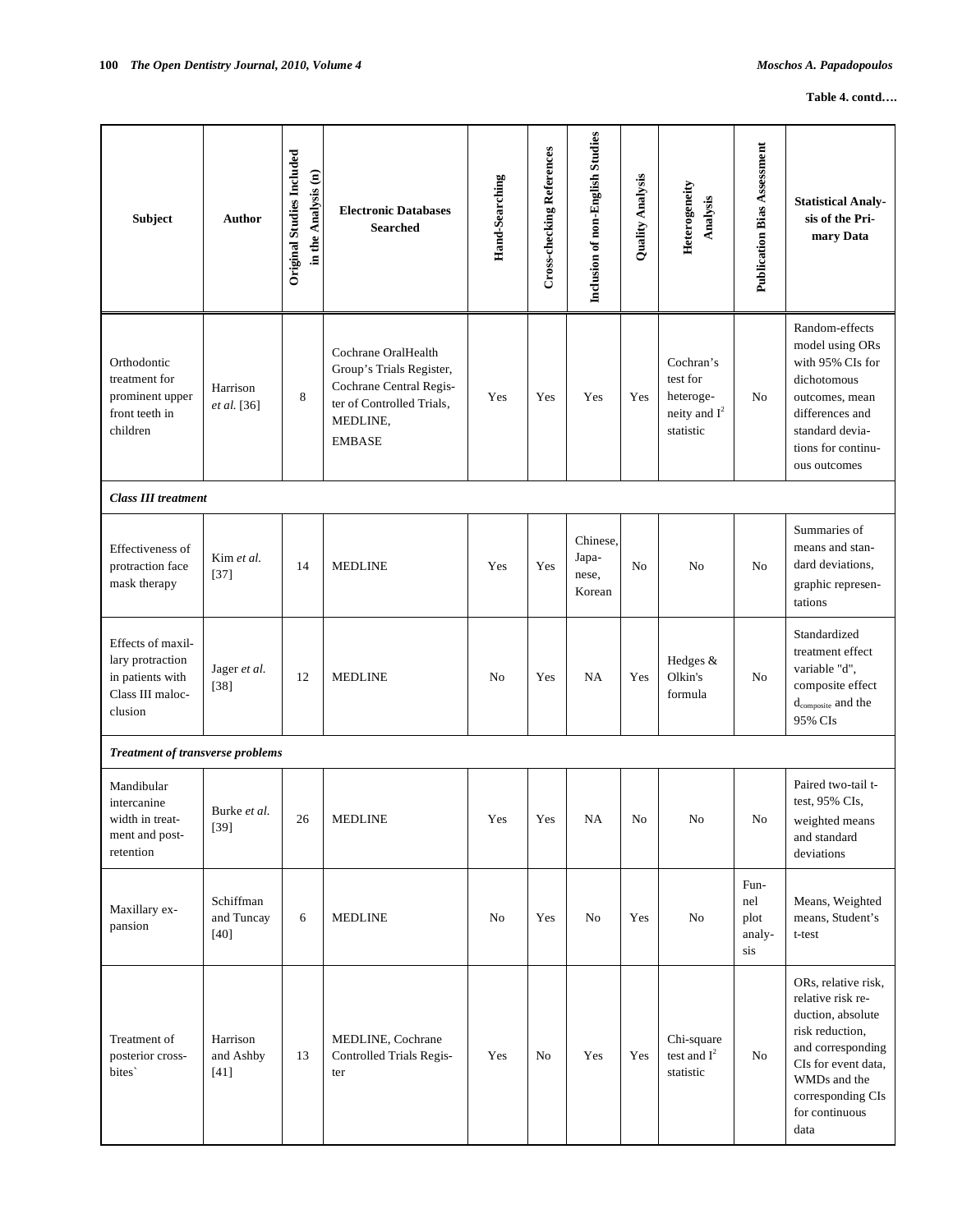**Table 4. contd….**

| Subject | Author | Original Studies Included in the Analysis (n) | Electronic Databases Searched | Hand-Searching | Cross-checking References | Inclusion of non-English Studies | Quality Analysis | Heterogeneity Analysis | Publication Bias Assessment | Statistical Analysis of the Primary Data |
|---|---|---|---|---|---|---|---|---|---|---|
| Orthodontic treatment for prominent upper front teeth in children | Harrison *et al.* [36] | 8 | Cochrane OralHealth Group's Trials Register, Cochrane Central Register of Controlled Trials, MEDLINE, EMBASE | Yes | Yes | Yes | Yes | Cochran's test for heterogeneity and $I^2$ statistic | No | Random-effects model using ORs with 95% CIs for dichotomous outcomes, mean differences and standard deviations for continuous outcomes |
| ***Class III treatment*** | | | | | | | | | | |
| Effectiveness of protraction face mask therapy | Kim *et al.* [37] | 14 | MEDLINE | Yes | Yes | Chinese, Japanese, Korean | No | No | No | Summaries of means and standard deviations, graphic representations |
| Effects of maxillary protraction in patients with Class III malocclusion | Jager *et al.* [38] | 12 | MEDLINE | No | Yes | NA | Yes | Hedges & Olkin's formula | No | Standardized treatment effect variable "d", composite effect $d_{composite}$ and the 95% CIs |
| ***Treatment of transverse problems*** | | | | | | | | | | |
| Mandibular intercanine width in treatment and post-retention | Burke *et al.* [39] | 26 | MEDLINE | Yes | Yes | NA | No | No | No | Paired two-tail t-test, 95% CIs, weighted means and standard deviations |
| Maxillary expansion | Schiffman and Tuncay [40] | 6 | MEDLINE | No | Yes | No | Yes | No | Funnel plot analysis | Means, Weighted means, Student's t-test |
| Treatment of posterior crossbites` | Harrison and Ashby [41] | 13 | MEDLINE, Cochrane Controlled Trials Register | Yes | No | Yes | Yes | Chi-square test and $I^2$ statistic | No | ORs, relative risk, relative risk reduction, absolute risk reduction, and corresponding CIs for event data, WMDs and the corresponding CIs for continuous data |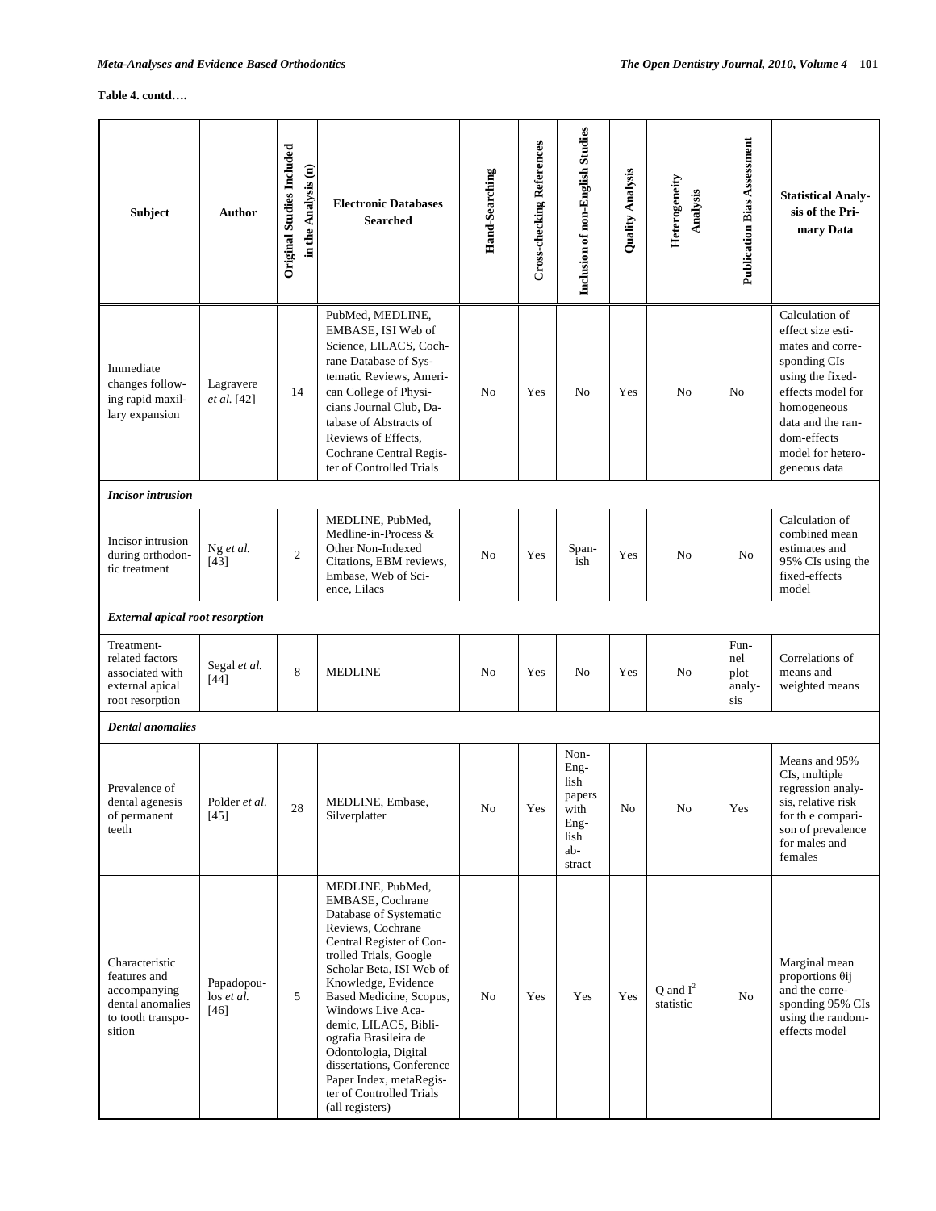**Table 4. contd….**

| Subject | Author | Original Studies Included in the Analysis (n) | Electronic Databases Searched | Hand-Searching | Cross-checking References | Inclusion of non-English Studies | Quality Analysis | Heterogeneity Analysis | Publication Bias Assessment | Statistical Analysis of the Primary Data |
|---|---|---|---|---|---|---|---|---|---|---|
| Immediate changes following rapid maxillary expansion | Lagravere *et al.* [42] | 14 | PubMed, MEDLINE, EMBASE, ISI Web of Science, LILACS, Cochrane Database of Systematic Reviews, American College of Physicians Journal Club, Database of Abstracts of Reviews of Effects, Cochrane Central Register of Controlled Trials | No | Yes | No | Yes | No | No | Calculation of effect size estimates and corresponding CIs using the fixed-effects model for homogeneous data and the random-effects model for heterogeneous data |
| ***Incisor intrusion*** | | | | | | | | | | |
| Incisor intrusion during orthodontic treatment | Ng *et al.* [43] | 2 | MEDLINE, PubMed, Medline-in-Process & Other Non-Indexed Citations, EBM reviews, Embase, Web of Science, Lilacs | No | Yes | Spanish | Yes | No | No | Calculation of combined mean estimates and 95% CIs using the fixed-effects model |
| ***External apical root resorption*** | | | | | | | | | | |
| Treatment-related factors associated with external apical root resorption | Segal *et al.* [44] | 8 | MEDLINE | No | Yes | No | Yes | No | Funnel plot analysis | Correlations of means and weighted means |
| ***Dental anomalies*** | | | | | | | | | | |
| Prevalence of dental agenesis of permanent teeth | Polder *et al.* [45] | 28 | MEDLINE, Embase, Silverplatter | No | Yes | Non-English papers with English abstract | No | No | Yes | Means and 95% CIs, multiple regression analysis, relative risk for th e comparison of prevalence for males and females |
| Characteristic features and accompanying dental anomalies to tooth transposition | Papadopoulos *et al.* [46] | 5 | MEDLINE, PubMed, EMBASE, Cochrane Database of Systematic Reviews, Cochrane Central Register of Controlled Trials, Google Scholar Beta, ISI Web of Knowledge, Evidence Based Medicine, Scopus, Windows Live Academic, LILACS, Bibliografia Brasileira de Odontologia, Digital dissertations, Conference Paper Index, metaRegister of Controlled Trials (all registers) | No | Yes | Yes | Yes | Q and $I^2$ statistic | No | Marginal mean proportions θij and the corresponding 95% CIs using the random-effects model |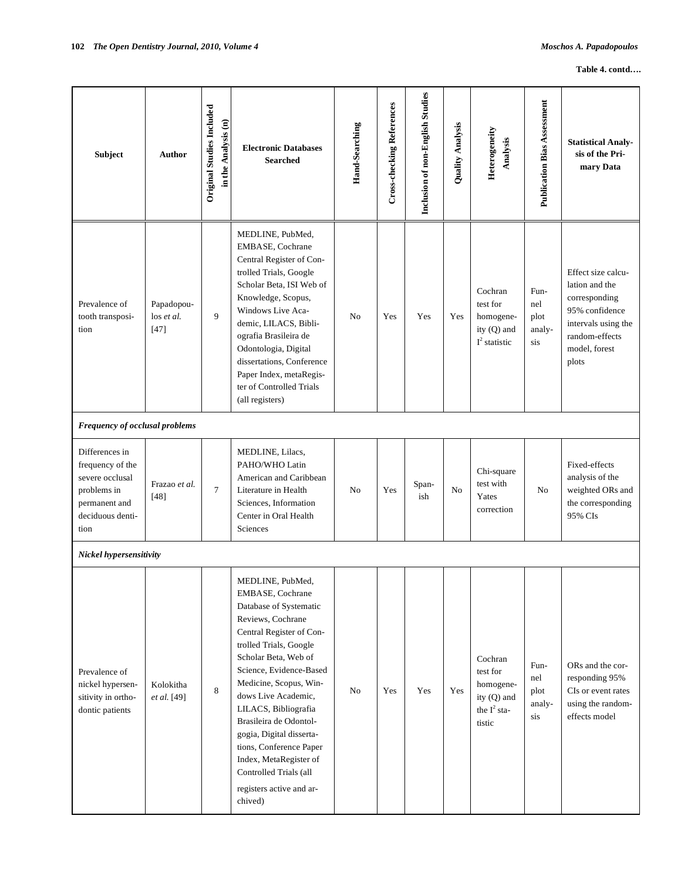**Table 4. contd….**

| Subject | Author | Original Studies Included in the Analysis (n) | Electronic Databases Searched | Hand-Searching | Cross-checking References | Inclusion of non-English Studies | Quality Analysis | Heterogeneity Analysis | Publication Bias Assessment | Statistical Analysis of the Primary Data |
|---|---|---|---|---|---|---|---|---|---|---|
| Prevalence of tooth transposition | Papadopoulos *et al.* [47] | 9 | MEDLINE, PubMed, EMBASE, Cochrane Central Register of Controlled Trials, Google Scholar Beta, ISI Web of Knowledge, Scopus, Windows Live Academic, LILACS, Bibliografia Brasileira de Odontologia, Digital dissertations, Conference Paper Index, metaRegister of Controlled Trials (all registers) | No | Yes | Yes | Yes | Cochran test for homogeneity (Q) and $I^2$ statistic | Funnel plot analysis | Effect size calculation and the corresponding 95% confidence intervals using the random-effects model, forest plots |
| ***Frequency of occlusal problems*** | | | | | | | | | | |
| Differences in frequency of the severe occlusal problems in permanent and deciduous dentition | Frazao *et al.* [48] | 7 | MEDLINE, Lilacs, PAHO/WHO Latin American and Caribbean Literature in Health Sciences, Information Center in Oral Health Sciences | No | Yes | Spanish | No | Chi-square test with Yates correction | No | Fixed-effects analysis of the weighted ORs and the corresponding 95% CIs |
| ***Nickel hypersensitivity*** | | | | | | | | | | |
| Prevalence of nickel hypersensitivity in orthodontic patients | Kolokitha *et al.* [49] | 8 | MEDLINE, PubMed, EMBASE, Cochrane Database of Systematic Reviews, Cochrane Central Register of Controlled Trials, Google Scholar Beta, Web of Science, Evidence-Based Medicine, Scopus, Windows Live Academic, LILACS, Bibliografia Brasileira de Odontologia, Digital dissertations, Conference Paper Index, MetaRegister of Controlled Trials (all registers active and archived) | No | Yes | Yes | Yes | Cochran test for homogeneity (Q) and the $I^2$ statistic | Funnel plot analysis | ORs and the corresponding 95% CIs or event rates using the random-effects model |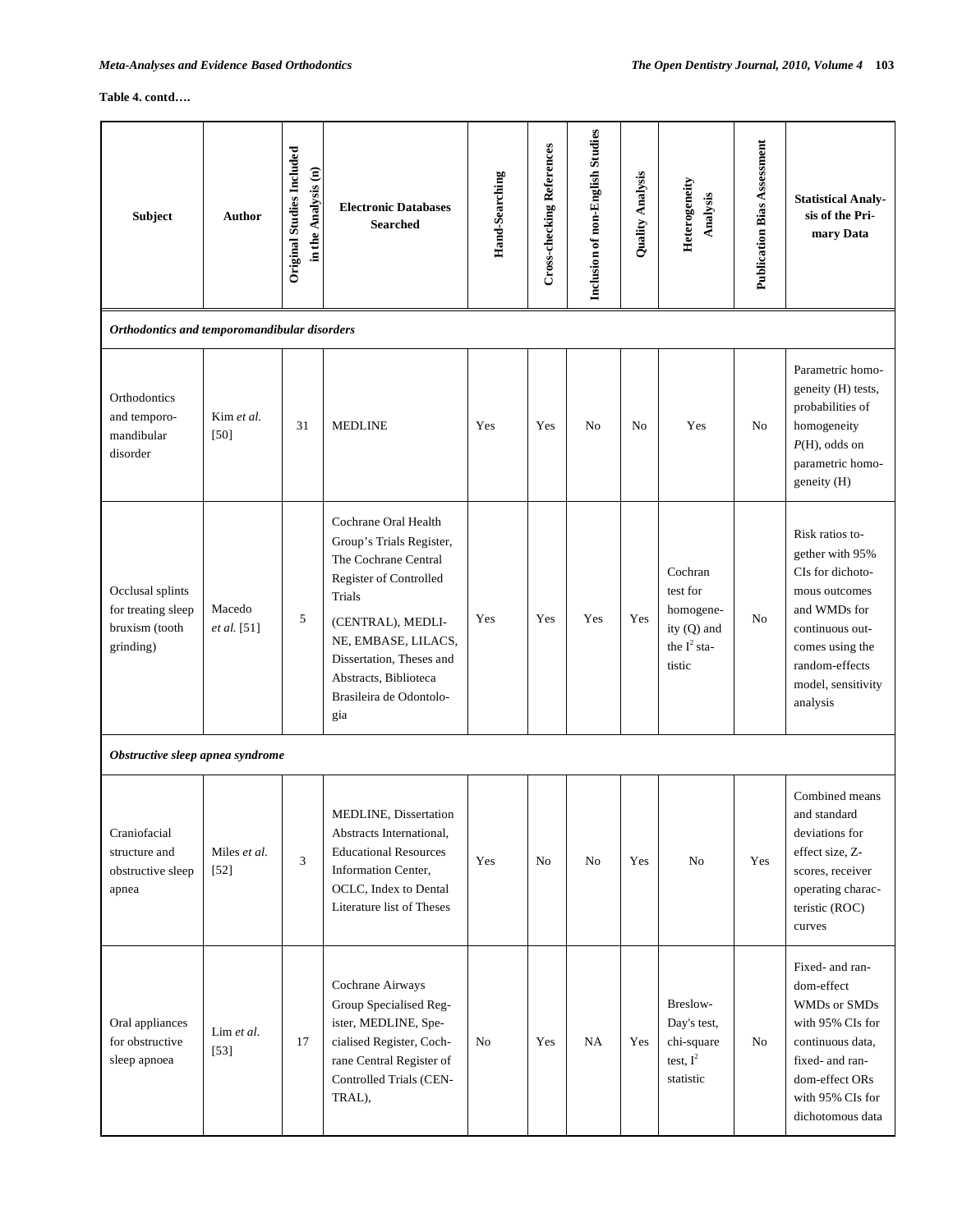**Table 4. contd….**

| Subject | Author | Original Studies Included in the Analysis (n) | Electronic Databases Searched | Hand-Searching | Cross-checking References | Inclusion of non-English Studies | Quality Analysis | Heterogeneity Analysis | Publication Bias Assessment | Statistical Analysis of the Primary Data |
|---|---|---|---|---|---|---|---|---|---|---|
| ***Orthodontics and temporomandibular disorders*** | | | | | | | | | | |
| Orthodontics and temporomandibular disorder | Kim *et al.* [50] | 31 | MEDLINE | Yes | Yes | No | No | Yes | No | Parametric homogeneity (H) tests, probabilities of homogeneity *P*(H), odds on parametric homogeneity (H) |
| Occlusal splints for treating sleep bruxism (tooth grinding) | Macedo *et al.* [51] | 5 | Cochrane Oral Health Group's Trials Register, The Cochrane Central Register of Controlled Trials (CENTRAL), MEDLINE, EMBASE, LILACS, Dissertation, Theses and Abstracts, Biblioteca Brasileira de Odontologia | Yes | Yes | Yes | Yes | Cochran test for homogeneity (Q) and the $I^2$ statistic | No | Risk ratios together with 95% CIs for dichotomous outcomes and WMDs for continuous outcomes using the random-effects model, sensitivity analysis |
| ***Obstructive sleep apnea syndrome*** | | | | | | | | | | |
| Craniofacial structure and obstructive sleep apnea | Miles *et al.* [52] | 3 | MEDLINE, Dissertation Abstracts International, Educational Resources Information Center, OCLC, Index to Dental Literature list of Theses | Yes | No | No | Yes | No | Yes | Combined means and standard deviations for effect size, Z-scores, receiver operating characteristic (ROC) curves |
| Oral appliances for obstructive sleep apnoea | Lim *et al.* [53] | 17 | Cochrane Airways Group Specialised Register, MEDLINE, Specialised Register, Cochrane Central Register of Controlled Trials (CENTRAL), | No | Yes | NA | Yes | Breslow-Day's test, chi-square test, $I^2$ statistic | No | Fixed- and random-effect WMDs or SMDs with 95% CIs for continuous data, fixed- and random-effect ORs with 95% CIs for dichotomous data |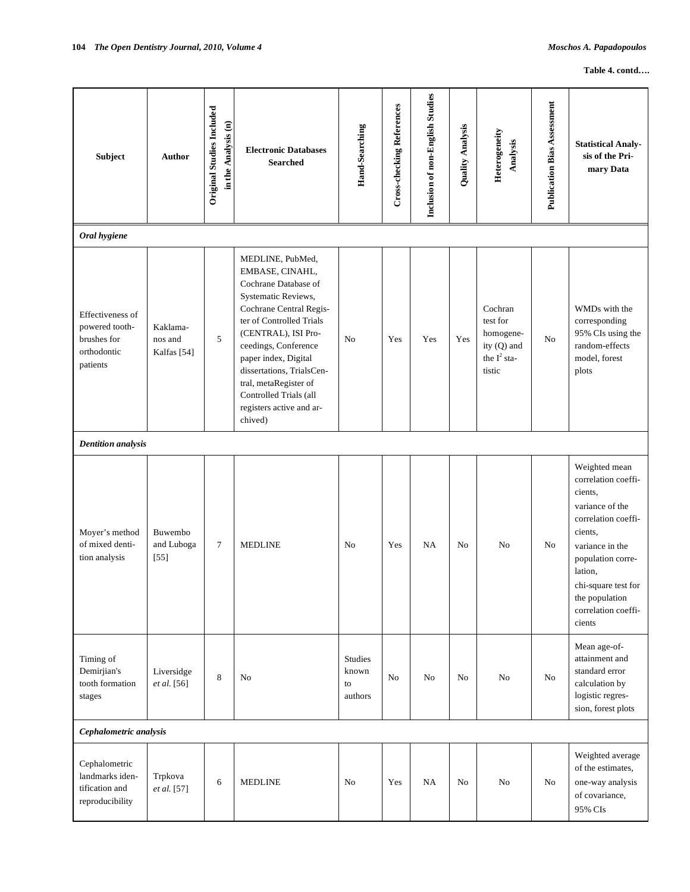**Table 4. contd….**

| Subject | Author | Original Studies Included in the Analysis (n) | Electronic Databases Searched | Hand-Searching | Cross-checking References | Inclusion of non-English Studies | Quality Analysis | Heterogeneity Analysis | Publication Bias Assessment | Statistical Analysis of the Primary Data |
|---|---|---|---|---|---|---|---|---|---|---|
| ***Oral hygiene*** | | | | | | | | | | |
| Effectiveness of powered toothbrushes for orthodontic patients | Kaklamanos and Kalfas [54] | 5 | MEDLINE, PubMed, EMBASE, CINAHL, Cochrane Database of Systematic Reviews, Cochrane Central Register of Controlled Trials (CENTRAL), ISI Proceedings, Conference paper index, Digital dissertations, TrialsCentral, metaRegister of Controlled Trials (all registers active and archived) | No | Yes | Yes | Yes | Cochran test for homogeneity (Q) and the $I^2$ statistic | No | WMDs with the corresponding 95% CIs using the random-effects model, forest plots |
| ***Dentition analysis*** | | | | | | | | | | |
| Moyer's method of mixed dentition analysis | Buwembo and Luboga [55] | 7 | MEDLINE | No | Yes | NA | No | No | No | Weighted mean correlation coefficients, variance of the correlation coefficients, variance in the population correlation, chi-square test for the population correlation coefficients |
| Timing of Demirjian's tooth formation stages | Liversidge *et al.* [56] | 8 | No | Studies known to authors | No | No | No | No | No | Mean age-of-attainment and standard error calculation by logistic regression, forest plots |
| ***Cephalometric analysis*** | | | | | | | | | | |
| Cephalometric landmarks identification and reproducibility | Trpkova *et al.* [57] | 6 | MEDLINE | No | Yes | NA | No | No | No | Weighted average of the estimates, one-way analysis of covariance, 95% CIs |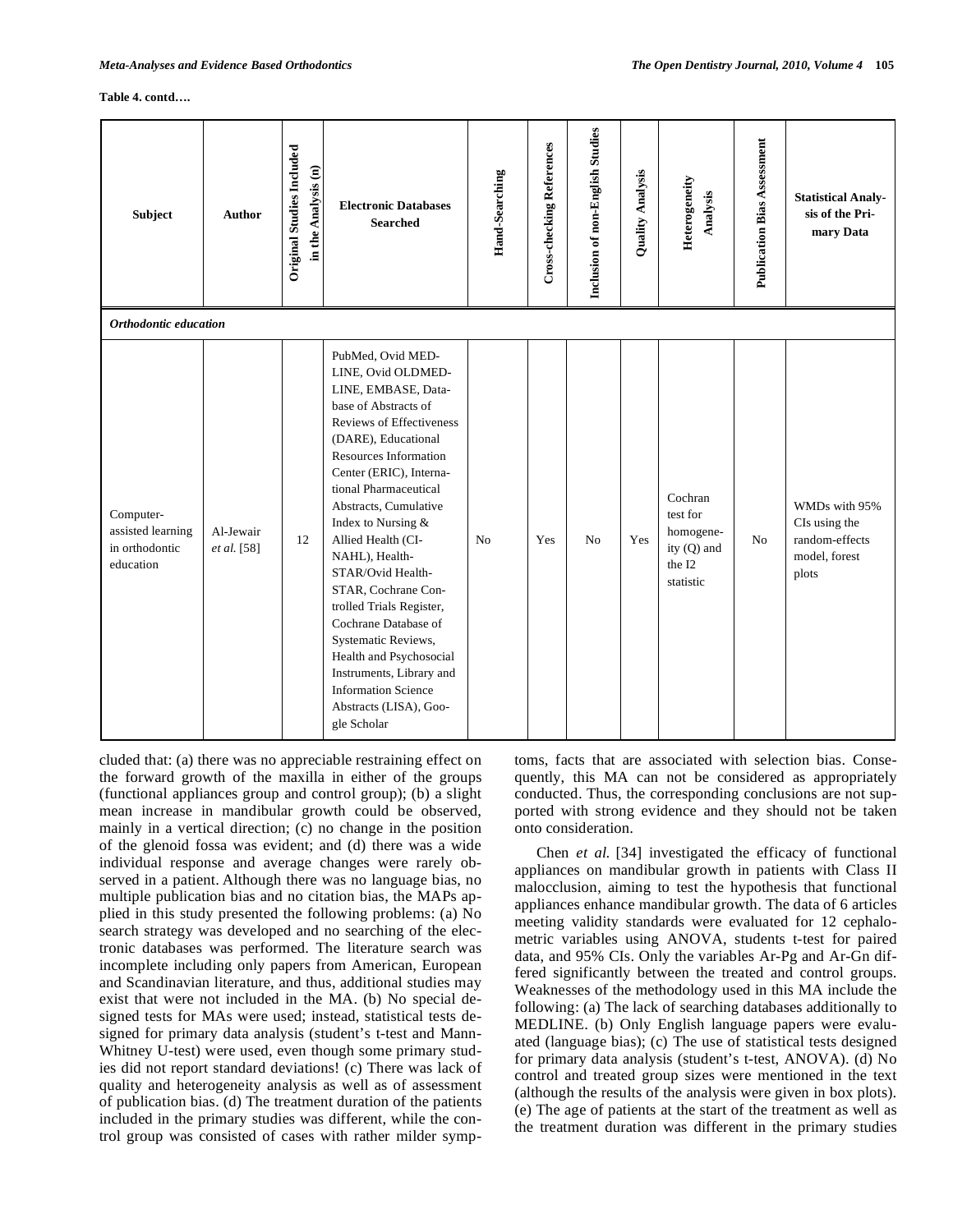**Table 4. contd….**

| Subject | Author | Original Studies Included in the Analysis (n) | Electronic Databases Searched | Hand-Searching | Cross-checking References | Inclusion of non-English Studies | Quality Analysis | Heterogeneity Analysis | Publication Bias Assessment | Statistical Analysis of the Primary Data |
|---|---|---|---|---|---|---|---|---|---|---|
| ***Orthodontic education*** | | | | | | | | | | |
| Computer-assisted learning in orthodontic education | Al-Jewair *et al.* [58] | 12 | PubMed, Ovid MEDLINE, Ovid OLDMEDLINE, EMBASE, Database of Abstracts of Reviews of Effectiveness (DARE), Educational Resources Information Center (ERIC), International Pharmaceutical Abstracts, Cumulative Index to Nursing & Allied Health (CINAHL), HealthSTAR/Ovid HealthSTAR, Cochrane Controlled Trials Register, Cochrane Database of Systematic Reviews, Health and Psychosocial Instruments, Library and Information Science Abstracts (LISA), Google Scholar | No | Yes | No | Yes | Cochran test for homogeneity (Q) and the I2 statistic | No | WMDs with 95% CIs using the random-effects model, forest plots |

cluded that: (a) there was no appreciable restraining effect on the forward growth of the maxilla in either of the groups (functional appliances group and control group); (b) a slight mean increase in mandibular growth could be observed, mainly in a vertical direction; (c) no change in the position of the glenoid fossa was evident; and (d) there was a wide individual response and average changes were rarely observed in a patient. Although there was no language bias, no multiple publication bias and no citation bias, the MAPs applied in this study presented the following problems: (a) No search strategy was developed and no searching of the electronic databases was performed. The literature search was incomplete including only papers from American, European and Scandinavian literature, and thus, additional studies may exist that were not included in the MA. (b) No special designed tests for MAs were used; instead, statistical tests designed for primary data analysis (student's t-test and Mann-Whitney U-test) were used, even though some primary studies did not report standard deviations! (c) There was lack of quality and heterogeneity analysis as well as of assessment of publication bias. (d) The treatment duration of the patients included in the primary studies was different, while the control group was consisted of cases with rather milder symptoms, facts that are associated with selection bias. Consequently, this MA can not be considered as appropriately conducted. Thus, the corresponding conclusions are not supported with strong evidence and they should not be taken onto consideration.

Chen *et al.* [34] investigated the efficacy of functional appliances on mandibular growth in patients with Class II malocclusion, aiming to test the hypothesis that functional appliances enhance mandibular growth. The data of 6 articles meeting validity standards were evaluated for 12 cephalometric variables using ANOVA, students t-test for paired data, and 95% CIs. Only the variables Ar-Pg and Ar-Gn differed significantly between the treated and control groups. Weaknesses of the methodology used in this MA include the following: (a) The lack of searching databases additionally to MEDLINE. (b) Only English language papers were evaluated (language bias); (c) The use of statistical tests designed for primary data analysis (student's t-test, ANOVA). (d) No control and treated group sizes were mentioned in the text (although the results of the analysis were given in box plots). (e) The age of patients at the start of the treatment as well as the treatment duration was different in the primary studies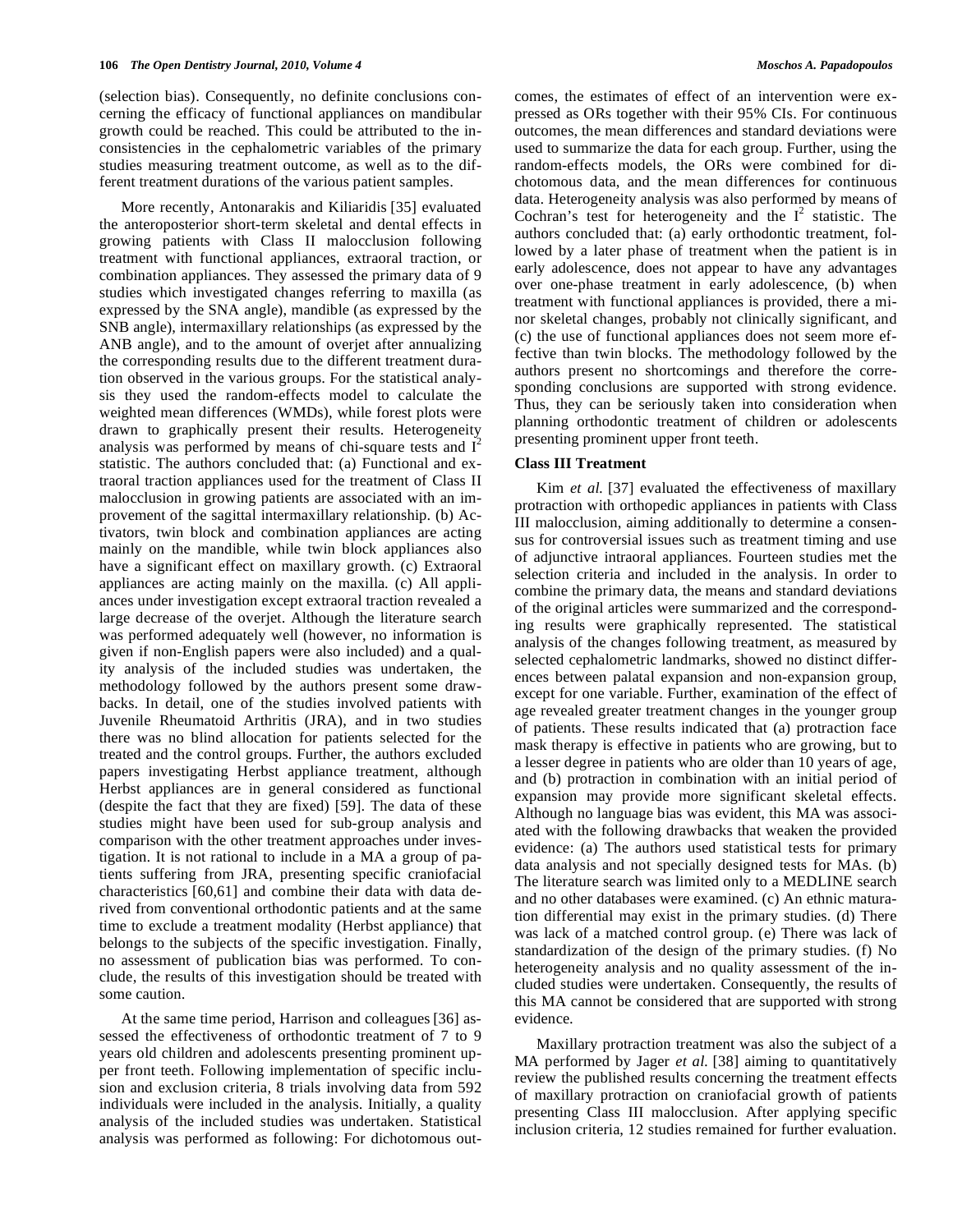(selection bias). Consequently, no definite conclusions concerning the efficacy of functional appliances on mandibular growth could be reached. This could be attributed to the inconsistencies in the cephalometric variables of the primary studies measuring treatment outcome, as well as to the different treatment durations of the various patient samples.

More recently, Antonarakis and Kiliaridis [35] evaluated the anteroposterior short-term skeletal and dental effects in growing patients with Class II malocclusion following treatment with functional appliances, extraoral traction, or combination appliances. They assessed the primary data of 9 studies which investigated changes referring to maxilla (as expressed by the SNA angle), mandible (as expressed by the SNB angle), intermaxillary relationships (as expressed by the ANB angle), and to the amount of overjet after annualizing the corresponding results due to the different treatment duration observed in the various groups. For the statistical analysis they used the random-effects model to calculate the weighted mean differences (WMDs), while forest plots were drawn to graphically present their results. Heterogeneity analysis was performed by means of chi-square tests and $I^2$ statistic. The authors concluded that: (a) Functional and extraoral traction appliances used for the treatment of Class II malocclusion in growing patients are associated with an improvement of the sagittal intermaxillary relationship. (b) Activators, twin block and combination appliances are acting mainly on the mandible, while twin block appliances also have a significant effect on maxillary growth. (c) Extraoral appliances are acting mainly on the maxilla. (c) All appliances under investigation except extraoral traction revealed a large decrease of the overjet. Although the literature search was performed adequately well (however, no information is given if non-English papers were also included) and a quality analysis of the included studies was undertaken, the methodology followed by the authors present some drawbacks. In detail, one of the studies involved patients with Juvenile Rheumatoid Arthritis (JRA), and in two studies there was no blind allocation for patients selected for the treated and the control groups. Further, the authors excluded papers investigating Herbst appliance treatment, although Herbst appliances are in general considered as functional (despite the fact that they are fixed) [59]. The data of these studies might have been used for sub-group analysis and comparison with the other treatment approaches under investigation. It is not rational to include in a MA a group of patients suffering from JRA, presenting specific craniofacial characteristics [60,61] and combine their data with data derived from conventional orthodontic patients and at the same time to exclude a treatment modality (Herbst appliance) that belongs to the subjects of the specific investigation. Finally, no assessment of publication bias was performed. To conclude, the results of this investigation should be treated with some caution.

At the same time period, Harrison and colleagues [36] assessed the effectiveness of orthodontic treatment of 7 to 9 years old children and adolescents presenting prominent upper front teeth. Following implementation of specific inclusion and exclusion criteria, 8 trials involving data from 592 individuals were included in the analysis. Initially, a quality analysis of the included studies was undertaken. Statistical analysis was performed as following: For dichotomous outcomes, the estimates of effect of an intervention were expressed as ORs together with their 95% CIs. For continuous outcomes, the mean differences and standard deviations were used to summarize the data for each group. Further, using the random-effects models, the ORs were combined for dichotomous data, and the mean differences for continuous data. Heterogeneity analysis was also performed by means of Cochran's test for heterogeneity and the $I^2$ statistic. The authors concluded that: (a) early orthodontic treatment, followed by a later phase of treatment when the patient is in early adolescence, does not appear to have any advantages over one-phase treatment in early adolescence, (b) when treatment with functional appliances is provided, there a minor skeletal changes, probably not clinically significant, and (c) the use of functional appliances does not seem more effective than twin blocks. The methodology followed by the authors present no shortcomings and therefore the corresponding conclusions are supported with strong evidence. Thus, they can be seriously taken into consideration when planning orthodontic treatment of children or adolescents presenting prominent upper front teeth.

### Class III Treatment

Kim *et al.* [37] evaluated the effectiveness of maxillary protraction with orthopedic appliances in patients with Class III malocclusion, aiming additionally to determine a consensus for controversial issues such as treatment timing and use of adjunctive intraoral appliances. Fourteen studies met the selection criteria and included in the analysis. In order to combine the primary data, the means and standard deviations of the original articles were summarized and the corresponding results were graphically represented. The statistical analysis of the changes following treatment, as measured by selected cephalometric landmarks, showed no distinct differences between palatal expansion and non-expansion group, except for one variable. Further, examination of the effect of age revealed greater treatment changes in the younger group of patients. These results indicated that (a) protraction face mask therapy is effective in patients who are growing, but to a lesser degree in patients who are older than 10 years of age, and (b) protraction in combination with an initial period of expansion may provide more significant skeletal effects. Although no language bias was evident, this MA was associated with the following drawbacks that weaken the provided evidence: (a) The authors used statistical tests for primary data analysis and not specially designed tests for MAs. (b) The literature search was limited only to a MEDLINE search and no other databases were examined. (c) An ethnic maturation differential may exist in the primary studies. (d) There was lack of a matched control group. (e) There was lack of standardization of the design of the primary studies. (f) No heterogeneity analysis and no quality assessment of the included studies were undertaken. Consequently, the results of this MA cannot be considered that are supported with strong evidence.

Maxillary protraction treatment was also the subject of a MA performed by Jager *et al.* [38] aiming to quantitatively review the published results concerning the treatment effects of maxillary protraction on craniofacial growth of patients presenting Class III malocclusion. After applying specific inclusion criteria, 12 studies remained for further evaluation.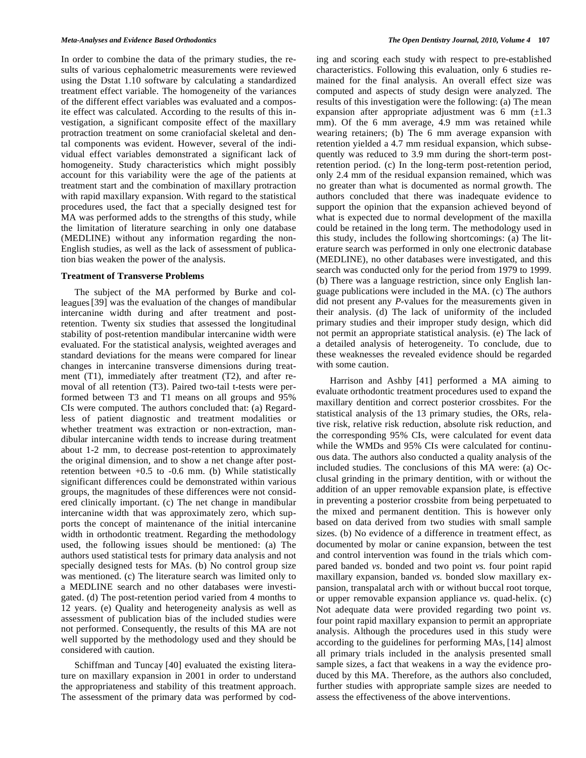In order to combine the data of the primary studies, the results of various cephalometric measurements were reviewed using the Dstat 1.10 software by calculating a standardized treatment effect variable. The homogeneity of the variances of the different effect variables was evaluated and a composite effect was calculated. According to the results of this investigation, a significant composite effect of the maxillary protraction treatment on some craniofacial skeletal and dental components was evident. However, several of the individual effect variables demonstrated a significant lack of homogeneity. Study characteristics which might possibly account for this variability were the age of the patients at treatment start and the combination of maxillary protraction with rapid maxillary expansion. With regard to the statistical procedures used, the fact that a specially designed test for MA was performed adds to the strengths of this study, while the limitation of literature searching in only one database (MEDLINE) without any information regarding the non-English studies, as well as the lack of assessment of publication bias weaken the power of the analysis.

### Treatment of Transverse Problems

The subject of the MA performed by Burke and colleagues [39] was the evaluation of the changes of mandibular intercanine width during and after treatment and post-retention. Twenty six studies that assessed the longitudinal stability of post-retention mandibular intercanine width were evaluated. For the statistical analysis, weighted averages and standard deviations for the means were compared for linear changes in intercanine transverse dimensions during treatment (T1), immediately after treatment (T2), and after removal of all retention (T3). Paired two-tail t-tests were performed between T3 and T1 means on all groups and 95% CIs were computed. The authors concluded that: (a) Regardless of patient diagnostic and treatment modalities or whether treatment was extraction or non-extraction, mandibular intercanine width tends to increase during treatment about 1-2 mm, to decrease post-retention to approximately the original dimension, and to show a net change after post-retention between +0.5 to -0.6 mm. (b) While statistically significant differences could be demonstrated within various groups, the magnitudes of these differences were not considered clinically important. (c) The net change in mandibular intercanine width that was approximately zero, which supports the concept of maintenance of the initial intercanine width in orthodontic treatment. Regarding the methodology used, the following issues should be mentioned: (a) The authors used statistical tests for primary data analysis and not specially designed tests for MAs. (b) No control group size was mentioned. (c) The literature search was limited only to a MEDLINE search and no other databases were investigated. (d) The post-retention period varied from 4 months to 12 years. (e) Quality and heterogeneity analysis as well as assessment of publication bias of the included studies were not performed. Consequently, the results of this MA are not well supported by the methodology used and they should be considered with caution.

Schiffman and Tuncay [40] evaluated the existing literature on maxillary expansion in 2001 in order to understand the appropriateness and stability of this treatment approach. The assessment of the primary data was performed by coding and scoring each study with respect to pre-established characteristics. Following this evaluation, only 6 studies remained for the final analysis. An overall effect size was computed and aspects of study design were analyzed. The results of this investigation were the following: (a) The mean expansion after appropriate adjustment was 6 mm (±1.3 mm). Of the 6 mm average, 4.9 mm was retained while wearing retainers; (b) The 6 mm average expansion with retention yielded a 4.7 mm residual expansion, which subsequently was reduced to 3.9 mm during the short-term post-retention period. (c) In the long-term post-retention period, only 2.4 mm of the residual expansion remained, which was no greater than what is documented as normal growth. The authors concluded that there was inadequate evidence to support the opinion that the expansion achieved beyond of what is expected due to normal development of the maxilla could be retained in the long term. The methodology used in this study, includes the following shortcomings: (a) The literature search was performed in only one electronic database (MEDLINE), no other databases were investigated, and this search was conducted only for the period from 1979 to 1999. (b) There was a language restriction, since only English language publications were included in the MA. (c) The authors did not present any *P*-values for the measurements given in their analysis. (d) The lack of uniformity of the included primary studies and their improper study design, which did not permit an appropriate statistical analysis. (e) The lack of a detailed analysis of heterogeneity. To conclude, due to these weaknesses the revealed evidence should be regarded with some caution.

Harrison and Ashby [41] performed a MA aiming to evaluate orthodontic treatment procedures used to expand the maxillary dentition and correct posterior crossbites. For the statistical analysis of the 13 primary studies, the ORs, relative risk, relative risk reduction, absolute risk reduction, and the corresponding 95% CIs, were calculated for event data while the WMDs and 95% CIs were calculated for continuous data. The authors also conducted a quality analysis of the included studies. The conclusions of this MA were: (a) Occlusal grinding in the primary dentition, with or without the addition of an upper removable expansion plate, is effective in preventing a posterior crossbite from being perpetuated to the mixed and permanent dentition. This is however only based on data derived from two studies with small sample sizes. (b) No evidence of a difference in treatment effect, as documented by molar or canine expansion, between the test and control intervention was found in the trials which compared banded *vs.* bonded and two point *vs.* four point rapid maxillary expansion, banded *vs.* bonded slow maxillary expansion, transpalatal arch with or without buccal root torque, or upper removable expansion appliance *vs.* quad-helix. (c) Not adequate data were provided regarding two point *vs.* four point rapid maxillary expansion to permit an appropriate analysis. Although the procedures used in this study were according to the guidelines for performing MAs, [14] almost all primary trials included in the analysis presented small sample sizes, a fact that weakens in a way the evidence produced by this MA. Therefore, as the authors also concluded, further studies with appropriate sample sizes are needed to assess the effectiveness of the above interventions.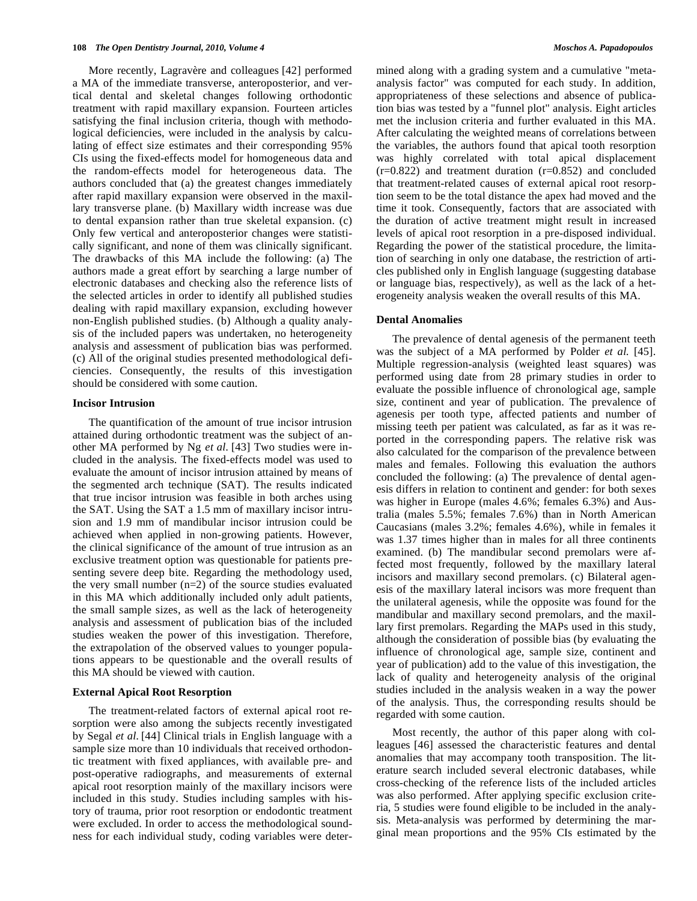More recently, Lagravère and colleagues [42] performed a MA of the immediate transverse, anteroposterior, and vertical dental and skeletal changes following orthodontic treatment with rapid maxillary expansion. Fourteen articles satisfying the final inclusion criteria, though with methodological deficiencies, were included in the analysis by calculating of effect size estimates and their corresponding 95% CIs using the fixed-effects model for homogeneous data and the random-effects model for heterogeneous data. The authors concluded that (a) the greatest changes immediately after rapid maxillary expansion were observed in the maxillary transverse plane. (b) Maxillary width increase was due to dental expansion rather than true skeletal expansion. (c) Only few vertical and anteroposterior changes were statistically significant, and none of them was clinically significant. The drawbacks of this MA include the following: (a) The authors made a great effort by searching a large number of electronic databases and checking also the reference lists of the selected articles in order to identify all published studies dealing with rapid maxillary expansion, excluding however non-English published studies. (b) Although a quality analysis of the included papers was undertaken, no heterogeneity analysis and assessment of publication bias was performed. (c) All of the original studies presented methodological deficiencies. Consequently, the results of this investigation should be considered with some caution.

### Incisor Intrusion

The quantification of the amount of true incisor intrusion attained during orthodontic treatment was the subject of another MA performed by Ng *et al.* [43] Two studies were included in the analysis. The fixed-effects model was used to evaluate the amount of incisor intrusion attained by means of the segmented arch technique (SAT). The results indicated that true incisor intrusion was feasible in both arches using the SAT. Using the SAT a 1.5 mm of maxillary incisor intrusion and 1.9 mm of mandibular incisor intrusion could be achieved when applied in non-growing patients. However, the clinical significance of the amount of true intrusion as an exclusive treatment option was questionable for patients presenting severe deep bite. Regarding the methodology used, the very small number (n=2) of the source studies evaluated in this MA which additionally included only adult patients, the small sample sizes, as well as the lack of heterogeneity analysis and assessment of publication bias of the included studies weaken the power of this investigation. Therefore, the extrapolation of the observed values to younger populations appears to be questionable and the overall results of this MA should be viewed with caution.

### External Apical Root Resorption

The treatment-related factors of external apical root resorption were also among the subjects recently investigated by Segal *et al.* [44] Clinical trials in English language with a sample size more than 10 individuals that received orthodontic treatment with fixed appliances, with available pre- and post-operative radiographs, and measurements of external apical root resorption mainly of the maxillary incisors were included in this study. Studies including samples with history of trauma, prior root resorption or endodontic treatment were excluded. In order to access the methodological soundness for each individual study, coding variables were determined along with a grading system and a cumulative "meta-analysis factor" was computed for each study. In addition, appropriateness of these selections and absence of publication bias was tested by a "funnel plot" analysis. Eight articles met the inclusion criteria and further evaluated in this MA. After calculating the weighted means of correlations between the variables, the authors found that apical tooth resorption was highly correlated with total apical displacement (r=0.822) and treatment duration (r=0.852) and concluded that treatment-related causes of external apical root resorption seem to be the total distance the apex had moved and the time it took. Consequently, factors that are associated with the duration of active treatment might result in increased levels of apical root resorption in a pre-disposed individual. Regarding the power of the statistical procedure, the limitation of searching in only one database, the restriction of articles published only in English language (suggesting database or language bias, respectively), as well as the lack of a heterogeneity analysis weaken the overall results of this MA.

### Dental Anomalies

The prevalence of dental agenesis of the permanent teeth was the subject of a MA performed by Polder *et al.* [45]. Multiple regression-analysis (weighted least squares) was performed using date from 28 primary studies in order to evaluate the possible influence of chronological age, sample size, continent and year of publication. The prevalence of agenesis per tooth type, affected patients and number of missing teeth per patient was calculated, as far as it was reported in the corresponding papers. The relative risk was also calculated for the comparison of the prevalence between males and females. Following this evaluation the authors concluded the following: (a) The prevalence of dental agenesis differs in relation to continent and gender: for both sexes was higher in Europe (males 4.6%; females 6.3%) and Australia (males 5.5%; females 7.6%) than in North American Caucasians (males 3.2%; females 4.6%), while in females it was 1.37 times higher than in males for all three continents examined. (b) The mandibular second premolars were affected most frequently, followed by the maxillary lateral incisors and maxillary second premolars. (c) Bilateral agenesis of the maxillary lateral incisors was more frequent than the unilateral agenesis, while the opposite was found for the mandibular and maxillary second premolars, and the maxillary first premolars. Regarding the MAPs used in this study, although the consideration of possible bias (by evaluating the influence of chronological age, sample size, continent and year of publication) add to the value of this investigation, the lack of quality and heterogeneity analysis of the original studies included in the analysis weaken in a way the power of the analysis. Thus, the corresponding results should be regarded with some caution.

Most recently, the author of this paper along with colleagues [46] assessed the characteristic features and dental anomalies that may accompany tooth transposition. The literature search included several electronic databases, while cross-checking of the reference lists of the included articles was also performed. After applying specific exclusion criteria, 5 studies were found eligible to be included in the analysis. Meta-analysis was performed by determining the marginal mean proportions and the 95% CIs estimated by the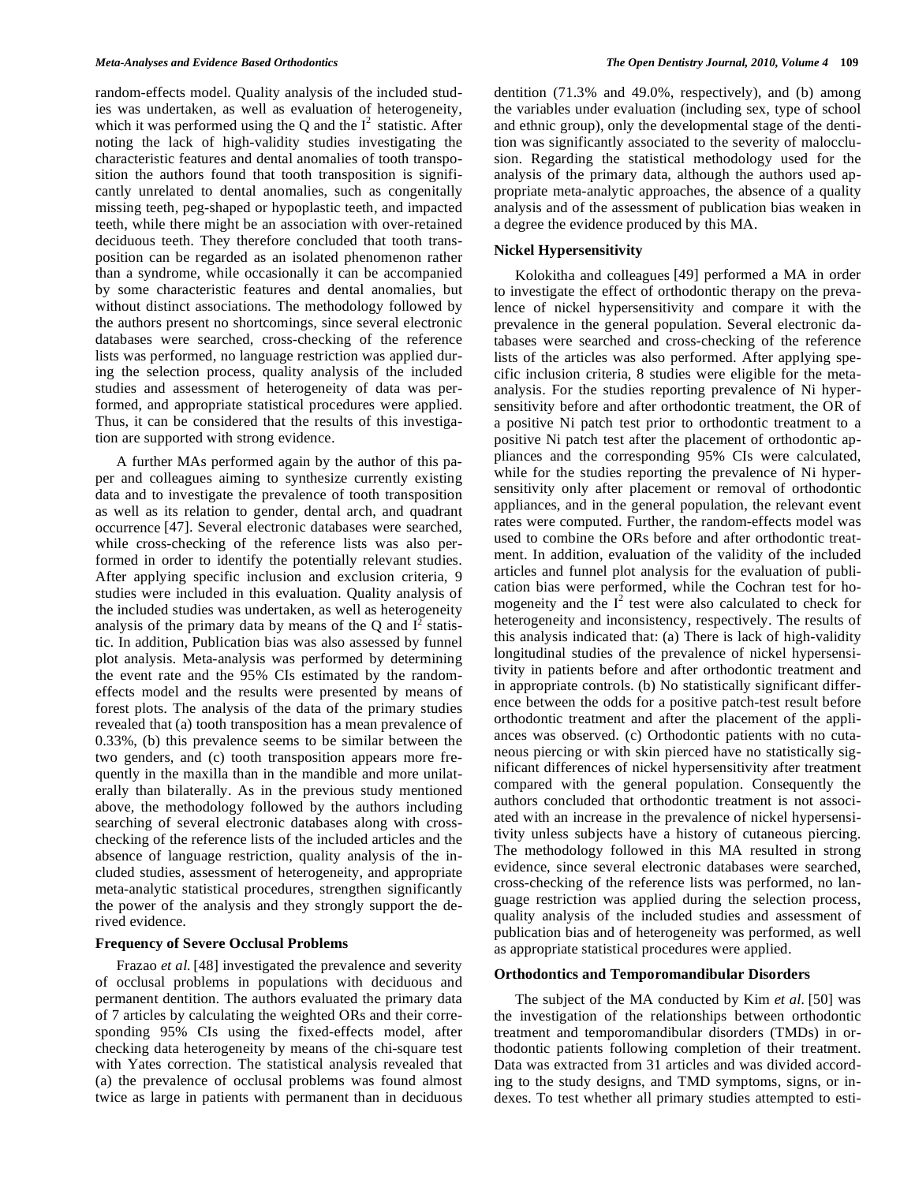random-effects model. Quality analysis of the included studies was undertaken, as well as evaluation of heterogeneity, which it was performed using the Q and the $I^2$ statistic. After noting the lack of high-validity studies investigating the characteristic features and dental anomalies of tooth transposition the authors found that tooth transposition is significantly unrelated to dental anomalies, such as congenitally missing teeth, peg-shaped or hypoplastic teeth, and impacted teeth, while there might be an association with over-retained deciduous teeth. They therefore concluded that tooth transposition can be regarded as an isolated phenomenon rather than a syndrome, while occasionally it can be accompanied by some characteristic features and dental anomalies, but without distinct associations. The methodology followed by the authors present no shortcomings, since several electronic databases were searched, cross-checking of the reference lists was performed, no language restriction was applied during the selection process, quality analysis of the included studies and assessment of heterogeneity of data was performed, and appropriate statistical procedures were applied. Thus, it can be considered that the results of this investigation are supported with strong evidence.

A further MAs performed again by the author of this paper and colleagues aiming to synthesize currently existing data and to investigate the prevalence of tooth transposition as well as its relation to gender, dental arch, and quadrant occurrence [47]. Several electronic databases were searched, while cross-checking of the reference lists was also performed in order to identify the potentially relevant studies. After applying specific inclusion and exclusion criteria, 9 studies were included in this evaluation. Quality analysis of the included studies was undertaken, as well as heterogeneity analysis of the primary data by means of the Q and $I^2$ statistic. In addition, Publication bias was also assessed by funnel plot analysis. Meta-analysis was performed by determining the event rate and the 95% CIs estimated by the random-effects model and the results were presented by means of forest plots. The analysis of the data of the primary studies revealed that (a) tooth transposition has a mean prevalence of 0.33%, (b) this prevalence seems to be similar between the two genders, and (c) tooth transposition appears more frequently in the maxilla than in the mandible and more unilaterally than bilaterally. As in the previous study mentioned above, the methodology followed by the authors including searching of several electronic databases along with cross-checking of the reference lists of the included articles and the absence of language restriction, quality analysis of the included studies, assessment of heterogeneity, and appropriate meta-analytic statistical procedures, strengthen significantly the power of the analysis and they strongly support the derived evidence.

### Frequency of Severe Occlusal Problems

Frazao *et al.* [48] investigated the prevalence and severity of occlusal problems in populations with deciduous and permanent dentition. The authors evaluated the primary data of 7 articles by calculating the weighted ORs and their corresponding 95% CIs using the fixed-effects model, after checking data heterogeneity by means of the chi-square test with Yates correction. The statistical analysis revealed that (a) the prevalence of occlusal problems was found almost twice as large in patients with permanent than in deciduous dentition (71.3% and 49.0%, respectively), and (b) among the variables under evaluation (including sex, type of school and ethnic group), only the developmental stage of the dentition was significantly associated to the severity of malocclusion. Regarding the statistical methodology used for the analysis of the primary data, although the authors used appropriate meta-analytic approaches, the absence of a quality analysis and of the assessment of publication bias weaken in a degree the evidence produced by this MA.

### Nickel Hypersensitivity

Kolokitha and colleagues [49] performed a MA in order to investigate the effect of orthodontic therapy on the prevalence of nickel hypersensitivity and compare it with the prevalence in the general population. Several electronic databases were searched and cross-checking of the reference lists of the articles was also performed. After applying specific inclusion criteria, 8 studies were eligible for the meta-analysis. For the studies reporting prevalence of Ni hypersensitivity before and after orthodontic treatment, the OR of a positive Ni patch test prior to orthodontic treatment to a positive Ni patch test after the placement of orthodontic appliances and the corresponding 95% CIs were calculated, while for the studies reporting the prevalence of Ni hypersensitivity only after placement or removal of orthodontic appliances, and in the general population, the relevant event rates were computed. Further, the random-effects model was used to combine the ORs before and after orthodontic treatment. In addition, evaluation of the validity of the included articles and funnel plot analysis for the evaluation of publication bias were performed, while the Cochran test for homogeneity and the $I^2$ test were also calculated to check for heterogeneity and inconsistency, respectively. The results of this analysis indicated that: (a) There is lack of high-validity longitudinal studies of the prevalence of nickel hypersensitivity in patients before and after orthodontic treatment and in appropriate controls. (b) No statistically significant difference between the odds for a positive patch-test result before orthodontic treatment and after the placement of the appliances was observed. (c) Orthodontic patients with no cutaneous piercing or with skin pierced have no statistically significant differences of nickel hypersensitivity after treatment compared with the general population. Consequently the authors concluded that orthodontic treatment is not associated with an increase in the prevalence of nickel hypersensitivity unless subjects have a history of cutaneous piercing. The methodology followed in this MA resulted in strong evidence, since several electronic databases were searched, cross-checking of the reference lists was performed, no language restriction was applied during the selection process, quality analysis of the included studies and assessment of publication bias and of heterogeneity was performed, as well as appropriate statistical procedures were applied.

### Orthodontics and Temporomandibular Disorders

The subject of the MA conducted by Kim *et al.* [50] was the investigation of the relationships between orthodontic treatment and temporomandibular disorders (TMDs) in orthodontic patients following completion of their treatment. Data was extracted from 31 articles and was divided according to the study designs, and TMD symptoms, signs, or indexes. To test whether all primary studies attempted to esti-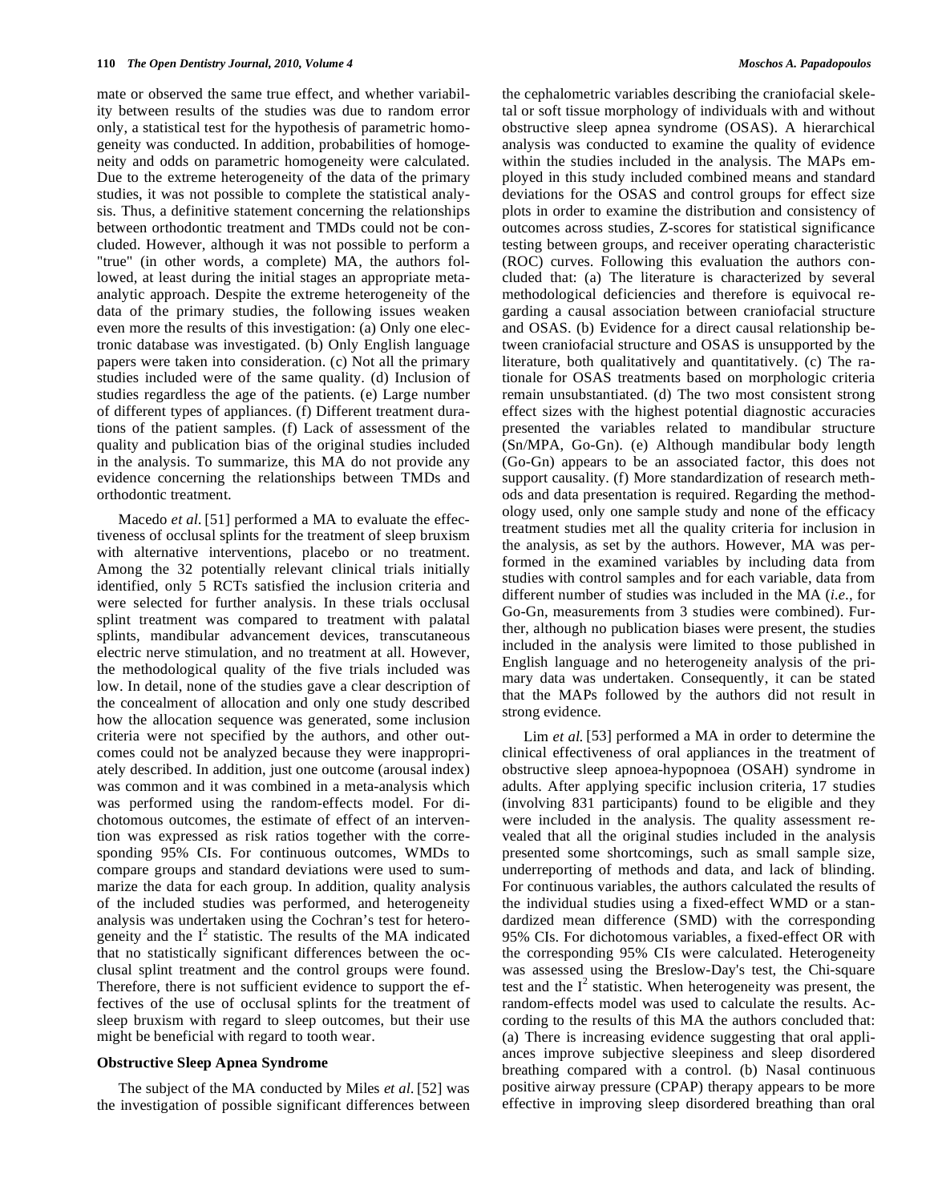mate or observed the same true effect, and whether variability between results of the studies was due to random error only, a statistical test for the hypothesis of parametric homogeneity was conducted. In addition, probabilities of homogeneity and odds on parametric homogeneity were calculated. Due to the extreme heterogeneity of the data of the primary studies, it was not possible to complete the statistical analysis. Thus, a definitive statement concerning the relationships between orthodontic treatment and TMDs could not be concluded. However, although it was not possible to perform a "true" (in other words, a complete) MA, the authors followed, at least during the initial stages an appropriate meta-analytic approach. Despite the extreme heterogeneity of the data of the primary studies, the following issues weaken even more the results of this investigation: (a) Only one electronic database was investigated. (b) Only English language papers were taken into consideration. (c) Not all the primary studies included were of the same quality. (d) Inclusion of studies regardless the age of the patients. (e) Large number of different types of appliances. (f) Different treatment durations of the patient samples. (f) Lack of assessment of the quality and publication bias of the original studies included in the analysis. To summarize, this MA do not provide any evidence concerning the relationships between TMDs and orthodontic treatment.

Macedo *et al.* [51] performed a MA to evaluate the effectiveness of occlusal splints for the treatment of sleep bruxism with alternative interventions, placebo or no treatment. Among the 32 potentially relevant clinical trials initially identified, only 5 RCTs satisfied the inclusion criteria and were selected for further analysis. In these trials occlusal splint treatment was compared to treatment with palatal splints, mandibular advancement devices, transcutaneous electric nerve stimulation, and no treatment at all. However, the methodological quality of the five trials included was low. In detail, none of the studies gave a clear description of the concealment of allocation and only one study described how the allocation sequence was generated, some inclusion criteria were not specified by the authors, and other outcomes could not be analyzed because they were inappropriately described. In addition, just one outcome (arousal index) was common and it was combined in a meta-analysis which was performed using the random-effects model. For dichotomous outcomes, the estimate of effect of an intervention was expressed as risk ratios together with the corresponding 95% CIs. For continuous outcomes, WMDs to compare groups and standard deviations were used to summarize the data for each group. In addition, quality analysis of the included studies was performed, and heterogeneity analysis was undertaken using the Cochran's test for heterogeneity and the $I^2$ statistic. The results of the MA indicated that no statistically significant differences between the occlusal splint treatment and the control groups were found. Therefore, there is not sufficient evidence to support the effectives of the use of occlusal splints for the treatment of sleep bruxism with regard to sleep outcomes, but their use might be beneficial with regard to tooth wear.

### Obstructive Sleep Apnea Syndrome

The subject of the MA conducted by Miles *et al.* [52] was the investigation of possible significant differences between the cephalometric variables describing the craniofacial skeletal or soft tissue morphology of individuals with and without obstructive sleep apnea syndrome (OSAS). A hierarchical analysis was conducted to examine the quality of evidence within the studies included in the analysis. The MAPs employed in this study included combined means and standard deviations for the OSAS and control groups for effect size plots in order to examine the distribution and consistency of outcomes across studies, Z-scores for statistical significance testing between groups, and receiver operating characteristic (ROC) curves. Following this evaluation the authors concluded that: (a) The literature is characterized by several methodological deficiencies and therefore is equivocal regarding a causal association between craniofacial structure and OSAS. (b) Evidence for a direct causal relationship between craniofacial structure and OSAS is unsupported by the literature, both qualitatively and quantitatively. (c) The rationale for OSAS treatments based on morphologic criteria remain unsubstantiated. (d) The two most consistent strong effect sizes with the highest potential diagnostic accuracies presented the variables related to mandibular structure (Sn/MPA, Go-Gn). (e) Although mandibular body length (Go-Gn) appears to be an associated factor, this does not support causality. (f) More standardization of research methods and data presentation is required. Regarding the methodology used, only one sample study and none of the efficacy treatment studies met all the quality criteria for inclusion in the analysis, as set by the authors. However, MA was performed in the examined variables by including data from studies with control samples and for each variable, data from different number of studies was included in the MA (*i.e.*, for Go-Gn, measurements from 3 studies were combined). Further, although no publication biases were present, the studies included in the analysis were limited to those published in English language and no heterogeneity analysis of the primary data was undertaken. Consequently, it can be stated that the MAPs followed by the authors did not result in strong evidence.

Lim *et al.* [53] performed a MA in order to determine the clinical effectiveness of oral appliances in the treatment of obstructive sleep apnoea-hypopnoea (OSAH) syndrome in adults. After applying specific inclusion criteria, 17 studies (involving 831 participants) found to be eligible and they were included in the analysis. The quality assessment revealed that all the original studies included in the analysis presented some shortcomings, such as small sample size, underreporting of methods and data, and lack of blinding. For continuous variables, the authors calculated the results of the individual studies using a fixed-effect WMD or a standardized mean difference (SMD) with the corresponding 95% CIs. For dichotomous variables, a fixed-effect OR with the corresponding 95% CIs were calculated. Heterogeneity was assessed using the Breslow-Day's test, the Chi-square test and the $I^2$ statistic. When heterogeneity was present, the random-effects model was used to calculate the results. According to the results of this MA the authors concluded that: (a) There is increasing evidence suggesting that oral appliances improve subjective sleepiness and sleep disordered breathing compared with a control. (b) Nasal continuous positive airway pressure (CPAP) therapy appears to be more effective in improving sleep disordered breathing than oral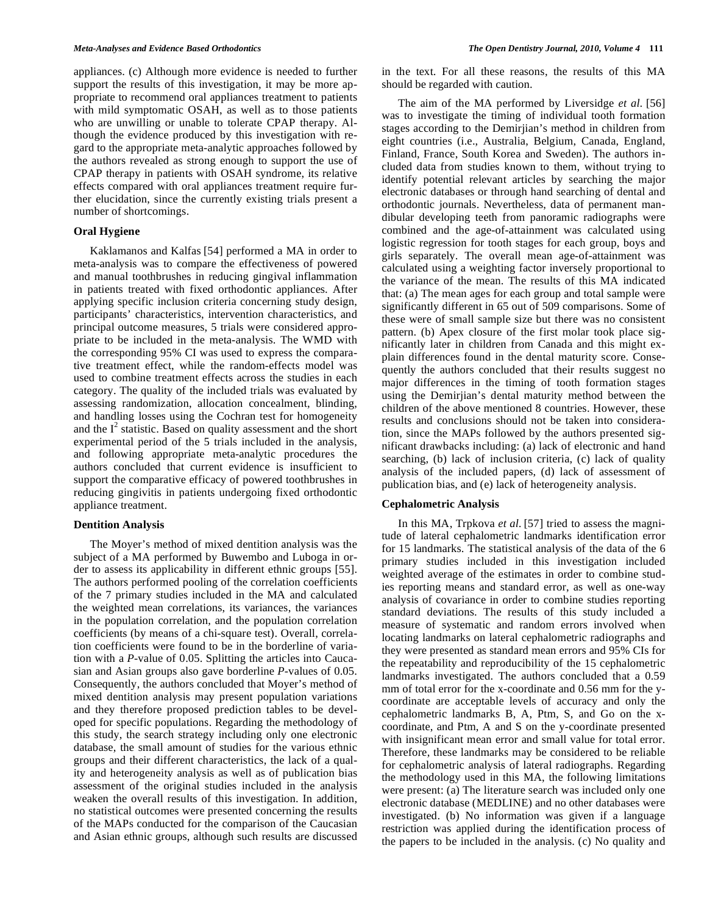appliances. (c) Although more evidence is needed to further support the results of this investigation, it may be more appropriate to recommend oral appliances treatment to patients with mild symptomatic OSAH, as well as to those patients who are unwilling or unable to tolerate CPAP therapy. Although the evidence produced by this investigation with regard to the appropriate meta-analytic approaches followed by the authors revealed as strong enough to support the use of CPAP therapy in patients with OSAH syndrome, its relative effects compared with oral appliances treatment require further elucidation, since the currently existing trials present a number of shortcomings.

### Oral Hygiene

Kaklamanos and Kalfas [54] performed a MA in order to meta-analysis was to compare the effectiveness of powered and manual toothbrushes in reducing gingival inflammation in patients treated with fixed orthodontic appliances. After applying specific inclusion criteria concerning study design, participants' characteristics, intervention characteristics, and principal outcome measures, 5 trials were considered appropriate to be included in the meta-analysis. The WMD with the corresponding 95% CI was used to express the comparative treatment effect, while the random-effects model was used to combine treatment effects across the studies in each category. The quality of the included trials was evaluated by assessing randomization, allocation concealment, blinding, and handling losses using the Cochran test for homogeneity and the $I^2$ statistic. Based on quality assessment and the short experimental period of the 5 trials included in the analysis, and following appropriate meta-analytic procedures the authors concluded that current evidence is insufficient to support the comparative efficacy of powered toothbrushes in reducing gingivitis in patients undergoing fixed orthodontic appliance treatment.

### Dentition Analysis

The Moyer's method of mixed dentition analysis was the subject of a MA performed by Buwembo and Luboga in order to assess its applicability in different ethnic groups [55]. The authors performed pooling of the correlation coefficients of the 7 primary studies included in the MA and calculated the weighted mean correlations, its variances, the variances in the population correlation, and the population correlation coefficients (by means of a chi-square test). Overall, correlation coefficients were found to be in the borderline of variation with a *P*-value of 0.05. Splitting the articles into Caucasian and Asian groups also gave borderline *P*-values of 0.05. Consequently, the authors concluded that Moyer's method of mixed dentition analysis may present population variations and they therefore proposed prediction tables to be developed for specific populations. Regarding the methodology of this study, the search strategy including only one electronic database, the small amount of studies for the various ethnic groups and their different characteristics, the lack of a quality and heterogeneity analysis as well as of publication bias assessment of the original studies included in the analysis weaken the overall results of this investigation. In addition, no statistical outcomes were presented concerning the results of the MAPs conducted for the comparison of the Caucasian and Asian ethnic groups, although such results are discussed in the text. For all these reasons, the results of this MA should be regarded with caution.

The aim of the MA performed by Liversidge *et al.* [56] was to investigate the timing of individual tooth formation stages according to the Demirjian's method in children from eight countries (i.e., Australia, Belgium, Canada, England, Finland, France, South Korea and Sweden). The authors included data from studies known to them, without trying to identify potential relevant articles by searching the major electronic databases or through hand searching of dental and orthodontic journals. Nevertheless, data of permanent mandibular developing teeth from panoramic radiographs were combined and the age-of-attainment was calculated using logistic regression for tooth stages for each group, boys and girls separately. The overall mean age-of-attainment was calculated using a weighting factor inversely proportional to the variance of the mean. The results of this MA indicated that: (a) The mean ages for each group and total sample were significantly different in 65 out of 509 comparisons. Some of these were of small sample size but there was no consistent pattern. (b) Apex closure of the first molar took place significantly later in children from Canada and this might explain differences found in the dental maturity score. Consequently the authors concluded that their results suggest no major differences in the timing of tooth formation stages using the Demirjian's dental maturity method between the children of the above mentioned 8 countries. However, these results and conclusions should not be taken into consideration, since the MAPs followed by the authors presented significant drawbacks including: (a) lack of electronic and hand searching, (b) lack of inclusion criteria, (c) lack of quality analysis of the included papers, (d) lack of assessment of publication bias, and (e) lack of heterogeneity analysis.

### Cephalometric Analysis

In this MA, Trpkova *et al.* [57] tried to assess the magnitude of lateral cephalometric landmarks identification error for 15 landmarks. The statistical analysis of the data of the 6 primary studies included in this investigation included weighted average of the estimates in order to combine studies reporting means and standard error, as well as one-way analysis of covariance in order to combine studies reporting standard deviations. The results of this study included a measure of systematic and random errors involved when locating landmarks on lateral cephalometric radiographs and they were presented as standard mean errors and 95% CIs for the repeatability and reproducibility of the 15 cephalometric landmarks investigated. The authors concluded that a 0.59 mm of total error for the x-coordinate and 0.56 mm for the y-coordinate are acceptable levels of accuracy and only the cephalometric landmarks B, A, Ptm, S, and Go on the x-coordinate, and Ptm, A and S on the y-coordinate presented with insignificant mean error and small value for total error. Therefore, these landmarks may be considered to be reliable for cephalometric analysis of lateral radiographs. Regarding the methodology used in this MA, the following limitations were present: (a) The literature search was included only one electronic database (MEDLINE) and no other databases were investigated. (b) No information was given if a language restriction was applied during the identification process of the papers to be included in the analysis. (c) No quality and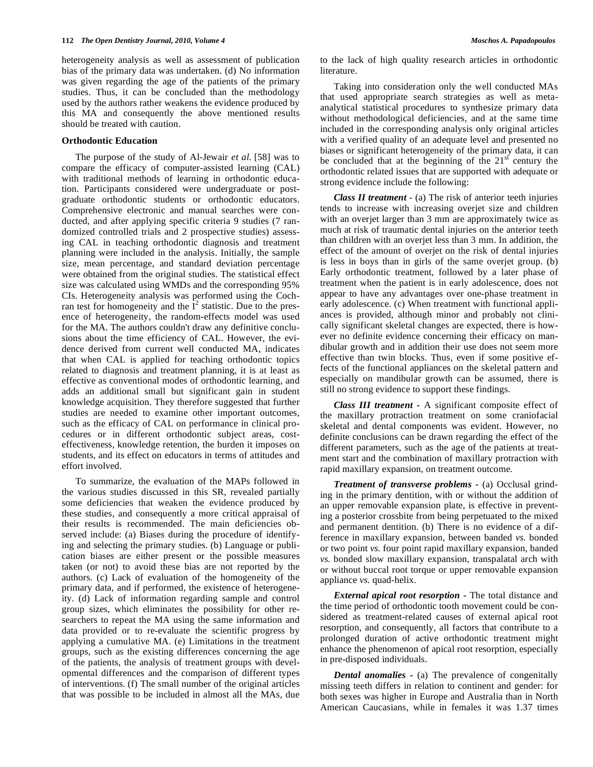heterogeneity analysis as well as assessment of publication bias of the primary data was undertaken. (d) No information was given regarding the age of the patients of the primary studies. Thus, it can be concluded than the methodology used by the authors rather weakens the evidence produced by this MA and consequently the above mentioned results should be treated with caution.

### Orthodontic Education

The purpose of the study of Al-Jewair *et al.* [58] was to compare the efficacy of computer-assisted learning (CAL) with traditional methods of learning in orthodontic education. Participants considered were undergraduate or postgraduate orthodontic students or orthodontic educators. Comprehensive electronic and manual searches were conducted, and after applying specific criteria 9 studies (7 randomized controlled trials and 2 prospective studies) assessing CAL in teaching orthodontic diagnosis and treatment planning were included in the analysis. Initially, the sample size, mean percentage, and standard deviation percentage were obtained from the original studies. The statistical effect size was calculated using WMDs and the corresponding 95% CIs. Heterogeneity analysis was performed using the Cochran test for homogeneity and the $I^2$ statistic. Due to the presence of heterogeneity, the random-effects model was used for the MA. The authors couldn't draw any definitive conclusions about the time efficiency of CAL. However, the evidence derived from current well conducted MA, indicates that when CAL is applied for teaching orthodontic topics related to diagnosis and treatment planning, it is at least as effective as conventional modes of orthodontic learning, and adds an additional small but significant gain in student knowledge acquisition. They therefore suggested that further studies are needed to examine other important outcomes, such as the efficacy of CAL on performance in clinical procedures or in different orthodontic subject areas, cost-effectiveness, knowledge retention, the burden it imposes on students, and its effect on educators in terms of attitudes and effort involved.

To summarize, the evaluation of the MAPs followed in the various studies discussed in this SR, revealed partially some deficiencies that weaken the evidence produced by these studies, and consequently a more critical appraisal of their results is recommended. The main deficiencies observed include: (a) Biases during the procedure of identifying and selecting the primary studies. (b) Language or publication biases are either present or the possible measures taken (or not) to avoid these bias are not reported by the authors. (c) Lack of evaluation of the homogeneity of the primary data, and if performed, the existence of heterogeneity. (d) Lack of information regarding sample and control group sizes, which eliminates the possibility for other researchers to repeat the MA using the same information and data provided or to re-evaluate the scientific progress by applying a cumulative MA. (e) Limitations in the treatment groups, such as the existing differences concerning the age of the patients, the analysis of treatment groups with developmental differences and the comparison of different types of interventions. (f) The small number of the original articles that was possible to be included in almost all the MAs, due to the lack of high quality research articles in orthodontic literature.

Taking into consideration only the well conducted MAs that used appropriate search strategies as well as meta-analytical statistical procedures to synthesize primary data without methodological deficiencies, and at the same time included in the corresponding analysis only original articles with a verified quality of an adequate level and presented no biases or significant heterogeneity of the primary data, it can be concluded that at the beginning of the 21$^{st}$ century the orthodontic related issues that are supported with adequate or strong evidence include the following:

***Class II treatment*** - (a) The risk of anterior teeth injuries tends to increase with increasing overjet size and children with an overjet larger than 3 mm are approximately twice as much at risk of traumatic dental injuries on the anterior teeth than children with an overjet less than 3 mm. In addition, the effect of the amount of overjet on the risk of dental injuries is less in boys than in girls of the same overjet group. (b) Early orthodontic treatment, followed by a later phase of treatment when the patient is in early adolescence, does not appear to have any advantages over one-phase treatment in early adolescence. (c) When treatment with functional appliances is provided, although minor and probably not clinically significant skeletal changes are expected, there is however no definite evidence concerning their efficacy on mandibular growth and in addition their use does not seem more effective than twin blocks. Thus, even if some positive effects of the functional appliances on the skeletal pattern and especially on mandibular growth can be assumed, there is still no strong evidence to support these findings.

***Class III treatment*** - A significant composite effect of the maxillary protraction treatment on some craniofacial skeletal and dental components was evident. However, no definite conclusions can be drawn regarding the effect of the different parameters, such as the age of the patients at treatment start and the combination of maxillary protraction with rapid maxillary expansion, on treatment outcome.

***Treatment of transverse problems*** - (a) Occlusal grinding in the primary dentition, with or without the addition of an upper removable expansion plate, is effective in preventing a posterior crossbite from being perpetuated to the mixed and permanent dentition. (b) There is no evidence of a difference in maxillary expansion, between banded *vs.* bonded or two point *vs.* four point rapid maxillary expansion, banded *vs.* bonded slow maxillary expansion, transpalatal arch with or without buccal root torque or upper removable expansion appliance *vs.* quad-helix.

***External apical root resorption*** - The total distance and the time period of orthodontic tooth movement could be considered as treatment-related causes of external apical root resorption, and consequently, all factors that contribute to a prolonged duration of active orthodontic treatment might enhance the phenomenon of apical root resorption, especially in pre-disposed individuals.

***Dental anomalies*** - (a) The prevalence of congenitally missing teeth differs in relation to continent and gender: for both sexes was higher in Europe and Australia than in North American Caucasians, while in females it was 1.37 times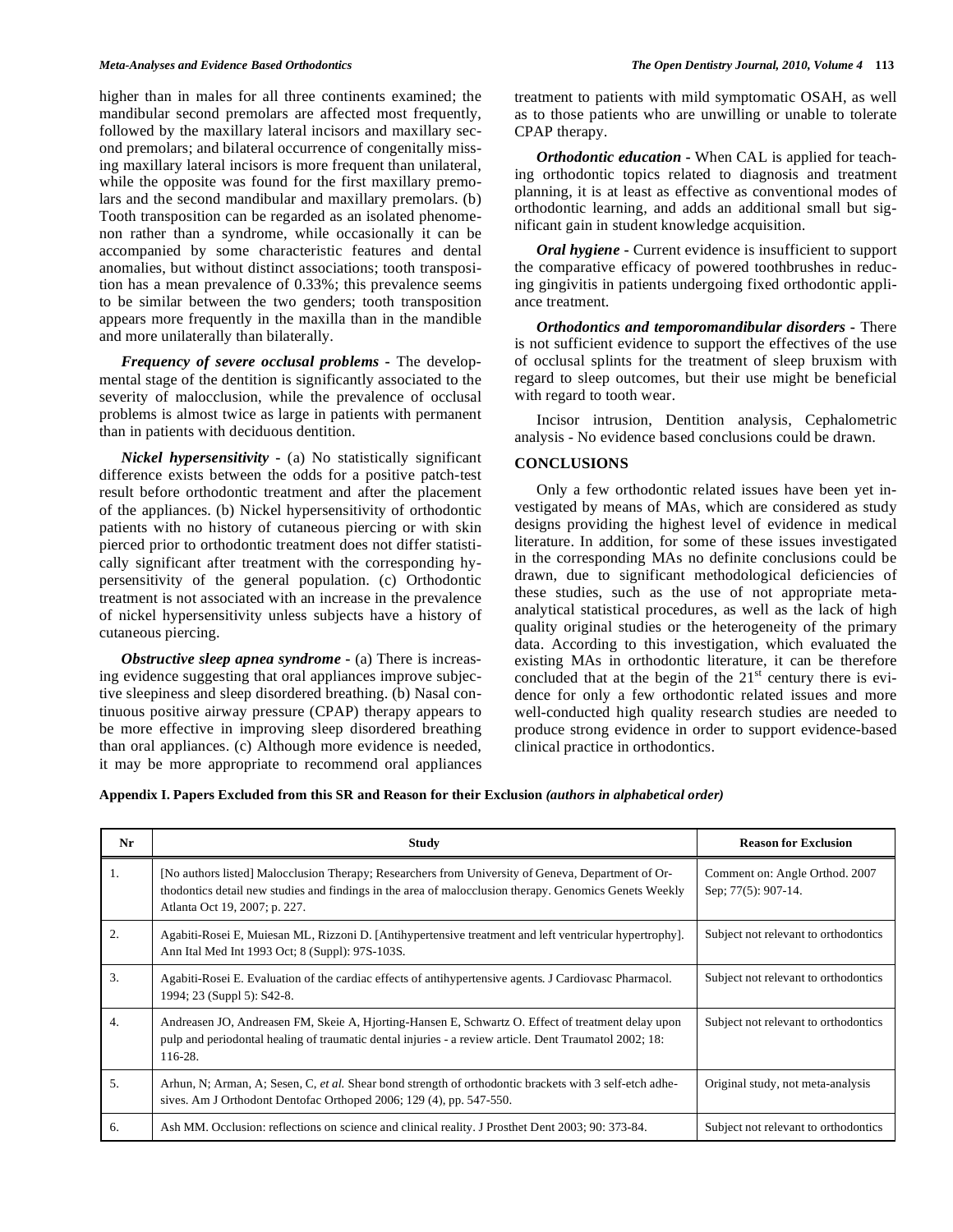higher than in males for all three continents examined; the mandibular second premolars are affected most frequently, followed by the maxillary lateral incisors and maxillary second premolars; and bilateral occurrence of congenitally missing maxillary lateral incisors is more frequent than unilateral, while the opposite was found for the first maxillary premolars and the second mandibular and maxillary premolars. (b) Tooth transposition can be regarded as an isolated phenomenon rather than a syndrome, while occasionally it can be accompanied by some characteristic features and dental anomalies, but without distinct associations; tooth transposition has a mean prevalence of 0.33%; this prevalence seems to be similar between the two genders; tooth transposition appears more frequently in the maxilla than in the mandible and more unilaterally than bilaterally.

***Frequency of severe occlusal problems*** - The developmental stage of the dentition is significantly associated to the severity of malocclusion, while the prevalence of occlusal problems is almost twice as large in patients with permanent than in patients with deciduous dentition.

***Nickel hypersensitivity*** - (a) No statistically significant difference exists between the odds for a positive patch-test result before orthodontic treatment and after the placement of the appliances. (b) Nickel hypersensitivity of orthodontic patients with no history of cutaneous piercing or with skin pierced prior to orthodontic treatment does not differ statistically significant after treatment with the corresponding hypersensitivity of the general population. (c) Orthodontic treatment is not associated with an increase in the prevalence of nickel hypersensitivity unless subjects have a history of cutaneous piercing.

***Obstructive sleep apnea syndrome*** - (a) There is increasing evidence suggesting that oral appliances improve subjective sleepiness and sleep disordered breathing. (b) Nasal continuous positive airway pressure (CPAP) therapy appears to be more effective in improving sleep disordered breathing than oral appliances. (c) Although more evidence is needed, it may be more appropriate to recommend oral appliances treatment to patients with mild symptomatic OSAH, as well as to those patients who are unwilling or unable to tolerate CPAP therapy.

***Orthodontic education*** - When CAL is applied for teaching orthodontic topics related to diagnosis and treatment planning, it is at least as effective as conventional modes of orthodontic learning, and adds an additional small but significant gain in student knowledge acquisition.

***Oral hygiene*** - Current evidence is insufficient to support the comparative efficacy of powered toothbrushes in reducing gingivitis in patients undergoing fixed orthodontic appliance treatment.

***Orthodontics and temporomandibular disorders*** - There is not sufficient evidence to support the effectives of the use of occlusal splints for the treatment of sleep bruxism with regard to sleep outcomes, but their use might be beneficial with regard to tooth wear.

Incisor intrusion, Dentition analysis, Cephalometric analysis - No evidence based conclusions could be drawn.

## CONCLUSIONS

Only a few orthodontic related issues have been yet investigated by means of MAs, which are considered as study designs providing the highest level of evidence in medical literature. In addition, for some of these issues investigated in the corresponding MAs no definite conclusions could be drawn, due to significant methodological deficiencies of these studies, such as the use of not appropriate meta-analytical statistical procedures, as well as the lack of high quality original studies or the heterogeneity of the primary data. According to this investigation, which evaluated the existing MAs in orthodontic literature, it can be therefore concluded that at the begin of the 21st century there is evidence for only a few orthodontic related issues and more well-conducted high quality research studies are needed to produce strong evidence in order to support evidence-based clinical practice in orthodontics.

**Appendix I. Papers Excluded from this SR and Reason for their Exclusion** ***(authors in alphabetical order)***

| Nr | Study | Reason for Exclusion |
|---|---|---|
| 1. | [No authors listed] Malocclusion Therapy; Researchers from University of Geneva, Department of Orthodontics detail new studies and findings in the area of malocclusion therapy. Genomics Genets Weekly Atlanta Oct 19, 2007; p. 227. | Comment on: Angle Orthod. 2007 Sep; 77(5): 907-14. |
| 2. | Agabiti-Rosei E, Muiesan ML, Rizzoni D. [Antihypertensive treatment and left ventricular hypertrophy]. Ann Ital Med Int 1993 Oct; 8 (Suppl): 97S-103S. | Subject not relevant to orthodontics |
| 3. | Agabiti-Rosei E. Evaluation of the cardiac effects of antihypertensive agents. J Cardiovasc Pharmacol. 1994; 23 (Suppl 5): S42-8. | Subject not relevant to orthodontics |
| 4. | Andreasen JO, Andreasen FM, Skeie A, Hjorting-Hansen E, Schwartz O. Effect of treatment delay upon pulp and periodontal healing of traumatic dental injuries - a review article. Dent Traumatol 2002; 18: 116-28. | Subject not relevant to orthodontics |
| 5. | Arhun, N; Arman, A; Sesen, C, *et al.* Shear bond strength of orthodontic brackets with 3 self-etch adhesives. Am J Orthodont Dentofac Orthoped 2006; 129 (4), pp. 547-550. | Original study, not meta-analysis |
| 6. | Ash MM. Occlusion: reflections on science and clinical reality. J Prosthet Dent 2003; 90: 373-84. | Subject not relevant to orthodontics |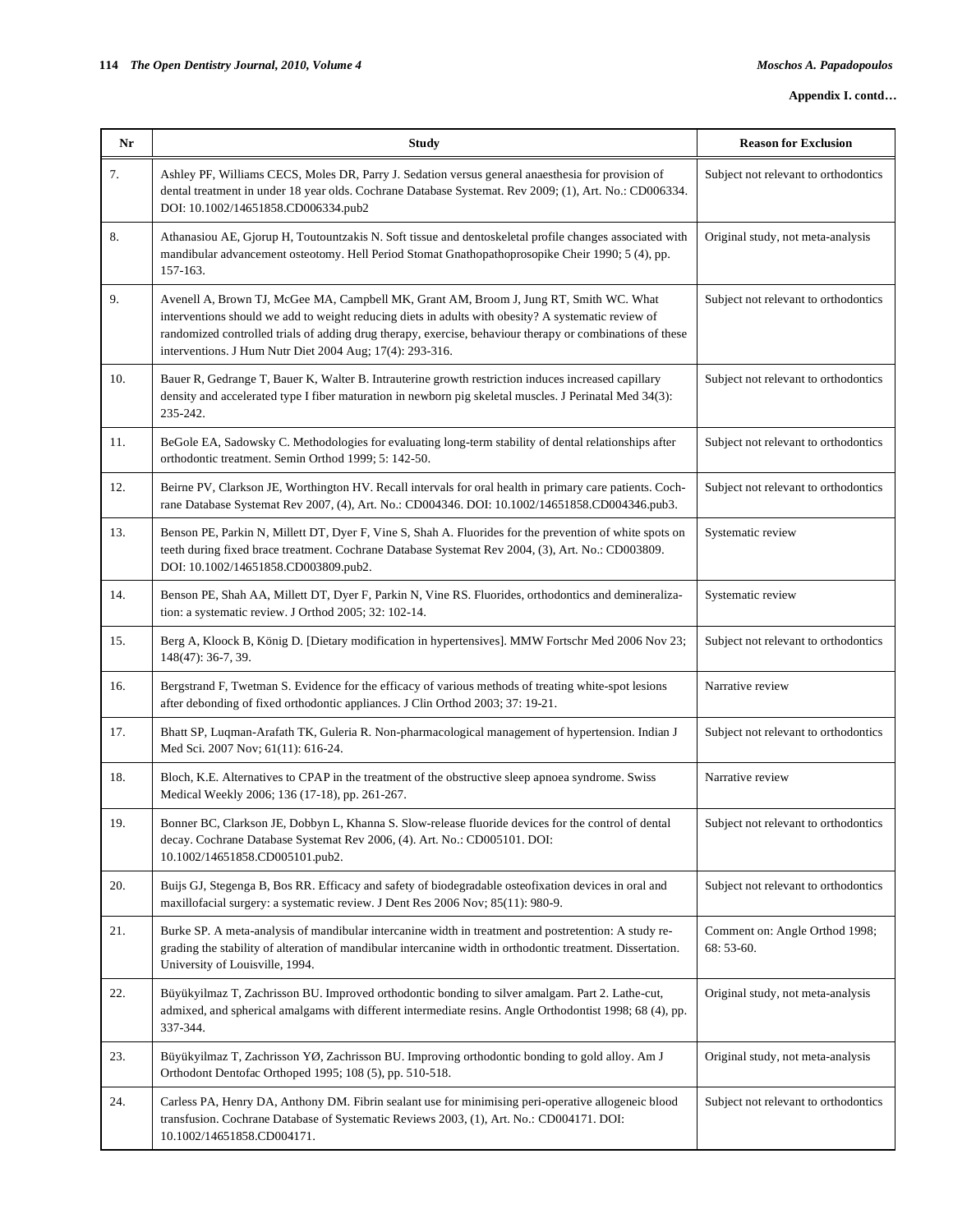**Appendix I. contd…**

| Nr | Study | Reason for Exclusion |
|---|---|---|
| 7. | Ashley PF, Williams CECS, Moles DR, Parry J. Sedation versus general anaesthesia for provision of dental treatment in under 18 year olds. Cochrane Database Systemat. Rev 2009; (1), Art. No.: CD006334. DOI: 10.1002/14651858.CD006334.pub2 | Subject not relevant to orthodontics |
| 8. | Athanasiou AE, Gjorup H, Toutountzakis N. Soft tissue and dentoskeletal profile changes associated with mandibular advancement osteotomy. Hell Period Stomat Gnathopathoprosopike Cheir 1990; 5 (4), pp. 157-163. | Original study, not meta-analysis |
| 9. | Avenell A, Brown TJ, McGee MA, Campbell MK, Grant AM, Broom J, Jung RT, Smith WC. What interventions should we add to weight reducing diets in adults with obesity? A systematic review of randomized controlled trials of adding drug therapy, exercise, behaviour therapy or combinations of these interventions. J Hum Nutr Diet 2004 Aug; 17(4): 293-316. | Subject not relevant to orthodontics |
| 10. | Bauer R, Gedrange T, Bauer K, Walter B. Intrauterine growth restriction induces increased capillary density and accelerated type I fiber maturation in newborn pig skeletal muscles. J Perinatal Med 34(3): 235-242. | Subject not relevant to orthodontics |
| 11. | BeGole EA, Sadowsky C. Methodologies for evaluating long-term stability of dental relationships after orthodontic treatment. Semin Orthod 1999; 5: 142-50. | Subject not relevant to orthodontics |
| 12. | Beirne PV, Clarkson JE, Worthington HV. Recall intervals for oral health in primary care patients. Cochrane Database Systemat Rev 2007, (4), Art. No.: CD004346. DOI: 10.1002/14651858.CD004346.pub3. | Subject not relevant to orthodontics |
| 13. | Benson PE, Parkin N, Millett DT, Dyer F, Vine S, Shah A. Fluorides for the prevention of white spots on teeth during fixed brace treatment. Cochrane Database Systemat Rev 2004, (3), Art. No.: CD003809. DOI: 10.1002/14651858.CD003809.pub2. | Systematic review |
| 14. | Benson PE, Shah AA, Millett DT, Dyer F, Parkin N, Vine RS. Fluorides, orthodontics and demineralization: a systematic review. J Orthod 2005; 32: 102-14. | Systematic review |
| 15. | Berg A, Kloock B, König D. [Dietary modification in hypertensives]. MMW Fortschr Med 2006 Nov 23; 148(47): 36-7, 39. | Subject not relevant to orthodontics |
| 16. | Bergstrand F, Twetman S. Evidence for the efficacy of various methods of treating white-spot lesions after debonding of fixed orthodontic appliances. J Clin Orthod 2003; 37: 19-21. | Narrative review |
| 17. | Bhatt SP, Luqman-Arafath TK, Guleria R. Non-pharmacological management of hypertension. Indian J Med Sci. 2007 Nov; 61(11): 616-24. | Subject not relevant to orthodontics |
| 18. | Bloch, K.E. Alternatives to CPAP in the treatment of the obstructive sleep apnoea syndrome. Swiss Medical Weekly 2006; 136 (17-18), pp. 261-267. | Narrative review |
| 19. | Bonner BC, Clarkson JE, Dobbyn L, Khanna S. Slow-release fluoride devices for the control of dental decay. Cochrane Database Systemat Rev 2006, (4). Art. No.: CD005101. DOI: 10.1002/14651858.CD005101.pub2. | Subject not relevant to orthodontics |
| 20. | Buijs GJ, Stegenga B, Bos RR. Efficacy and safety of biodegradable osteofixation devices in oral and maxillofacial surgery: a systematic review. J Dent Res 2006 Nov; 85(11): 980-9. | Subject not relevant to orthodontics |
| 21. | Burke SP. A meta-analysis of mandibular intercanine width in treatment and postretention: A study regarding the stability of alteration of mandibular intercanine width in orthodontic treatment. Dissertation. University of Louisville, 1994. | Comment on: Angle Orthod 1998; 68: 53-60. |
| 22. | Büyükyilmaz T, Zachrisson BU. Improved orthodontic bonding to silver amalgam. Part 2. Lathe-cut, admixed, and spherical amalgams with different intermediate resins. Angle Orthodontist 1998; 68 (4), pp. 337-344. | Original study, not meta-analysis |
| 23. | Büyükyilmaz T, Zachrisson YØ, Zachrisson BU. Improving orthodontic bonding to gold alloy. Am J Orthodont Dentofac Orthoped 1995; 108 (5), pp. 510-518. | Original study, not meta-analysis |
| 24. | Carless PA, Henry DA, Anthony DM. Fibrin sealant use for minimising peri-operative allogeneic blood transfusion. Cochrane Database of Systematic Reviews 2003, (1), Art. No.: CD004171. DOI: 10.1002/14651858.CD004171. | Subject not relevant to orthodontics |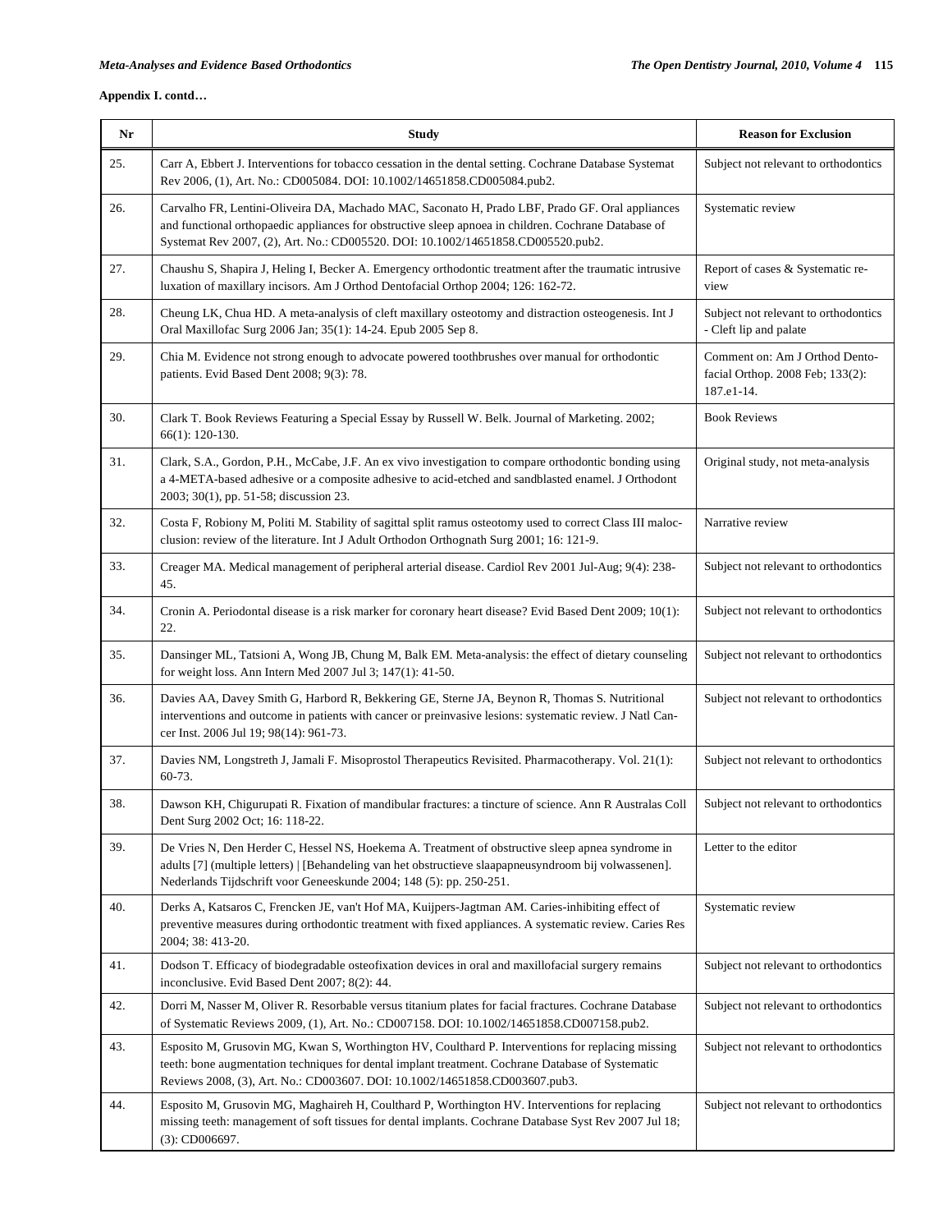**Appendix I. contd…**

| Nr | Study | Reason for Exclusion |
|---|---|---|
| 25. | Carr A, Ebbert J. Interventions for tobacco cessation in the dental setting. Cochrane Database Systemat Rev 2006, (1), Art. No.: CD005084. DOI: 10.1002/14651858.CD005084.pub2. | Subject not relevant to orthodontics |
| 26. | Carvalho FR, Lentini-Oliveira DA, Machado MAC, Saconato H, Prado LBF, Prado GF. Oral appliances and functional orthopaedic appliances for obstructive sleep apnoea in children. Cochrane Database of Systemat Rev 2007, (2), Art. No.: CD005520. DOI: 10.1002/14651858.CD005520.pub2. | Systematic review |
| 27. | Chaushu S, Shapira J, Heling I, Becker A. Emergency orthodontic treatment after the traumatic intrusive luxation of maxillary incisors. Am J Orthod Dentofacial Orthop 2004; 126: 162-72. | Report of cases & Systematic review |
| 28. | Cheung LK, Chua HD. A meta-analysis of cleft maxillary osteotomy and distraction osteogenesis. Int J Oral Maxillofac Surg 2006 Jan; 35(1): 14-24. Epub 2005 Sep 8. | Subject not relevant to orthodontics - Cleft lip and palate |
| 29. | Chia M. Evidence not strong enough to advocate powered toothbrushes over manual for orthodontic patients. Evid Based Dent 2008; 9(3): 78. | Comment on: Am J Orthod Dentofacial Orthop. 2008 Feb; 133(2): 187.e1-14. |
| 30. | Clark T. Book Reviews Featuring a Special Essay by Russell W. Belk. Journal of Marketing. 2002; 66(1): 120-130. | Book Reviews |
| 31. | Clark, S.A., Gordon, P.H., McCabe, J.F. An ex vivo investigation to compare orthodontic bonding using a 4-META-based adhesive or a composite adhesive to acid-etched and sandblasted enamel. J Orthodont 2003; 30(1), pp. 51-58; discussion 23. | Original study, not meta-analysis |
| 32. | Costa F, Robiony M, Politi M. Stability of sagittal split ramus osteotomy used to correct Class III malocclusion: review of the literature. Int J Adult Orthodon Orthognath Surg 2001; 16: 121-9. | Narrative review |
| 33. | Creager MA. Medical management of peripheral arterial disease. Cardiol Rev 2001 Jul-Aug; 9(4): 238-45. | Subject not relevant to orthodontics |
| 34. | Cronin A. Periodontal disease is a risk marker for coronary heart disease? Evid Based Dent 2009; 10(1): 22. | Subject not relevant to orthodontics |
| 35. | Dansinger ML, Tatsioni A, Wong JB, Chung M, Balk EM. Meta-analysis: the effect of dietary counseling for weight loss. Ann Intern Med 2007 Jul 3; 147(1): 41-50. | Subject not relevant to orthodontics |
| 36. | Davies AA, Davey Smith G, Harbord R, Bekkering GE, Sterne JA, Beynon R, Thomas S. Nutritional interventions and outcome in patients with cancer or preinvasive lesions: systematic review. J Natl Cancer Inst. 2006 Jul 19; 98(14): 961-73. | Subject not relevant to orthodontics |
| 37. | Davies NM, Longstreth J, Jamali F. Misoprostol Therapeutics Revisited. Pharmacotherapy. Vol. 21(1): 60-73. | Subject not relevant to orthodontics |
| 38. | Dawson KH, Chigurupati R. Fixation of mandibular fractures: a tincture of science. Ann R Australas Coll Dent Surg 2002 Oct; 16: 118-22. | Subject not relevant to orthodontics |
| 39. | De Vries N, Den Herder C, Hessel NS, Hoekema A. Treatment of obstructive sleep apnea syndrome in adults [7] (multiple letters) \| [Behandeling van het obstructieve slaapapneusyndroom bij volwassenen]. Nederlands Tijdschrift voor Geneeskunde 2004; 148 (5): pp. 250-251. | Letter to the editor |
| 40. | Derks A, Katsaros C, Frencken JE, van't Hof MA, Kuijpers-Jagtman AM. Caries-inhibiting effect of preventive measures during orthodontic treatment with fixed appliances. A systematic review. Caries Res 2004; 38: 413-20. | Systematic review |
| 41. | Dodson T. Efficacy of biodegradable osteofixation devices in oral and maxillofacial surgery remains inconclusive. Evid Based Dent 2007; 8(2): 44. | Subject not relevant to orthodontics |
| 42. | Dorri M, Nasser M, Oliver R. Resorbable versus titanium plates for facial fractures. Cochrane Database of Systematic Reviews 2009, (1), Art. No.: CD007158. DOI: 10.1002/14651858.CD007158.pub2. | Subject not relevant to orthodontics |
| 43. | Esposito M, Grusovin MG, Kwan S, Worthington HV, Coulthard P. Interventions for replacing missing teeth: bone augmentation techniques for dental implant treatment. Cochrane Database of Systematic Reviews 2008, (3), Art. No.: CD003607. DOI: 10.1002/14651858.CD003607.pub3. | Subject not relevant to orthodontics |
| 44. | Esposito M, Grusovin MG, Maghaireh H, Coulthard P, Worthington HV. Interventions for replacing missing teeth: management of soft tissues for dental implants. Cochrane Database Syst Rev 2007 Jul 18; (3): CD006697. | Subject not relevant to orthodontics |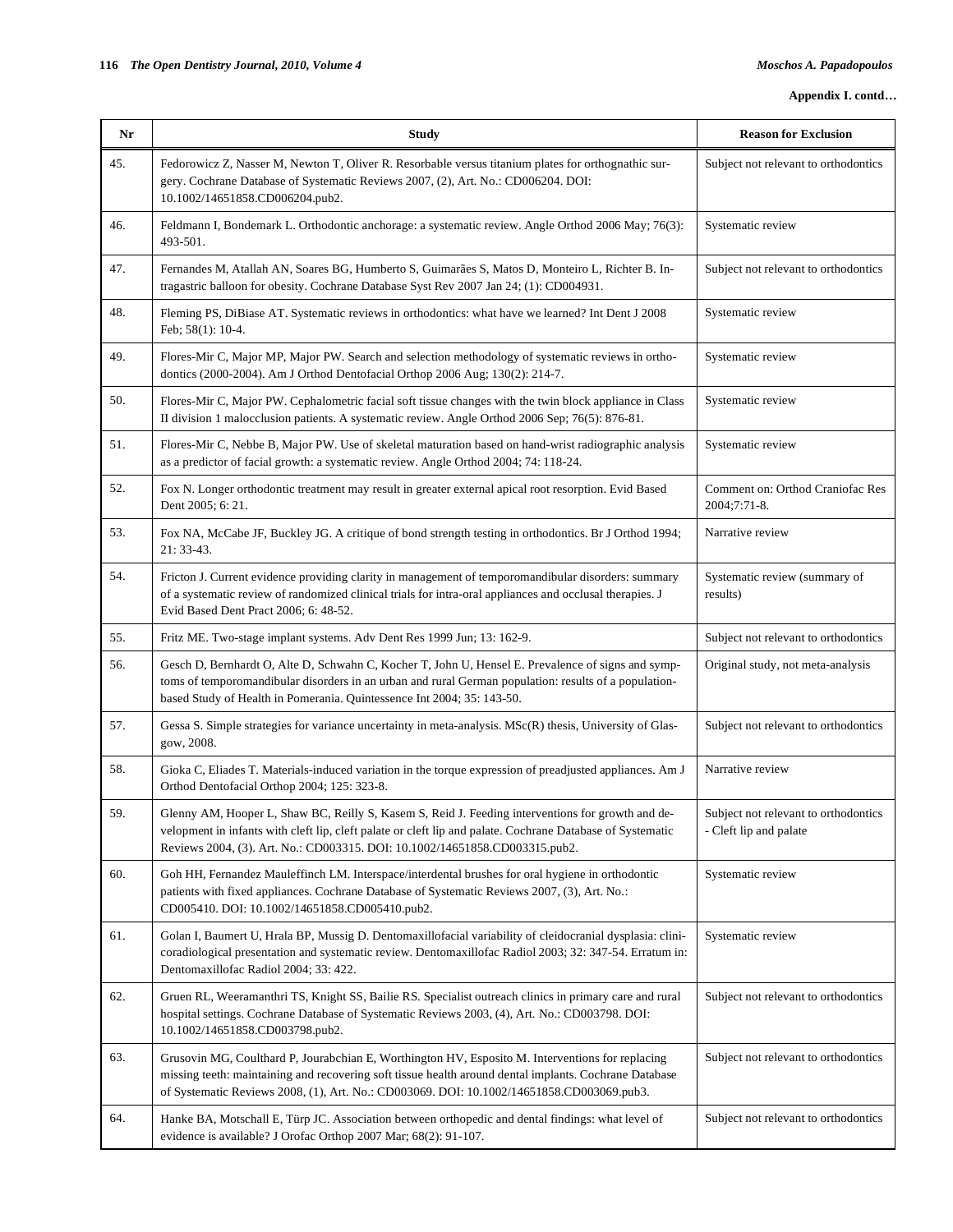**Appendix I. contd…**

| Nr | Study | Reason for Exclusion |
|---|---|---|
| 45. | Fedorowicz Z, Nasser M, Newton T, Oliver R. Resorbable versus titanium plates for orthognathic surgery. Cochrane Database of Systematic Reviews 2007, (2), Art. No.: CD006204. DOI: 10.1002/14651858.CD006204.pub2. | Subject not relevant to orthodontics |
| 46. | Feldmann I, Bondemark L. Orthodontic anchorage: a systematic review. Angle Orthod 2006 May; 76(3): 493-501. | Systematic review |
| 47. | Fernandes M, Atallah AN, Soares BG, Humberto S, Guimarães S, Matos D, Monteiro L, Richter B. Intragastric balloon for obesity. Cochrane Database Syst Rev 2007 Jan 24; (1): CD004931. | Subject not relevant to orthodontics |
| 48. | Fleming PS, DiBiase AT. Systematic reviews in orthodontics: what have we learned? Int Dent J 2008 Feb; 58(1): 10-4. | Systematic review |
| 49. | Flores-Mir C, Major MP, Major PW. Search and selection methodology of systematic reviews in orthodontics (2000-2004). Am J Orthod Dentofacial Orthop 2006 Aug; 130(2): 214-7. | Systematic review |
| 50. | Flores-Mir C, Major PW. Cephalometric facial soft tissue changes with the twin block appliance in Class II division 1 malocclusion patients. A systematic review. Angle Orthod 2006 Sep; 76(5): 876-81. | Systematic review |
| 51. | Flores-Mir C, Nebbe B, Major PW. Use of skeletal maturation based on hand-wrist radiographic analysis as a predictor of facial growth: a systematic review. Angle Orthod 2004; 74: 118-24. | Systematic review |
| 52. | Fox N. Longer orthodontic treatment may result in greater external apical root resorption. Evid Based Dent 2005; 6: 21. | Comment on: Orthod Craniofac Res 2004;7:71-8. |
| 53. | Fox NA, McCabe JF, Buckley JG. A critique of bond strength testing in orthodontics. Br J Orthod 1994; 21: 33-43. | Narrative review |
| 54. | Fricton J. Current evidence providing clarity in management of temporomandibular disorders: summary of a systematic review of randomized clinical trials for intra-oral appliances and occlusal therapies. J Evid Based Dent Pract 2006; 6: 48-52. | Systematic review (summary of results) |
| 55. | Fritz ME. Two-stage implant systems. Adv Dent Res 1999 Jun; 13: 162-9. | Subject not relevant to orthodontics |
| 56. | Gesch D, Bernhardt O, Alte D, Schwahn C, Kocher T, John U, Hensel E. Prevalence of signs and symptoms of temporomandibular disorders in an urban and rural German population: results of a population-based Study of Health in Pomerania. Quintessence Int 2004; 35: 143-50. | Original study, not meta-analysis |
| 57. | Gessa S. Simple strategies for variance uncertainty in meta-analysis. MSc(R) thesis, University of Glasgow, 2008. | Subject not relevant to orthodontics |
| 58. | Gioka C, Eliades T. Materials-induced variation in the torque expression of preadjusted appliances. Am J Orthod Dentofacial Orthop 2004; 125: 323-8. | Narrative review |
| 59. | Glenny AM, Hooper L, Shaw BC, Reilly S, Kasem S, Reid J. Feeding interventions for growth and development in infants with cleft lip, cleft palate or cleft lip and palate. Cochrane Database of Systematic Reviews 2004, (3). Art. No.: CD003315. DOI: 10.1002/14651858.CD003315.pub2. | Subject not relevant to orthodontics - Cleft lip and palate |
| 60. | Goh HH, Fernandez Mauleffinch LM. Interspace/interdental brushes for oral hygiene in orthodontic patients with fixed appliances. Cochrane Database of Systematic Reviews 2007, (3), Art. No.: CD005410. DOI: 10.1002/14651858.CD005410.pub2. | Systematic review |
| 61. | Golan I, Baumert U, Hrala BP, Mussig D. Dentomaxillofacial variability of cleidocranial dysplasia: clinicoradiological presentation and systematic review. Dentomaxillofac Radiol 2003; 32: 347-54. Erratum in: Dentomaxillofac Radiol 2004; 33: 422. | Systematic review |
| 62. | Gruen RL, Weeramanthri TS, Knight SS, Bailie RS. Specialist outreach clinics in primary care and rural hospital settings. Cochrane Database of Systematic Reviews 2003, (4), Art. No.: CD003798. DOI: 10.1002/14651858.CD003798.pub2. | Subject not relevant to orthodontics |
| 63. | Grusovin MG, Coulthard P, Jourabchian E, Worthington HV, Esposito M. Interventions for replacing missing teeth: maintaining and recovering soft tissue health around dental implants. Cochrane Database of Systematic Reviews 2008, (1), Art. No.: CD003069. DOI: 10.1002/14651858.CD003069.pub3. | Subject not relevant to orthodontics |
| 64. | Hanke BA, Motschall E, Türp JC. Association between orthopedic and dental findings: what level of evidence is available? J Orofac Orthop 2007 Mar; 68(2): 91-107. | Subject not relevant to orthodontics |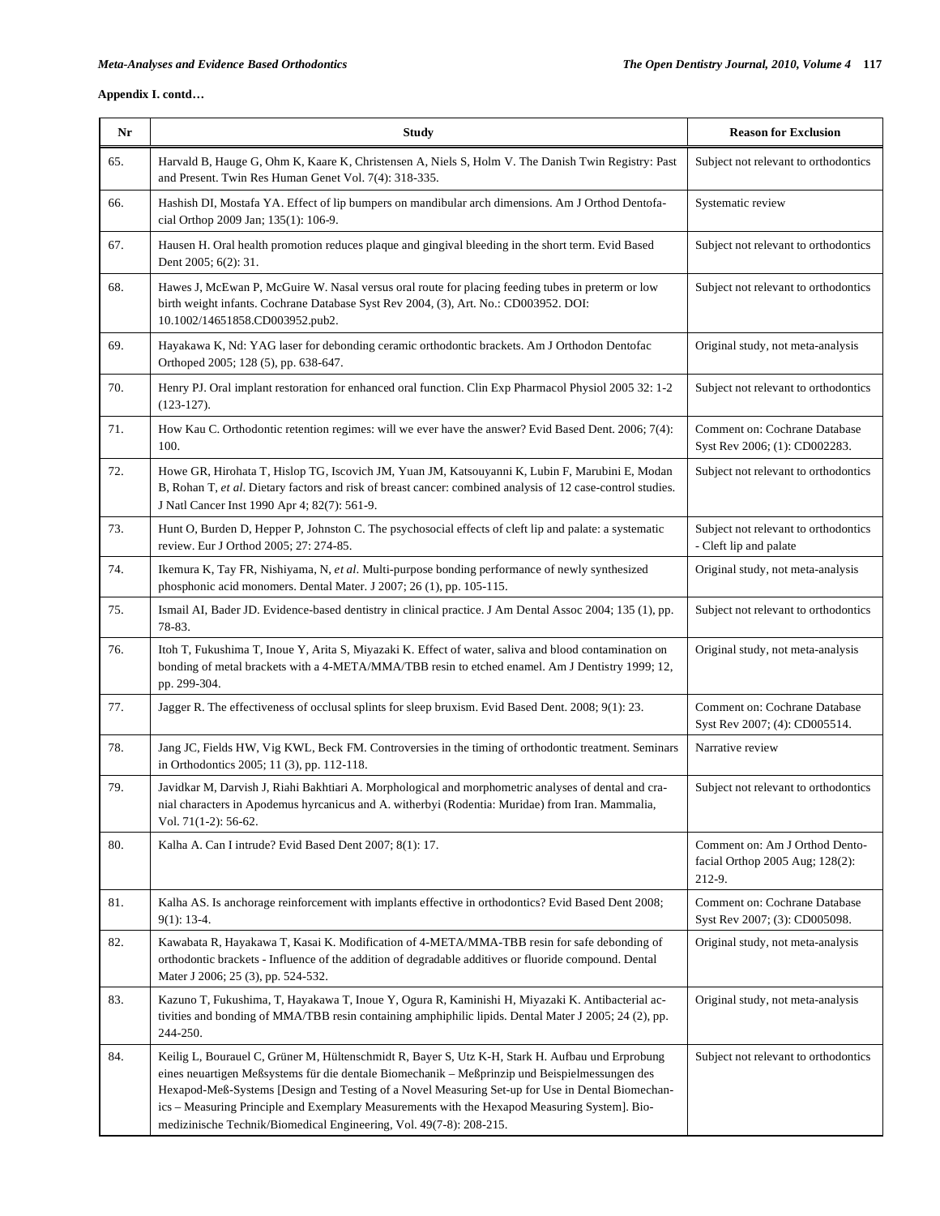**Appendix I. contd…**

| Nr | Study | Reason for Exclusion |
|---|---|---|
| 65. | Harvald B, Hauge G, Ohm K, Kaare K, Christensen A, Niels S, Holm V. The Danish Twin Registry: Past and Present. Twin Res Human Genet Vol. 7(4): 318-335. | Subject not relevant to orthodontics |
| 66. | Hashish DI, Mostafa YA. Effect of lip bumpers on mandibular arch dimensions. Am J Orthod Dentofacial Orthop 2009 Jan; 135(1): 106-9. | Systematic review |
| 67. | Hausen H. Oral health promotion reduces plaque and gingival bleeding in the short term. Evid Based Dent 2005; 6(2): 31. | Subject not relevant to orthodontics |
| 68. | Hawes J, McEwan P, McGuire W. Nasal versus oral route for placing feeding tubes in preterm or low birth weight infants. Cochrane Database Syst Rev 2004, (3), Art. No.: CD003952. DOI: 10.1002/14651858.CD003952.pub2. | Subject not relevant to orthodontics |
| 69. | Hayakawa K, Nd: YAG laser for debonding ceramic orthodontic brackets. Am J Orthodon Dentofac Orthoped 2005; 128 (5), pp. 638-647. | Original study, not meta-analysis |
| 70. | Henry PJ. Oral implant restoration for enhanced oral function. Clin Exp Pharmacol Physiol 2005 32: 1-2 (123-127). | Subject not relevant to orthodontics |
| 71. | How Kau C. Orthodontic retention regimes: will we ever have the answer? Evid Based Dent. 2006; 7(4): 100. | Comment on: Cochrane Database Syst Rev 2006; (1): CD002283. |
| 72. | Howe GR, Hirohata T, Hislop TG, Iscovich JM, Yuan JM, Katsouyanni K, Lubin F, Marubini E, Modan B, Rohan T, *et al*. Dietary factors and risk of breast cancer: combined analysis of 12 case-control studies. J Natl Cancer Inst 1990 Apr 4; 82(7): 561-9. | Subject not relevant to orthodontics |
| 73. | Hunt O, Burden D, Hepper P, Johnston C. The psychosocial effects of cleft lip and palate: a systematic review. Eur J Orthod 2005; 27: 274-85. | Subject not relevant to orthodontics - Cleft lip and palate |
| 74. | Ikemura K, Tay FR, Nishiyama, N, *et al*. Multi-purpose bonding performance of newly synthesized phosphonic acid monomers. Dental Mater. J 2007; 26 (1), pp. 105-115. | Original study, not meta-analysis |
| 75. | Ismail AI, Bader JD. Evidence-based dentistry in clinical practice. J Am Dental Assoc 2004; 135 (1), pp. 78-83. | Subject not relevant to orthodontics |
| 76. | Itoh T, Fukushima T, Inoue Y, Arita S, Miyazaki K. Effect of water, saliva and blood contamination on bonding of metal brackets with a 4-META/MMA/TBB resin to etched enamel. Am J Dentistry 1999; 12, pp. 299-304. | Original study, not meta-analysis |
| 77. | Jagger R. The effectiveness of occlusal splints for sleep bruxism. Evid Based Dent. 2008; 9(1): 23. | Comment on: Cochrane Database Syst Rev 2007; (4): CD005514. |
| 78. | Jang JC, Fields HW, Vig KWL, Beck FM. Controversies in the timing of orthodontic treatment. Seminars in Orthodontics 2005; 11 (3), pp. 112-118. | Narrative review |
| 79. | Javidkar M, Darvish J, Riahi Bakhtiari A. Morphological and morphometric analyses of dental and cranial characters in Apodemus hyrcanicus and A. witherbyi (Rodentia: Muridae) from Iran. Mammalia, Vol. 71(1-2): 56-62. | Subject not relevant to orthodontics |
| 80. | Kalha A. Can I intrude? Evid Based Dent 2007; 8(1): 17. | Comment on: Am J Orthod Dentofacial Orthop 2005 Aug; 128(2): 212-9. |
| 81. | Kalha AS. Is anchorage reinforcement with implants effective in orthodontics? Evid Based Dent 2008; 9(1): 13-4. | Comment on: Cochrane Database Syst Rev 2007; (3): CD005098. |
| 82. | Kawabata R, Hayakawa T, Kasai K. Modification of 4-META/MMA-TBB resin for safe debonding of orthodontic brackets - Influence of the addition of degradable additives or fluoride compound. Dental Mater J 2006; 25 (3), pp. 524-532. | Original study, not meta-analysis |
| 83. | Kazuno T, Fukushima, T, Hayakawa T, Inoue Y, Ogura R, Kaminishi H, Miyazaki K. Antibacterial activities and bonding of MMA/TBB resin containing amphiphilic lipids. Dental Mater J 2005; 24 (2), pp. 244-250. | Original study, not meta-analysis |
| 84. | Keilig L, Bourauel C, Grüner M, Hültenschmidt R, Bayer S, Utz K-H, Stark H. Aufbau und Erprobung eines neuartigen Meßsystems für die dentale Biomechanik – Meßprinzip und Beispielmessungen des Hexapod-Meß-Systems [Design and Testing of a Novel Measuring Set-up for Use in Dental Biomechanics – Measuring Principle and Exemplary Measurements with the Hexapod Measuring System]. Biomedizinische Technik/Biomedical Engineering, Vol. 49(7-8): 208-215. | Subject not relevant to orthodontics |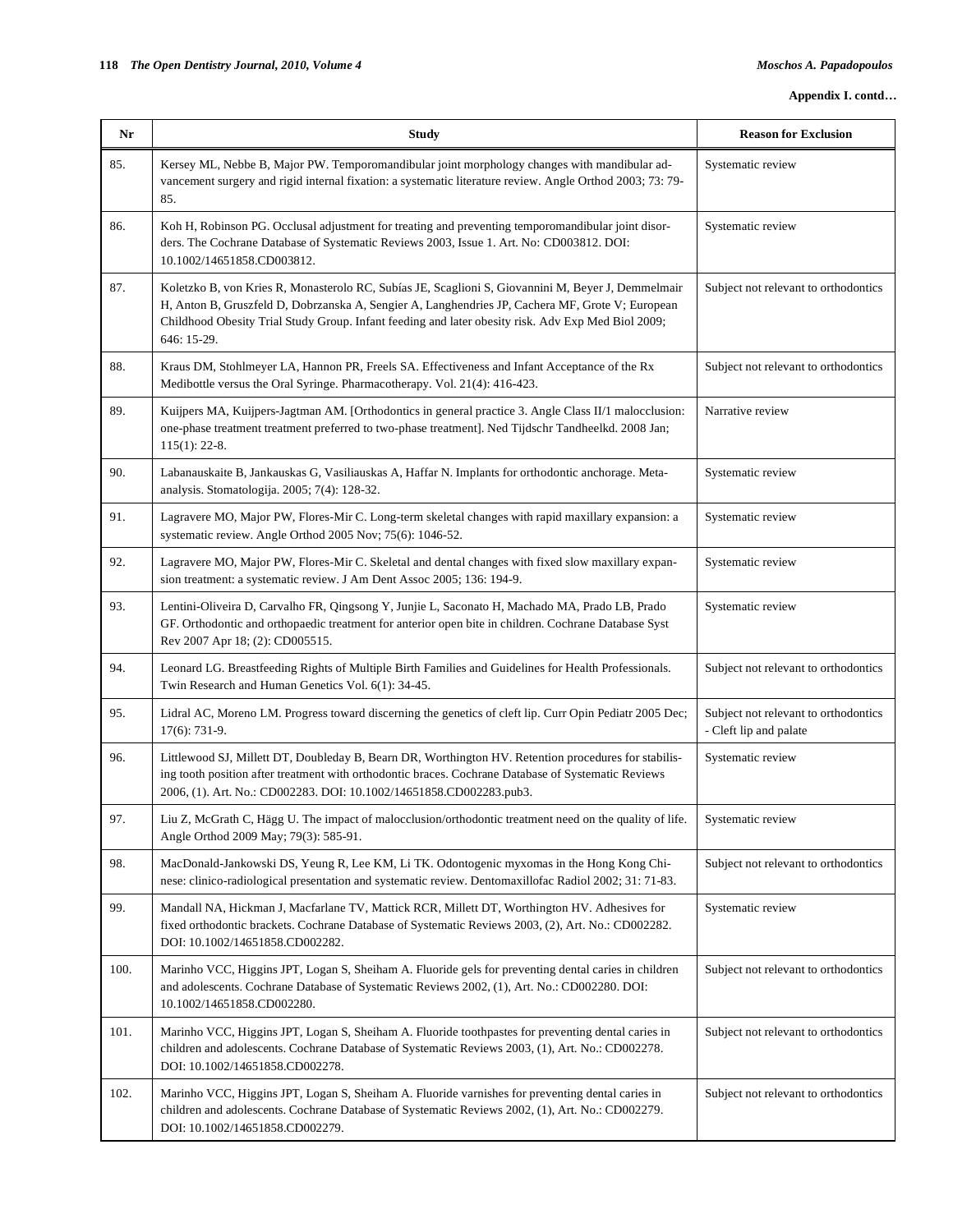**Appendix I. contd…**

| Nr | Study | Reason for Exclusion |
|---|---|---|
| 85. | Kersey ML, Nebbe B, Major PW. Temporomandibular joint morphology changes with mandibular advancement surgery and rigid internal fixation: a systematic literature review. Angle Orthod 2003; 73: 79-85. | Systematic review |
| 86. | Koh H, Robinson PG. Occlusal adjustment for treating and preventing temporomandibular joint disorders. The Cochrane Database of Systematic Reviews 2003, Issue 1. Art. No: CD003812. DOI: 10.1002/14651858.CD003812. | Systematic review |
| 87. | Koletzko B, von Kries R, Monasterolo RC, Subías JE, Scaglioni S, Giovannini M, Beyer J, Demmelmair H, Anton B, Gruszfeld D, Dobrzanska A, Sengier A, Langhendries JP, Cachera MF, Grote V; European Childhood Obesity Trial Study Group. Infant feeding and later obesity risk. Adv Exp Med Biol 2009; 646: 15-29. | Subject not relevant to orthodontics |
| 88. | Kraus DM, Stohlmeyer LA, Hannon PR, Freels SA. Effectiveness and Infant Acceptance of the Rx Medibottle versus the Oral Syringe. Pharmacotherapy. Vol. 21(4): 416-423. | Subject not relevant to orthodontics |
| 89. | Kuijpers MA, Kuijpers-Jagtman AM. [Orthodontics in general practice 3. Angle Class II/1 malocclusion: one-phase treatment treatment preferred to two-phase treatment]. Ned Tijdschr Tandheelkd. 2008 Jan; 115(1): 22-8. | Narrative review |
| 90. | Labanauskaite B, Jankauskas G, Vasiliauskas A, Haffar N. Implants for orthodontic anchorage. Meta-analysis. Stomatologija. 2005; 7(4): 128-32. | Systematic review |
| 91. | Lagravere MO, Major PW, Flores-Mir C. Long-term skeletal changes with rapid maxillary expansion: a systematic review. Angle Orthod 2005 Nov; 75(6): 1046-52. | Systematic review |
| 92. | Lagravere MO, Major PW, Flores-Mir C. Skeletal and dental changes with fixed slow maxillary expansion treatment: a systematic review. J Am Dent Assoc 2005; 136: 194-9. | Systematic review |
| 93. | Lentini-Oliveira D, Carvalho FR, Qingsong Y, Junjie L, Saconato H, Machado MA, Prado LB, Prado GF. Orthodontic and orthopaedic treatment for anterior open bite in children. Cochrane Database Syst Rev 2007 Apr 18; (2): CD005515. | Systematic review |
| 94. | Leonard LG. Breastfeeding Rights of Multiple Birth Families and Guidelines for Health Professionals. Twin Research and Human Genetics Vol. 6(1): 34-45. | Subject not relevant to orthodontics |
| 95. | Lidral AC, Moreno LM. Progress toward discerning the genetics of cleft lip. Curr Opin Pediatr 2005 Dec; 17(6): 731-9. | Subject not relevant to orthodontics - Cleft lip and palate |
| 96. | Littlewood SJ, Millett DT, Doubleday B, Bearn DR, Worthington HV. Retention procedures for stabilising tooth position after treatment with orthodontic braces. Cochrane Database of Systematic Reviews 2006, (1). Art. No.: CD002283. DOI: 10.1002/14651858.CD002283.pub3. | Systematic review |
| 97. | Liu Z, McGrath C, Hägg U. The impact of malocclusion/orthodontic treatment need on the quality of life. Angle Orthod 2009 May; 79(3): 585-91. | Systematic review |
| 98. | MacDonald-Jankowski DS, Yeung R, Lee KM, Li TK. Odontogenic myxomas in the Hong Kong Chinese: clinico-radiological presentation and systematic review. Dentomaxillofac Radiol 2002; 31: 71-83. | Subject not relevant to orthodontics |
| 99. | Mandall NA, Hickman J, Macfarlane TV, Mattick RCR, Millett DT, Worthington HV. Adhesives for fixed orthodontic brackets. Cochrane Database of Systematic Reviews 2003, (2), Art. No.: CD002282. DOI: 10.1002/14651858.CD002282. | Systematic review |
| 100. | Marinho VCC, Higgins JPT, Logan S, Sheiham A. Fluoride gels for preventing dental caries in children and adolescents. Cochrane Database of Systematic Reviews 2002, (1), Art. No.: CD002280. DOI: 10.1002/14651858.CD002280. | Subject not relevant to orthodontics |
| 101. | Marinho VCC, Higgins JPT, Logan S, Sheiham A. Fluoride toothpastes for preventing dental caries in children and adolescents. Cochrane Database of Systematic Reviews 2003, (1), Art. No.: CD002278. DOI: 10.1002/14651858.CD002278. | Subject not relevant to orthodontics |
| 102. | Marinho VCC, Higgins JPT, Logan S, Sheiham A. Fluoride varnishes for preventing dental caries in children and adolescents. Cochrane Database of Systematic Reviews 2002, (1), Art. No.: CD002279. DOI: 10.1002/14651858.CD002279. | Subject not relevant to orthodontics |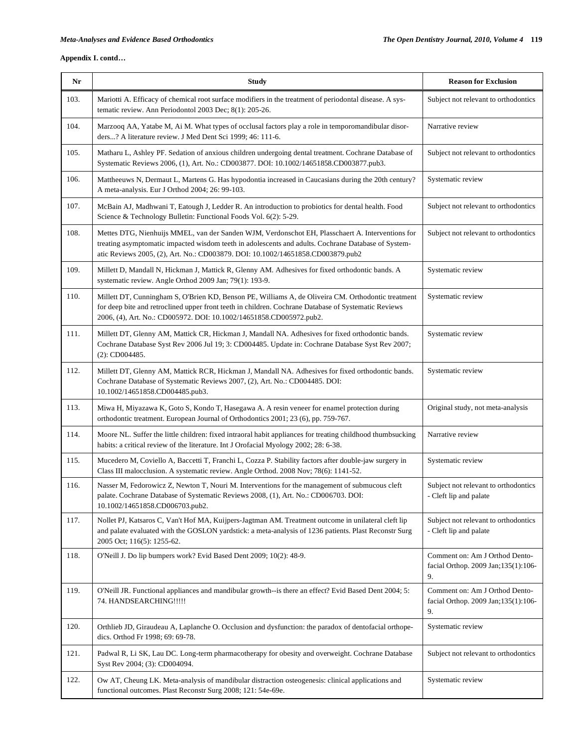**Appendix I. contd…**

| Nr | Study | Reason for Exclusion |
|---|---|---|
| 103. | Mariotti A. Efficacy of chemical root surface modifiers in the treatment of periodontal disease. A systematic review. Ann Periodontol 2003 Dec; 8(1): 205-26. | Subject not relevant to orthodontics |
| 104. | Marzooq AA, Yatabe M, Ai M. What types of occlusal factors play a role in temporomandibular disorders...? A literature review. J Med Dent Sci 1999; 46: 111-6. | Narrative review |
| 105. | Matharu L, Ashley PF. Sedation of anxious children undergoing dental treatment. Cochrane Database of Systematic Reviews 2006, (1), Art. No.: CD003877. DOI: 10.1002/14651858.CD003877.pub3. | Subject not relevant to orthodontics |
| 106. | Mattheeuws N, Dermaut L, Martens G. Has hypodontia increased in Caucasians during the 20th century? A meta-analysis. Eur J Orthod 2004; 26: 99-103. | Systematic review |
| 107. | McBain AJ, Madhwani T, Eatough J, Ledder R. An introduction to probiotics for dental health. Food Science & Technology Bulletin: Functional Foods Vol. 6(2): 5-29. | Subject not relevant to orthodontics |
| 108. | Mettes DTG, Nienhuijs MMEL, van der Sanden WJM, Verdonschot EH, Plasschaert A. Interventions for treating asymptomatic impacted wisdom teeth in adolescents and adults. Cochrane Database of Systematic Reviews 2005, (2), Art. No.: CD003879. DOI: 10.1002/14651858.CD003879.pub2 | Subject not relevant to orthodontics |
| 109. | Millett D, Mandall N, Hickman J, Mattick R, Glenny AM. Adhesives for fixed orthodontic bands. A systematic review. Angle Orthod 2009 Jan; 79(1): 193-9. | Systematic review |
| 110. | Millett DT, Cunningham S, O'Brien KD, Benson PE, Williams A, de Oliveira CM. Orthodontic treatment for deep bite and retroclined upper front teeth in children. Cochrane Database of Systematic Reviews 2006, (4), Art. No.: CD005972. DOI: 10.1002/14651858.CD005972.pub2. | Systematic review |
| 111. | Millett DT, Glenny AM, Mattick CR, Hickman J, Mandall NA. Adhesives for fixed orthodontic bands. Cochrane Database Syst Rev 2006 Jul 19; 3: CD004485. Update in: Cochrane Database Syst Rev 2007; (2): CD004485. | Systematic review |
| 112. | Millett DT, Glenny AM, Mattick RCR, Hickman J, Mandall NA. Adhesives for fixed orthodontic bands. Cochrane Database of Systematic Reviews 2007, (2), Art. No.: CD004485. DOI: 10.1002/14651858.CD004485.pub3. | Systematic review |
| 113. | Miwa H, Miyazawa K, Goto S, Kondo T, Hasegawa A. A resin veneer for enamel protection during orthodontic treatment. European Journal of Orthodontics 2001; 23 (6), pp. 759-767. | Original study, not meta-analysis |
| 114. | Moore NL. Suffer the little children: fixed intraoral habit appliances for treating childhood thumbsucking habits: a critical review of the literature. Int J Orofacial Myology 2002; 28: 6-38. | Narrative review |
| 115. | Mucedero M, Coviello A, Baccetti T, Franchi L, Cozza P. Stability factors after double-jaw surgery in Class III malocclusion. A systematic review. Angle Orthod. 2008 Nov; 78(6): 1141-52. | Systematic review |
| 116. | Nasser M, Fedorowicz Z, Newton T, Nouri M. Interventions for the management of submucous cleft palate. Cochrane Database of Systematic Reviews 2008, (1), Art. No.: CD006703. DOI: 10.1002/14651858.CD006703.pub2. | Subject not relevant to orthodontics - Cleft lip and palate |
| 117. | Nollet PJ, Katsaros C, Van't Hof MA, Kuijpers-Jagtman AM. Treatment outcome in unilateral cleft lip and palate evaluated with the GOSLON yardstick: a meta-analysis of 1236 patients. Plast Reconstr Surg 2005 Oct; 116(5): 1255-62. | Subject not relevant to orthodontics - Cleft lip and palate |
| 118. | O'Neill J. Do lip bumpers work? Evid Based Dent 2009; 10(2): 48-9. | Comment on: Am J Orthod Dentofacial Orthop. 2009 Jan;135(1):106-9. |
| 119. | O'Neill JR. Functional appliances and mandibular growth--is there an effect? Evid Based Dent 2004; 5: 74. HANDSEARCHING!!!!! | Comment on: Am J Orthod Dentofacial Orthop. 2009 Jan;135(1):106-9. |
| 120. | Orthlieb JD, Giraudeau A, Laplanche O. Occlusion and dysfunction: the paradox of dentofacial orthopedics. Orthod Fr 1998; 69: 69-78. | Systematic review |
| 121. | Padwal R, Li SK, Lau DC. Long-term pharmacotherapy for obesity and overweight. Cochrane Database Syst Rev 2004; (3): CD004094. | Subject not relevant to orthodontics |
| 122. | Ow AT, Cheung LK. Meta-analysis of mandibular distraction osteogenesis: clinical applications and functional outcomes. Plast Reconstr Surg 2008; 121: 54e-69e. | Systematic review |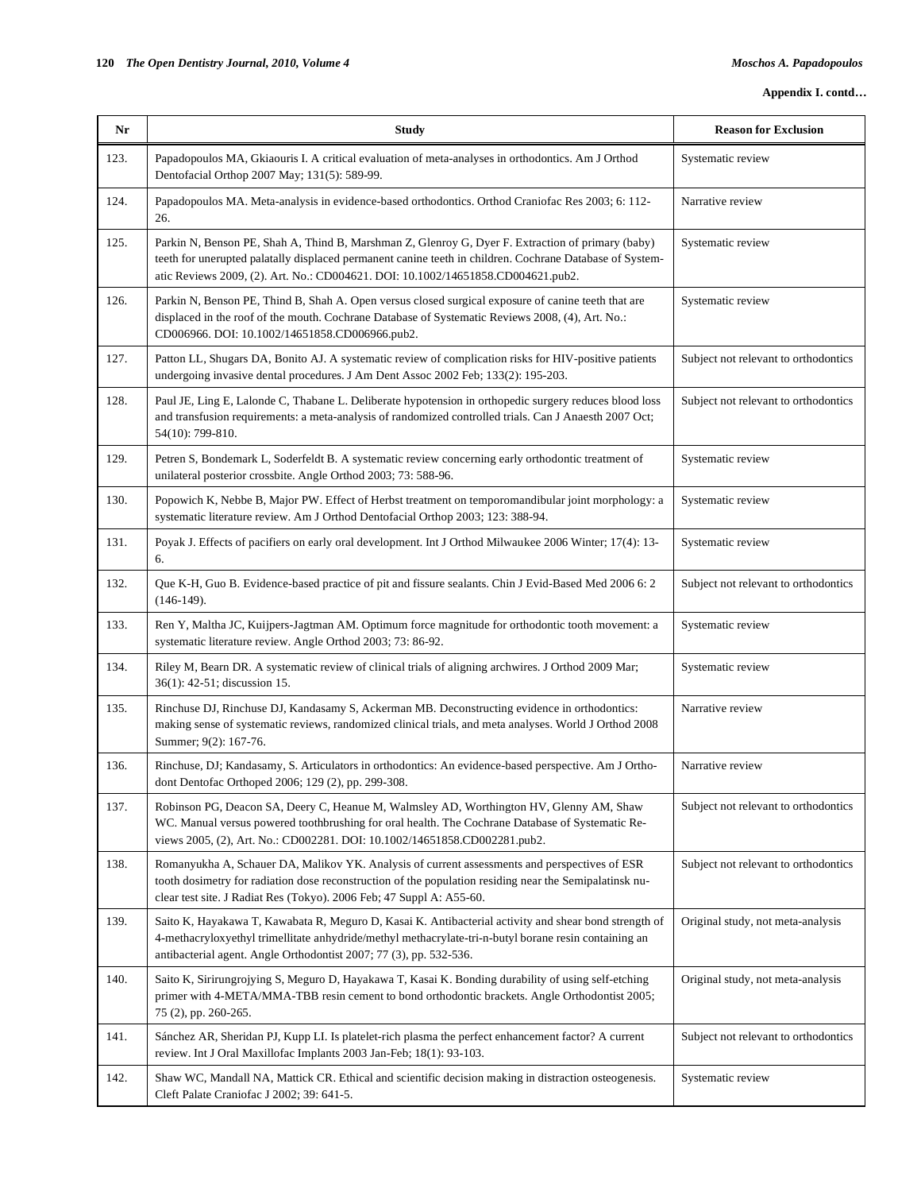**Appendix I. contd…**

| Nr | Study | Reason for Exclusion |
|---|---|---|
| 123. | Papadopoulos MA, Gkiaouris I. A critical evaluation of meta-analyses in orthodontics. Am J Orthod Dentofacial Orthop 2007 May; 131(5): 589-99. | Systematic review |
| 124. | Papadopoulos MA. Meta-analysis in evidence-based orthodontics. Orthod Craniofac Res 2003; 6: 112-26. | Narrative review |
| 125. | Parkin N, Benson PE, Shah A, Thind B, Marshman Z, Glenroy G, Dyer F. Extraction of primary (baby) teeth for unerupted palatally displaced permanent canine teeth in children. Cochrane Database of Systematic Reviews 2009, (2). Art. No.: CD004621. DOI: 10.1002/14651858.CD004621.pub2. | Systematic review |
| 126. | Parkin N, Benson PE, Thind B, Shah A. Open versus closed surgical exposure of canine teeth that are displaced in the roof of the mouth. Cochrane Database of Systematic Reviews 2008, (4), Art. No.: CD006966. DOI: 10.1002/14651858.CD006966.pub2. | Systematic review |
| 127. | Patton LL, Shugars DA, Bonito AJ. A systematic review of complication risks for HIV-positive patients undergoing invasive dental procedures. J Am Dent Assoc 2002 Feb; 133(2): 195-203. | Subject not relevant to orthodontics |
| 128. | Paul JE, Ling E, Lalonde C, Thabane L. Deliberate hypotension in orthopedic surgery reduces blood loss and transfusion requirements: a meta-analysis of randomized controlled trials. Can J Anaesth 2007 Oct; 54(10): 799-810. | Subject not relevant to orthodontics |
| 129. | Petren S, Bondemark L, Soderfeldt B. A systematic review concerning early orthodontic treatment of unilateral posterior crossbite. Angle Orthod 2003; 73: 588-96. | Systematic review |
| 130. | Popowich K, Nebbe B, Major PW. Effect of Herbst treatment on temporomandibular joint morphology: a systematic literature review. Am J Orthod Dentofacial Orthop 2003; 123: 388-94. | Systematic review |
| 131. | Poyak J. Effects of pacifiers on early oral development. Int J Orthod Milwaukee 2006 Winter; 17(4): 13-6. | Systematic review |
| 132. | Que K-H, Guo B. Evidence-based practice of pit and fissure sealants. Chin J Evid-Based Med 2006 6: 2 (146-149). | Subject not relevant to orthodontics |
| 133. | Ren Y, Maltha JC, Kuijpers-Jagtman AM. Optimum force magnitude for orthodontic tooth movement: a systematic literature review. Angle Orthod 2003; 73: 86-92. | Systematic review |
| 134. | Riley M, Bearn DR. A systematic review of clinical trials of aligning archwires. J Orthod 2009 Mar; 36(1): 42-51; discussion 15. | Systematic review |
| 135. | Rinchuse DJ, Rinchuse DJ, Kandasamy S, Ackerman MB. Deconstructing evidence in orthodontics: making sense of systematic reviews, randomized clinical trials, and meta analyses. World J Orthod 2008 Summer; 9(2): 167-76. | Narrative review |
| 136. | Rinchuse, DJ; Kandasamy, S. Articulators in orthodontics: An evidence-based perspective. Am J Orthodont Dentofac Orthoped 2006; 129 (2), pp. 299-308. | Narrative review |
| 137. | Robinson PG, Deacon SA, Deery C, Heanue M, Walmsley AD, Worthington HV, Glenny AM, Shaw WC. Manual versus powered toothbrushing for oral health. The Cochrane Database of Systematic Reviews 2005, (2), Art. No.: CD002281. DOI: 10.1002/14651858.CD002281.pub2. | Subject not relevant to orthodontics |
| 138. | Romanyukha A, Schauer DA, Malikov YK. Analysis of current assessments and perspectives of ESR tooth dosimetry for radiation dose reconstruction of the population residing near the Semipalatinsk nuclear test site. J Radiat Res (Tokyo). 2006 Feb; 47 Suppl A: A55-60. | Subject not relevant to orthodontics |
| 139. | Saito K, Hayakawa T, Kawabata R, Meguro D, Kasai K. Antibacterial activity and shear bond strength of 4-methacryloxyethyl trimellitate anhydride/methyl methacrylate-tri-n-butyl borane resin containing an antibacterial agent. Angle Orthodontist 2007; 77 (3), pp. 532-536. | Original study, not meta-analysis |
| 140. | Saito K, Sirirungrojying S, Meguro D, Hayakawa T, Kasai K. Bonding durability of using self-etching primer with 4-META/MMA-TBB resin cement to bond orthodontic brackets. Angle Orthodontist 2005; 75 (2), pp. 260-265. | Original study, not meta-analysis |
| 141. | Sánchez AR, Sheridan PJ, Kupp LI. Is platelet-rich plasma the perfect enhancement factor? A current review. Int J Oral Maxillofac Implants 2003 Jan-Feb; 18(1): 93-103. | Subject not relevant to orthodontics |
| 142. | Shaw WC, Mandall NA, Mattick CR. Ethical and scientific decision making in distraction osteogenesis. Cleft Palate Craniofac J 2002; 39: 641-5. | Systematic review |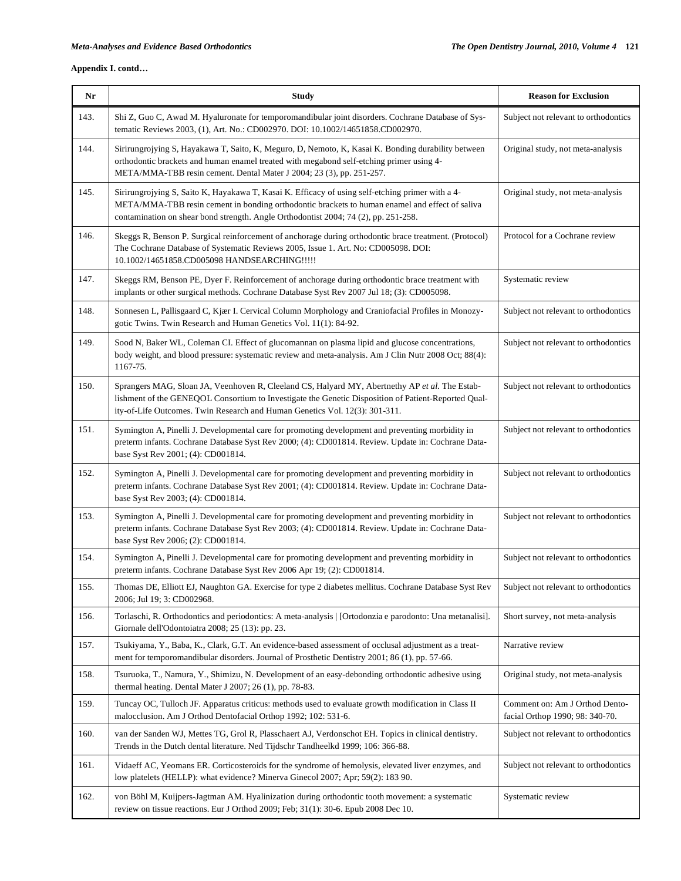**Appendix I. contd…**

| Nr | Study | Reason for Exclusion |
|---|---|---|
| 143. | Shi Z, Guo C, Awad M. Hyaluronate for temporomandibular joint disorders. Cochrane Database of Systematic Reviews 2003, (1), Art. No.: CD002970. DOI: 10.1002/14651858.CD002970. | Subject not relevant to orthodontics |
| 144. | Sirirungrojying S, Hayakawa T, Saito, K, Meguro, D, Nemoto, K, Kasai K. Bonding durability between orthodontic brackets and human enamel treated with megabond self-etching primer using 4-META/MMA-TBB resin cement. Dental Mater J 2004; 23 (3), pp. 251-257. | Original study, not meta-analysis |
| 145. | Sirirungrojying S, Saito K, Hayakawa T, Kasai K. Efficacy of using self-etching primer with a 4-META/MMA-TBB resin cement in bonding orthodontic brackets to human enamel and effect of saliva contamination on shear bond strength. Angle Orthodontist 2004; 74 (2), pp. 251-258. | Original study, not meta-analysis |
| 146. | Skeggs R, Benson P. Surgical reinforcement of anchorage during orthodontic brace treatment. (Protocol) The Cochrane Database of Systematic Reviews 2005, Issue 1. Art. No: CD005098. DOI: 10.1002/14651858.CD005098 HANDSEARCHING!!!!! | Protocol for a Cochrane review |
| 147. | Skeggs RM, Benson PE, Dyer F. Reinforcement of anchorage during orthodontic brace treatment with implants or other surgical methods. Cochrane Database Syst Rev 2007 Jul 18; (3): CD005098. | Systematic review |
| 148. | Sonnesen L, Pallisgaard C, Kjær I. Cervical Column Morphology and Craniofacial Profiles in Monozygotic Twins. Twin Research and Human Genetics Vol. 11(1): 84-92. | Subject not relevant to orthodontics |
| 149. | Sood N, Baker WL, Coleman CI. Effect of glucomannan on plasma lipid and glucose concentrations, body weight, and blood pressure: systematic review and meta-analysis. Am J Clin Nutr 2008 Oct; 88(4): 1167-75. | Subject not relevant to orthodontics |
| 150. | Sprangers MAG, Sloan JA, Veenhoven R, Cleeland CS, Halyard MY, Abertnethy AP *et al.* The Establishment of the GENEQOL Consortium to Investigate the Genetic Disposition of Patient-Reported Quality-of-Life Outcomes. Twin Research and Human Genetics Vol. 12(3): 301-311. | Subject not relevant to orthodontics |
| 151. | Symington A, Pinelli J. Developmental care for promoting development and preventing morbidity in preterm infants. Cochrane Database Syst Rev 2000; (4): CD001814. Review. Update in: Cochrane Database Syst Rev 2001; (4): CD001814. | Subject not relevant to orthodontics |
| 152. | Symington A, Pinelli J. Developmental care for promoting development and preventing morbidity in preterm infants. Cochrane Database Syst Rev 2001; (4): CD001814. Review. Update in: Cochrane Database Syst Rev 2003; (4): CD001814. | Subject not relevant to orthodontics |
| 153. | Symington A, Pinelli J. Developmental care for promoting development and preventing morbidity in preterm infants. Cochrane Database Syst Rev 2003; (4): CD001814. Review. Update in: Cochrane Database Syst Rev 2006; (2): CD001814. | Subject not relevant to orthodontics |
| 154. | Symington A, Pinelli J. Developmental care for promoting development and preventing morbidity in preterm infants. Cochrane Database Syst Rev 2006 Apr 19; (2): CD001814. | Subject not relevant to orthodontics |
| 155. | Thomas DE, Elliott EJ, Naughton GA. Exercise for type 2 diabetes mellitus. Cochrane Database Syst Rev 2006; Jul 19; 3: CD002968. | Subject not relevant to orthodontics |
| 156. | Torlaschi, R. Orthodontics and periodontics: A meta-analysis \| [Ortodonzia e parodonto: Una metanalisi]. Giornale dell'Odontoiatra 2008; 25 (13): pp. 23. | Short survey, not meta-analysis |
| 157. | Tsukiyama, Y., Baba, K., Clark, G.T. An evidence-based assessment of occlusal adjustment as a treatment for temporomandibular disorders. Journal of Prosthetic Dentistry 2001; 86 (1), pp. 57-66. | Narrative review |
| 158. | Tsuruoka, T., Namura, Y., Shimizu, N. Development of an easy-debonding orthodontic adhesive using thermal heating. Dental Mater J 2007; 26 (1), pp. 78-83. | Original study, not meta-analysis |
| 159. | Tuncay OC, Tulloch JF. Apparatus criticus: methods used to evaluate growth modification in Class II malocclusion. Am J Orthod Dentofacial Orthop 1992; 102: 531-6. | Comment on: Am J Orthod Dentofacial Orthop 1990; 98: 340-70. |
| 160. | van der Sanden WJ, Mettes TG, Grol R, Plasschaert AJ, Verdonschot EH. Topics in clinical dentistry. Trends in the Dutch dental literature. Ned Tijdschr Tandheelkd 1999; 106: 366-88. | Subject not relevant to orthodontics |
| 161. | Vidaeff AC, Yeomans ER. Corticosteroids for the syndrome of hemolysis, elevated liver enzymes, and low platelets (HELLP): what evidence? Minerva Ginecol 2007; Apr; 59(2): 183 90. | Subject not relevant to orthodontics |
| 162. | von Böhl M, Kuijpers-Jagtman AM. Hyalinization during orthodontic tooth movement: a systematic review on tissue reactions. Eur J Orthod 2009; Feb; 31(1): 30-6. Epub 2008 Dec 10. | Systematic review |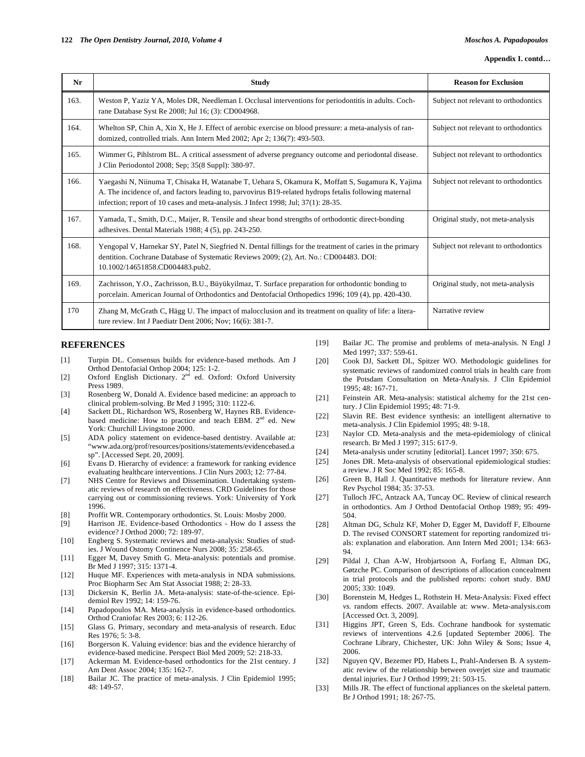**Appendix I. contd…**

| Nr | Study | Reason for Exclusion |
|---|---|---|
| 163. | Weston P, Yaziz YA, Moles DR, Needleman I. Occlusal interventions for periodontitis in adults. Cochrane Database Syst Re 2008; Jul 16; (3): CD004968. | Subject not relevant to orthodontics |
| 164. | Whelton SP, Chin A, Xin X, He J. Effect of aerobic exercise on blood pressure: a meta-analysis of randomized, controlled trials. Ann Intern Med 2002; Apr 2; 136(7): 493-503. | Subject not relevant to orthodontics |
| 165. | Wimmer G, Pihlstrom BL. A critical assessment of adverse pregnancy outcome and periodontal disease. J Clin Periodontol 2008; Sep; 35(8 Suppl): 380-97. | Subject not relevant to orthodontics |
| 166. | Yaegashi N, Niinuma T, Chisaka H, Watanabe T, Uehara S, Okamura K, Moffatt S, Sugamura K, Yajima A. The incidence of, and factors leading to, parvovirus B19-related hydrops fetalis following maternal infection; report of 10 cases and meta-analysis. J Infect 1998; Jul; 37(1): 28-35. | Subject not relevant to orthodontics |
| 167. | Yamada, T., Smith, D.C., Maijer, R. Tensile and shear bond strengths of orthodontic direct-bonding adhesives. Dental Materials 1988; 4 (5), pp. 243-250. | Original study, not meta-analysis |
| 168. | Yengopal V, Harnekar SY, Patel N, Siegfried N. Dental fillings for the treatment of caries in the primary dentition. Cochrane Database of Systematic Reviews 2009; (2), Art. No.: CD004483. DOI: 10.1002/14651858.CD004483.pub2. | Subject not relevant to orthodontics |
| 169. | Zachrisson, Y.O., Zachrisson, B.U., Büyükyilmaz, T. Surface preparation for orthodontic bonding to porcelain. American Journal of Orthodontics and Dentofacial Orthopedics 1996; 109 (4), pp. 420-430. | Original study, not meta-analysis |
| 170 | Zhang M, McGrath C, Hägg U. The impact of malocclusion and its treatment on quality of life: a literature review. Int J Paediatr Dent 2006; Nov; 16(6): 381-7. | Narrative review |

## REFERENCES

[1] Turpin DL. Consensus builds for evidence-based methods. Am J Orthod Dentofacial Orthop 2004; 125: 1-2.

[2] Oxford English Dictionary. 2nd ed. Oxford: Oxford University Press 1989.

[3] Rosenberg W, Donald A. Evidence based medicine: an approach to clinical problem-solving. Br Med J 1995; 310: 1122-6.

[4] Sackett DL, Richardson WS, Rosenberg W, Haynes RB. Evidence-based medicine: How to practice and teach EBM. 2nd ed. New York: Churchill Livingstone 2000.

[5] ADA policy statement on evidence-based dentistry. Available at: "www.ada.org/prof/resources/positions/statements/evidencebased.asp". [Accessed Sept. 20, 2009].

[6] Evans D. Hierarchy of evidence: a framework for ranking evidence evaluating healthcare interventions. J Clin Nurs 2003; 12: 77-84.

[7] NHS Centre for Reviews and Dissemination. Undertaking systematic reviews of research on effectiveness. CRD Guidelines for those carrying out or commissioning reviews. York: University of York 1996.

[8] Proffit WR. Contemporary orthodontics. St. Louis: Mosby 2000.

[9] Harrison JE. Evidence-based Orthodontics - How do I assess the evidence? J Orthod 2000; 72: 189-97.

[10] Engberg S. Systematic reviews and meta-analysis: Studies of studies. J Wound Ostomy Continence Nurs 2008; 35: 258-65.

[11] Egger M, Davey Smith G. Meta-analysis: potentials and promise. Br Med J 1997; 315: 1371-4.

[12] Huque MF. Experiences with meta-analysis in NDA submissions. Proc Biopharm Sec Am Stat Associat 1988; 2: 28-33.

[13] Dickersin K, Berlin JA. Meta-analysis: state-of-the-science. Epidemiol Rev 1992; 14: 159-76.

[14] Papadopoulos MA. Meta-analysis in evidence-based orthodontics. Orthod Craniofac Res 2003; 6: 112-26.

[15] Glass G. Primary, secondary and meta-analysis of research. Educ Res 1976; 5: 3-8.

[16] Borgerson K. Valuing evidence: bias and the evidence hierarchy of evidence-based medicine. Perspect Biol Med 2009; 52: 218-33.

[17] Ackerman M. Evidence-based orthodontics for the 21st century. J Am Dent Assoc 2004; 135: 162-7.

[18] Bailar JC. The practice of meta-analysis. J Clin Epidemiol 1995; 48: 149-57.

[19] Bailar JC. The promise and problems of meta-analysis. N Engl J Med 1997; 337: 559-61.

[20] Cook DJ, Sackett DL, Spitzer WO. Methodologic guidelines for systematic reviews of randomized control trials in health care from the Potsdam Consultation on Meta-Analysis. J Clin Epidemiol 1995; 48: 167-71.

[21] Feinstein AR. Meta-analysis: statistical alchemy for the 21st century. J Clin Epidemiol 1995; 48: 71-9.

[22] Slavin RE. Best evidence synthesis: an intelligent alternative to meta-analysis. J Clin Epidemiol 1995; 48: 9-18.

[23] Naylor CD. Meta-analysis and the meta-epidemiology of clinical research. Br Med J 1997; 315: 617-9.

[24] Meta-analysis under scrutiny [editorial]. Lancet 1997; 350: 675.

[25] Jones DR. Meta-analysis of observational epidemiological studies: a review. J R Soc Med 1992; 85: 165-8.

[26] Green B, Hall J. Quantitative methods for literature review. Ann Rev Psychol 1984; 35: 37-53.

[27] Tulloch JFC, Antzack AA, Tuncay OC. Review of clinical research in orthodontics. Am J Orthod Dentofacial Orthop 1989; 95: 499-504.

[28] Altman DG, Schulz KF, Moher D, Egger M, Davidoff F, Elbourne D. The revised CONSORT statement for reporting randomized trials: explanation and elaboration. Ann Intern Med 2001; 134: 663-94.

[29] Pildal J, Chan A-W, Hrobjartsoon A, Forfang E, Altman DG, Gøtzche PC. Comparison of descriptions of allocation concealment in trial protocols and the published reports: cohort study. BMJ 2005; 330: 1049.

[30] Borenstein M, Hedges L, Rothstein H. Meta-Analysis: Fixed effect *vs.* random effects. 2007. Available at: www. Meta-analysis.com [Accessed Oct. 3, 2009].

[31] Higgins JPT, Green S, Eds. Cochrane handbook for systematic reviews of interventions 4.2.6 [updated September 2006]. The Cochrane Library, Chichester, UK: John Wiley & Sons; Issue 4, 2006.

[32] Nguyen QV, Bezemer PD, Habets L, Prahl-Andersen B. A systematic review of the relationship between overjet size and traumatic dental injuries. Eur J Orthod 1999; 21: 503-15.

[33] Mills JR. The effect of functional appliances on the skeletal pattern. Br J Orthod 1991; 18: 267-75.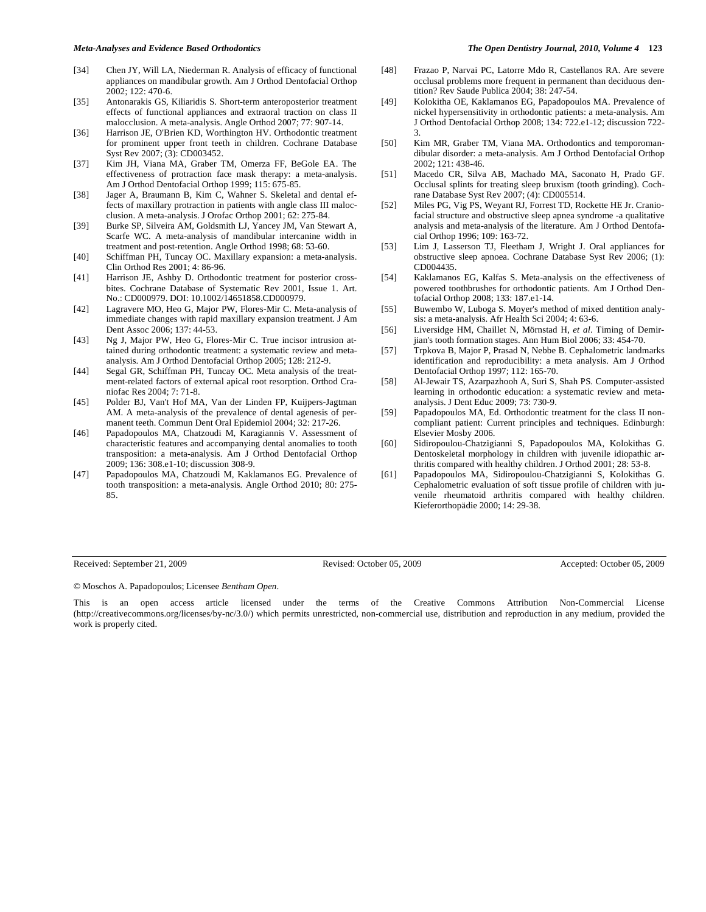[34] Chen JY, Will LA, Niederman R. Analysis of efficacy of functional appliances on mandibular growth. Am J Orthod Dentofacial Orthop 2002; 122: 470-6.

[35] Antonarakis GS, Kiliaridis S. Short-term anteroposterior treatment effects of functional appliances and extraoral traction on class II malocclusion. A meta-analysis. Angle Orthod 2007; 77: 907-14.

[36] Harrison JE, O'Brien KD, Worthington HV. Orthodontic treatment for prominent upper front teeth in children. Cochrane Database Syst Rev 2007; (3): CD003452.

[37] Kim JH, Viana MA, Graber TM, Omerza FF, BeGole EA. The effectiveness of protraction face mask therapy: a meta-analysis. Am J Orthod Dentofacial Orthop 1999; 115: 675-85.

[38] Jager A, Braumann B, Kim C, Wahner S. Skeletal and dental effects of maxillary protraction in patients with angle class III malocclusion. A meta-analysis. J Orofac Orthop 2001; 62: 275-84.

[39] Burke SP, Silveira AM, Goldsmith LJ, Yancey JM, Van Stewart A, Scarfe WC. A meta-analysis of mandibular intercanine width in treatment and post-retention. Angle Orthod 1998; 68: 53-60.

[40] Schiffman PH, Tuncay OC. Maxillary expansion: a meta-analysis. Clin Orthod Res 2001; 4: 86-96.

[41] Harrison JE, Ashby D. Orthodontic treatment for posterior crossbites. Cochrane Database of Systematic Rev 2001, Issue 1. Art. No.: CD000979. DOI: 10.1002/14651858.CD000979.

[42] Lagravere MO, Heo G, Major PW, Flores-Mir C. Meta-analysis of immediate changes with rapid maxillary expansion treatment. J Am Dent Assoc 2006; 137: 44-53.

[43] Ng J, Major PW, Heo G, Flores-Mir C. True incisor intrusion attained during orthodontic treatment: a systematic review and meta-analysis. Am J Orthod Dentofacial Orthop 2005; 128: 212-9.

[44] Segal GR, Schiffman PH, Tuncay OC. Meta analysis of the treatment-related factors of external apical root resorption. Orthod Craniofac Res 2004; 7: 71-8.

[45] Polder BJ, Van't Hof MA, Van der Linden FP, Kuijpers-Jagtman AM. A meta-analysis of the prevalence of dental agenesis of permanent teeth. Commun Dent Oral Epidemiol 2004; 32: 217-26.

[46] Papadopoulos MA, Chatzoudi M, Karagiannis V. Assessment of characteristic features and accompanying dental anomalies to tooth transposition: a meta-analysis. Am J Orthod Dentofacial Orthop 2009; 136: 308.e1-10; discussion 308-9.

[47] Papadopoulos MA, Chatzoudi M, Kaklamanos EG. Prevalence of tooth transposition: a meta-analysis. Angle Orthod 2010; 80: 275-85.

[48] Frazao P, Narvai PC, Latorre Mdo R, Castellanos RA. Are severe occlusal problems more frequent in permanent than deciduous dentition? Rev Saude Publica 2004; 38: 247-54.

[49] Kolokitha OE, Kaklamanos EG, Papadopoulos MA. Prevalence of nickel hypersensitivity in orthodontic patients: a meta-analysis. Am J Orthod Dentofacial Orthop 2008; 134: 722.e1-12; discussion 722-3.

[50] Kim MR, Graber TM, Viana MA. Orthodontics and temporomandibular disorder: a meta-analysis. Am J Orthod Dentofacial Orthop 2002; 121: 438-46.

[51] Macedo CR, Silva AB, Machado MA, Saconato H, Prado GF. Occlusal splints for treating sleep bruxism (tooth grinding). Cochrane Database Syst Rev 2007; (4): CD005514.

[52] Miles PG, Vig PS, Weyant RJ, Forrest TD, Rockette HE Jr. Craniofacial structure and obstructive sleep apnea syndrome -a qualitative analysis and meta-analysis of the literature. Am J Orthod Dentofacial Orthop 1996; 109: 163-72.

[53] Lim J, Lasserson TJ, Fleetham J, Wright J. Oral appliances for obstructive sleep apnoea. Cochrane Database Syst Rev 2006; (1): CD004435.

[54] Kaklamanos EG, Kalfas S. Meta-analysis on the effectiveness of powered toothbrushes for orthodontic patients. Am J Orthod Dentofacial Orthop 2008; 133: 187.e1-14.

[55] Buwembo W, Luboga S. Moyer's method of mixed dentition analysis: a meta-analysis. Afr Health Sci 2004; 4: 63-6.

[56] Liversidge HM, Chaillet N, Mörnstad H, *et al*. Timing of Demirjian's tooth formation stages. Ann Hum Biol 2006; 33: 454-70.

[57] Trpkova B, Major P, Prasad N, Nebbe B. Cephalometric landmarks identification and reproducibility: a meta analysis. Am J Orthod Dentofacial Orthop 1997; 112: 165-70.

[58] Al-Jewair TS, Azarpazhooh A, Suri S, Shah PS. Computer-assisted learning in orthodontic education: a systematic review and meta-analysis. J Dent Educ 2009; 73: 730-9.

[59] Papadopoulos MA, Ed. Orthodontic treatment for the class II noncompliant patient: Current principles and techniques. Edinburgh: Elsevier Mosby 2006.

[60] Sidiropoulou-Chatzigianni S, Papadopoulos MA, Kolokithas G. Dentoskeletal morphology in children with juvenile idiopathic arthritis compared with healthy children. J Orthod 2001; 28: 53-8.

[61] Papadopoulos MA, Sidiropoulou-Chatzigianni S, Kolokithas G. Cephalometric evaluation of soft tissue profile of children with juvenile rheumatoid arthritis compared with healthy children. Kieferorthopädie 2000; 14: 29-38.

---

Received: September 21, 2009 | Revised: October 05, 2009 | Accepted: October 05, 2009

© Moschos A. Papadopoulos; Licensee *Bentham Open*.

This is an open access article licensed under the terms of the Creative Commons Attribution Non-Commercial License (http://creativecommons.org/licenses/by-nc/3.0/) which permits unrestricted, non-commercial use, distribution and reproduction in any medium, provided the work is properly cited.